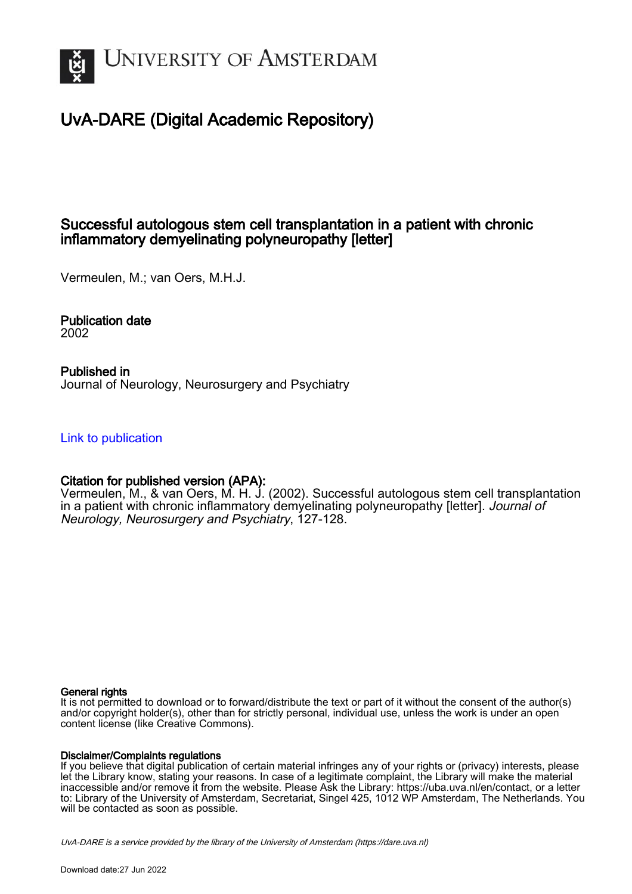# University of Amsterdam

## UvA-DARE (Digital Academic Repository)

### Successful autologous stem cell transplantation in a patient with chronic inflammatory demyelinating polyneuropathy [letter]

Vermeulen, M.; van Oers, M.H.J.

**Publication date**
2002

**Published in**
Journal of Neurology, Neurosurgery and Psychiatry

[Link to publication](#)

**Citation for published version (APA):**
Vermeulen, M., & van Oers, M. H. J. (2002). Successful autologous stem cell transplantation in a patient with chronic inflammatory demyelinating polyneuropathy [letter]. *Journal of Neurology, Neurosurgery and Psychiatry*, 127-128.

**General rights**
It is not permitted to download or to forward/distribute the text or part of it without the consent of the author(s) and/or copyright holder(s), other than for strictly personal, individual use, unless the work is under an open content license (like Creative Commons).

**Disclaimer/Complaints regulations**
If you believe that digital publication of certain material infringes any of your rights or (privacy) interests, please let the Library know, stating your reasons. In case of a legitimate complaint, the Library will make the material inaccessible and/or remove it from the website. Please Ask the Library: https://uba.uva.nl/en/contact, or a letter to: Library of the University of Amsterdam, Secretariat, Singel 425, 1012 WP Amsterdam, The Netherlands. You will be contacted as soon as possible.

*UvA-DARE is a service provided by the library of the University of Amsterdam (https://dare.uva.nl)*

Download date:27 Jun 2022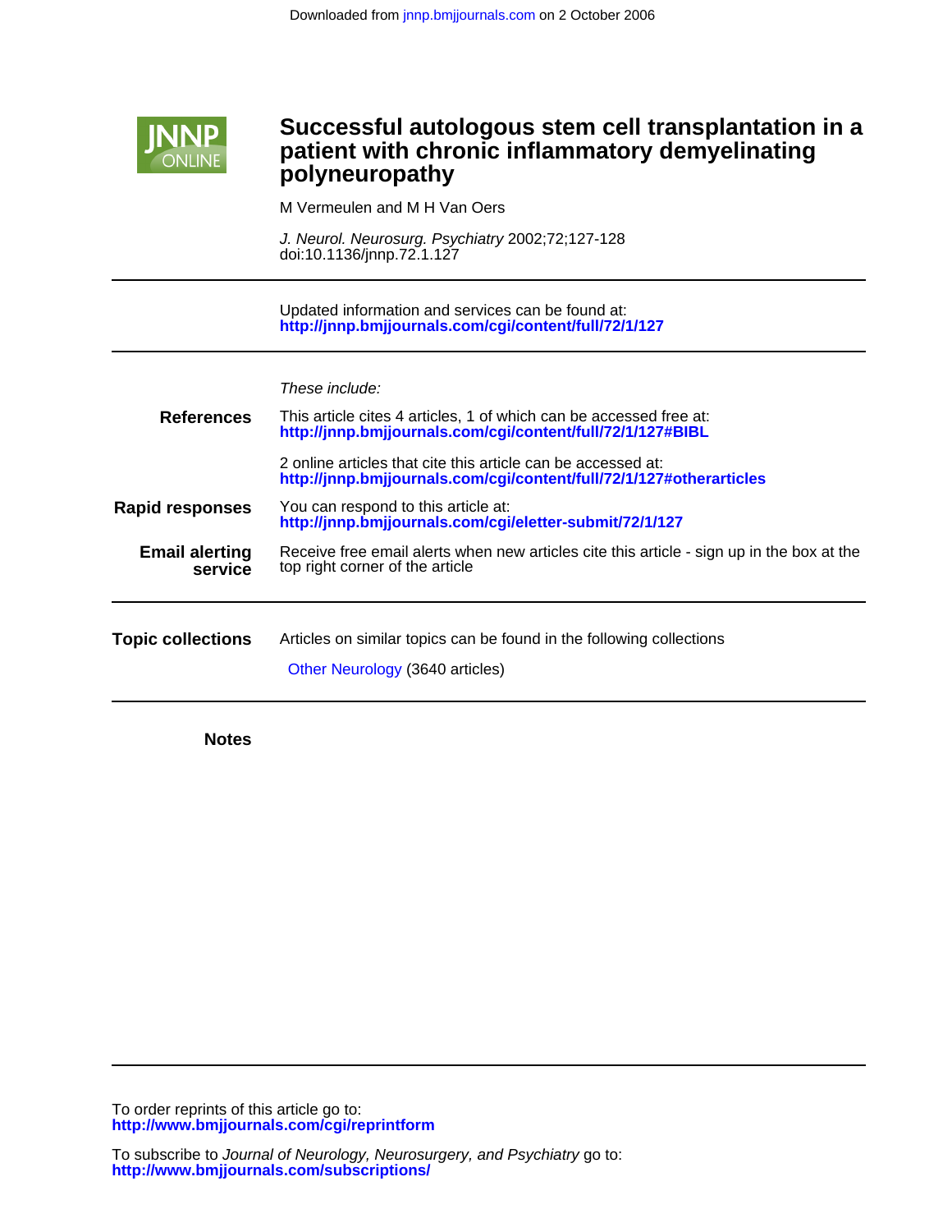Downloaded from jnnp.bmjjournals.com on 2 October 2006

# Successful autologous stem cell transplantation in a patient with chronic inflammatory demyelinating polyneuropathy

M Vermeulen and M H Van Oers

*J. Neurol. Neurosurg. Psychiatry* 2002;72;127-128
doi:10.1136/jnnp.72.1.127

---

Updated information and services can be found at:
**http://jnnp.bmjjournals.com/cgi/content/full/72/1/127**

---

*These include:*

**References**

This article cites 4 articles, 1 of which can be accessed free at:
**http://jnnp.bmjjournals.com/cgi/content/full/72/1/127#BIBL**

2 online articles that cite this article can be accessed at:
**http://jnnp.bmjjournals.com/cgi/content/full/72/1/127#otherarticles**

**Rapid responses**

You can respond to this article at:
**http://jnnp.bmjjournals.com/cgi/eletter-submit/72/1/127**

**Email alerting service**

Receive free email alerts when new articles cite this article - sign up in the box at the top right corner of the article

---

**Topic collections**

Articles on similar topics can be found in the following collections

Other Neurology (3640 articles)

---

**Notes**

---

To order reprints of this article go to:
**http://www.bmjjournals.com/cgi/reprintform**

To subscribe to *Journal of Neurology, Neurosurgery, and Psychiatry* go to:
**http://www.bmjjournals.com/subscriptions/**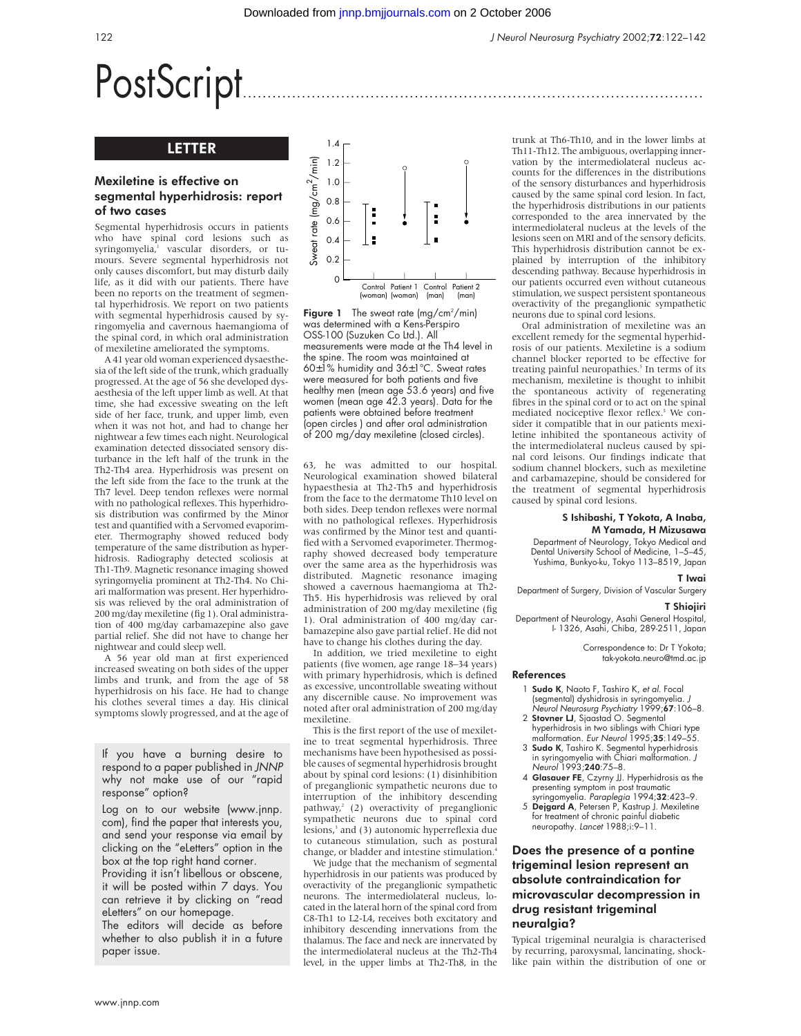# PostScript

## LETTER

### Mexiletine is effective on segmental hyperhidrosis: report of two cases

Segmental hyperhidrosis occurs in patients who have spinal cord lesions such as syringomyelia,[1] vascular disorders, or tumours. Severe segmental hyperhidrosis not only causes discomfort, but may disturb daily life, as it did with our patients. There have been no reports on the treatment of segmental hyperhidrosis. We report on two patients with segmental hyperhidrosis caused by syringomyelia and cavernous haemangioma of the spinal cord, in which oral administration of mexiletine ameliorated the symptoms.

A 41 year old woman experienced dysaesthesia of the left side of the trunk, which gradually progressed. At the age of 56 she developed dysaesthesia of the left upper limb as well. At that time, she had excessive sweating on the left side of her face, trunk, and upper limb, even when it was not hot, and had to change her nightwear a few times each night. Neurological examination detected dissociated sensory disturbance in the left half of the trunk in the Th2-Th4 area. Hyperhidrosis was present on the left side from the face to the trunk at the Th7 level. Deep tendon reflexes were normal with no pathological reflexes. This hyperhidrosis distribution was confirmed by the Minor test and quantified with a Servomed evaporimeter. Thermography showed reduced body temperature of the same distribution as hyperhidrosis. Radiography detected scoliosis at Th1-Th9. Magnetic resonance imaging showed syringomyelia prominent at Th2-Th4. No Chiari malformation was present. Her hyperhidrosis was relieved by the oral administration of 200 mg/day mexiletine (fig 1). Oral administration of 400 mg/day carbamazepine also gave partial relief. She did not have to change her nightwear and could sleep well.

A 56 year old man at first experienced increased sweating on both sides of the upper limbs and trunk, and from the age of 58 hyperhidrosis on his face. He had to change his clothes several times a day. His clinical symptoms slowly progressed, and at the age of 63, he was admitted to our hospital. Neurological examination showed bilateral hypaesthesia at Th2-Th5 and hyperhidrosis from the face to the dermatome Th10 level on both sides. Deep tendon reflexes were normal with no pathological reflexes. Hyperhidrosis was confirmed by the Minor test and quantified with a Servomed evaporimeter. Thermography showed decreased body temperature over the same area as the hyperhidrosis was distributed. Magnetic resonance imaging showed a cavernous haemangioma at Th2-Th5. His hyperhidrosis was relieved by oral administration of 200 mg/day mexiletine (fig 1). Oral administration of 400 mg/day carbamazepine also gave partial relief. He did not have to change his clothes during the day.

Figure 1 The sweat rate (mg/cm²/min) was determined with a Kens-Perspiro OSS-100 (Suzuken Co Ltd.). All measurements were made at the Th4 level in the spine. The room was maintained at 60±1% humidity and 36±1°C. Sweat rates were measured for both patients and five healthy men (mean age 53.6 years) and five women (mean age 42.3 years). Data for the patients were obtained before treatment (open circles ) and after oral administration of 200 mg/day mexiletine (closed circles).

In addition, we tried mexiletine to eight patients (five women, age range 18–34 years) with primary hyperhidrosis, which is defined as excessive, uncontrollable sweating without any discernible cause. No improvement was noted after oral administration of 200 mg/day mexiletine.

This is the first report of the use of mexiletine to treat segmental hyperhidrosis. Three mechanisms have been hypothesised as possible causes of segmental hyperhidrosis brought about by spinal cord lesions: (1) disinhibition of preganglionic sympathetic neurons due to interruption of the inhibitory descending pathway,[2] (2) overactivity of preganglionic sympathetic neurons due to spinal cord lesions,[3] and (3) autonomic hyperreflexia due to cutaneous stimulation, such as postural change, or bladder and intestine stimulation.[4]

We judge that the mechanism of segmental hyperhidrosis in our patients was produced by overactivity of the preganglionic sympathetic neurons. The intermediolateral nucleus, located in the lateral horn of the spinal cord from C8-Th1 to L2-L4, receives both excitatory and inhibitory descending innervations from the thalamus. The face and neck are innervated by the intermediolateral nucleus at the Th2-Th4 level, in the upper limbs at Th2-Th8, in the trunk at Th6-Th10, and in the lower limbs at Th11-Th12. The ambiguous, overlapping innervation by the intermediolateral nucleus accounts for the differences in the distributions of the sensory disturbances and hyperhidrosis caused by the same spinal cord lesion. In fact, the hyperhidrosis distributions in our patients corresponded to the area innervated by the intermediolateral nucleus at the levels of the lesions seen on MRI and of the sensory deficits. This hyperhidrosis distribution cannot be explained by interruption of the inhibitory descending pathway. Because hyperhidrosis in our patients occurred even without cutaneous stimulation, we suspect persistent spontaneous overactivity of the preganglionic sympathetic neurons due to spinal cord lesions.

Oral administration of mexiletine was an excellent remedy for the segmental hyperhidrosis of our patients. Mexiletine is a sodium channel blocker reported to be effective for treating painful neuropathies.[5] In terms of its mechanism, mexiletine is thought to inhibit the spontaneous activity of regenerating fibres in the spinal cord or to act on the spinal mediated nociceptive flexor reflex.[5] We consider it compatible that in our patients mexiletine inhibited the spontaneous activity of the intermediolateral nucleus caused by spinal cord leisons. Our findings indicate that sodium channel blockers, such as mexiletine and carbamazepine, should be considered for the treatment of segmental hyperhidrosis caused by spinal cord lesions.

**S Ishibashi, T Yokota, A Inaba, M Yamada, H Mizusawa**
Department of Neurology, Tokyo Medical and Dental University School of Medicine, 1–5–45, Yushima, Bunkyo-ku, Tokyo 113–8519, Japan

**T Iwai**
Department of Surgery, Division of Vascular Surgery

**T Shiojiri**
Department of Neurology, Asahi General Hospital, I- 1326, Asahi, Chiba, 289-2511, Japan

Correspondence to: Dr T Yokota; tak-yokota.neuro@tmd.ac.jp

#### References

1. **Sudo K**, Naoto F, Tashiro K, *et al.* Focal (segmental) dyshidrosis in syringomyelia. *J Neurol Neurosurg Psychiatry* 1999;**67**:106–8.
2. **Stovner LJ**, Sjaastad O. Segmental hyperhidrosis in two siblings with Chiari type malformation. *Eur Neurol* 1995;**35**:149–55.
3. **Sudo K**, Tashiro K. Segmental hyperhidrosis in syringomyelia with Chiari malformation. *J Neurol* 1993;**240**:75–8.
4. **Glasauer FE**, Czyrny JJ. Hyperhidrosis as the presenting symptom in post traumatic syringomyelia. *Paraplegia* 1994;**32**:423–9.
5. **Dejgard A**, Petersen P, Kastrup J. Mexiletine for treatment of chronic painful diabetic neuropathy. *Lancet* 1988;**i**:9–11.

If you have a burning desire to respond to a paper published in *JNNP* why not make use of our "rapid response" option?

Log on to our website (www.jnnp.com), find the paper that interests you, and send your response via email by clicking on the "eLetters" option in the box at the top right hand corner.

Providing it isn't libellous or obscene, it will be posted within 7 days. You can retrieve it by clicking on "read eLetters" on our homepage.

The editors will decide as before whether to also publish it in a future paper issue.

### Does the presence of a pontine trigeminal lesion represent an absolute contraindication for microvascular decompression in drug resistant trigeminal neuralgia?

Typical trigeminal neuralgia is characterised by recurring, paroxysmal, lancinating, shock-like pain within the distribution of one or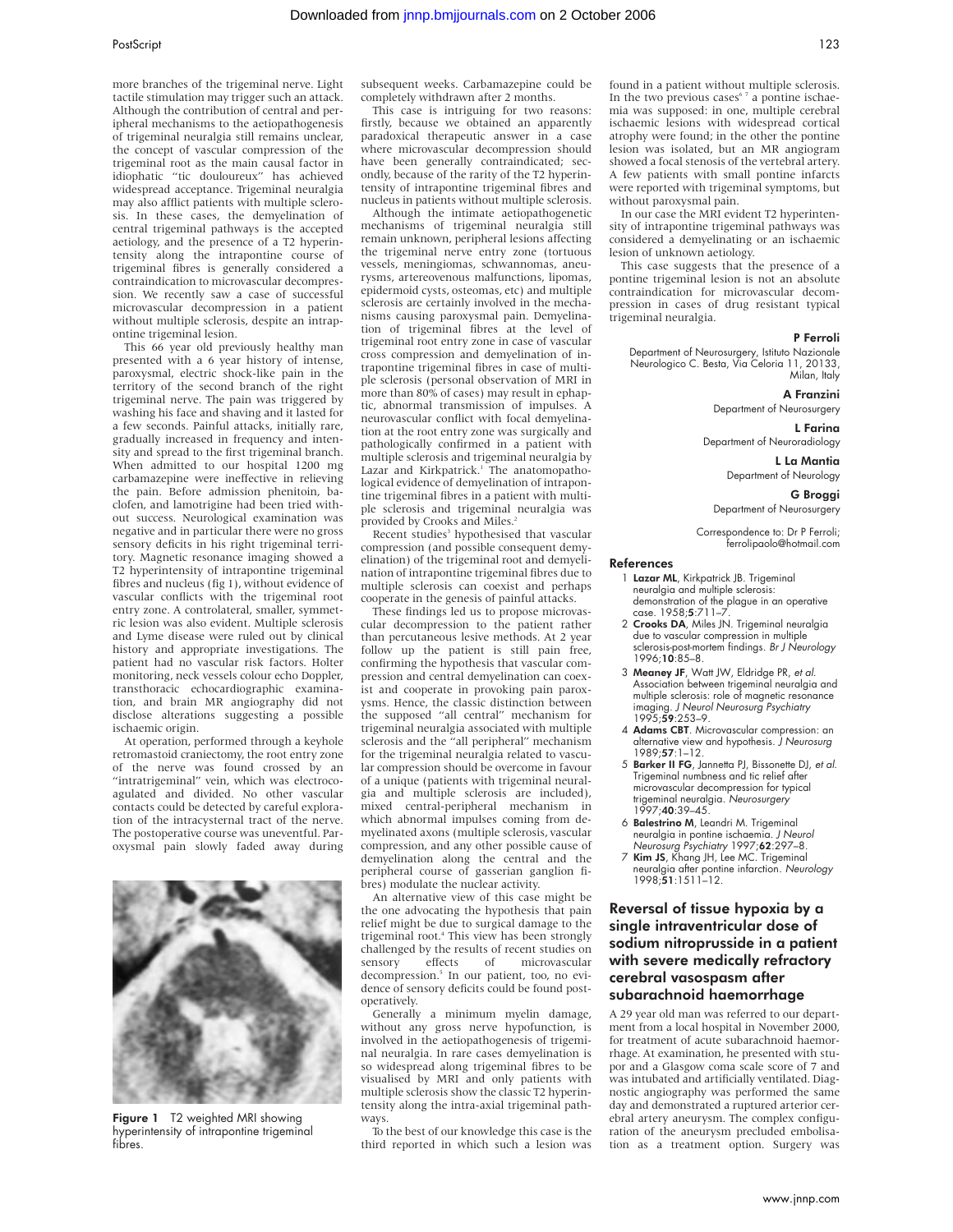more branches of the trigeminal nerve. Light tactile stimulation may trigger such an attack. Although the contribution of central and peripheral mechanisms to the aetiopathogenesis of trigeminal neuralgia still remains unclear, the concept of vascular compression of the trigeminal root as the main causal factor in idiopathic "tic douloureux" has achieved widespread acceptance. Trigeminal neuralgia may also afflict patients with multiple sclerosis. In these cases, the demyelination of central trigeminal pathways is the accepted aetiology, and the presence of a T2 hyperintensity along the intrapontine course of trigeminal fibres is generally considered a contraindication to microvascular decompression. We recently saw a case of successful microvascular decompression in a patient without multiple sclerosis, despite an intrapontine trigeminal lesion.

This 66 year old previously healthy man presented with a 6 year history of intense, paroxysmal, electric shock-like pain in the territory of the second branch of the right trigeminal nerve. The pain was triggered by washing his face and shaving and it lasted for a few seconds. Painful attacks, initially rare, gradually increased in frequency and intensity and spread to the first trigeminal branch. When admitted to our hospital 1200 mg carbamazepine were ineffective in relieving the pain. Before admission phenitoin, baclofen, and lamotrigine had been tried without success. Neurological examination was negative and in particular there were no gross sensory deficits in his right trigeminal territory. Magnetic resonance imaging showed a T2 hyperintensity of intrapontine trigeminal fibres and nucleus (fig 1), without evidence of vascular conflicts with the trigeminal root entry zone. A controlateral, smaller, symmetric lesion was also evident. Multiple sclerosis and Lyme disease were ruled out by clinical history and appropriate investigations. The patient had no vascular risk factors. Holter monitoring, neck vessels colour echo Doppler, transthoracic echocardiographic examination, and brain MR angiography did not disclose alterations suggesting a possible ischaemic origin.

At operation, performed through a keyhole retromastoid craniectomy, the root entry zone of the nerve was found crossed by an "intratrigeminal" vein, which was electrocoagulated and divided. No other vascular contacts could be detected by careful exploration of the intracysternal tract of the nerve. The postoperative course was uneventful. Paroxysmal pain slowly faded away during subsequent weeks. Carbamazepine could be completely withdrawn after 2 months.

Figure 1 T2 weighted MRI showing hyperintensity of intrapontine trigeminal fibres.

This case is intriguing for two reasons: firstly, because we obtained an apparently paradoxical therapeutic answer in a case where microvascular decompression should have been generally contraindicated; secondly, because of the rarity of the T2 hyperintensity of intrapontine trigeminal fibres and nucleus in patients without multiple sclerosis.

Although the intimate aetiopathogenetic mechanisms of trigeminal neuralgia still remain unknown, peripheral lesions affecting the trigeminal nerve entry zone (tortuous vessels, meningiomas, schwannomas, aneurysms, artereovenous malfunctions, lipomas, epidermoid cysts, osteomas, etc) and multiple sclerosis are certainly involved in the mechanisms causing paroxysmal pain. Demyelination of trigeminal fibres at the level of trigeminal root entry zone in case of vascular cross compression and demyelination of intrapontine trigeminal fibres in case of multiple sclerosis (personal observation of MRI in more than 80% of cases) may result in ephaptic, abnormal transmission of impulses. A neurovascular conflict with focal demyelination at the root entry zone was surgically and pathologically confirmed in a patient with multiple sclerosis and trigeminal neuralgia by Lazar and Kirkpatrick.[1] The anatomopathological evidence of demyelination of intrapontine trigeminal fibres in a patient with multiple sclerosis and trigeminal neuralgia was provided by Crooks and Miles.[2]

Recent studies[3] hypothesised that vascular compression (and possible consequent demyelination) of the trigeminal root and demyelination of intrapontine trigeminal fibres due to multiple sclerosis can coexist and perhaps cooperate in the genesis of painful attacks.

These findings led us to propose microvascular decompression to the patient rather than percutaneous lesive methods. At 2 year follow up the patient is still pain free, confirming the hypothesis that vascular compression and central demyelination can coexist and cooperate in provoking pain paroxysms. Hence, the classic distinction between the supposed "all central" mechanism for trigeminal neuralgia associated with multiple sclerosis and the "all peripheral" mechanism for the trigeminal neuralgia related to vascular compression should be overcome in favour of a unique (patients with trigeminal neuralgia and multiple sclerosis are included), mixed central-peripheral mechanism in which abnormal impulses coming from demyelinated axons (multiple sclerosis, vascular compression, and any other possible cause of demyelination along the central and the peripheral course of gasserian ganglion fibres) modulate the nuclear activity.

An alternative view of this case might be the one advocating the hypothesis that pain relief might be due to surgical damage to the trigeminal root.[4] This view has been strongly challenged by the results of recent studies on sensory effects of microvascular decompression.[5] In our patient, too, no evidence of sensory deficits could be found postoperatively.

Generally a minimum myelin damage, without any gross nerve hypofunction, is involved in the aetiopathogenesis of trigeminal neuralgia. In rare cases demyelination is so widespread along trigeminal fibres to be visualised by MRI and only patients with multiple sclerosis show the classic T2 hyperintensity along the intra-axial trigeminal pathways.

To the best of our knowledge this case is the third reported in which such a lesion was found in a patient without multiple sclerosis. In the two previous cases[6,7] a pontine ischaemia was supposed: in one, multiple cerebral ischaemic lesions with widespread cortical atrophy were found; in the other the pontine lesion was isolated, but an MR angiogram showed a focal stenosis of the vertebral artery. A few patients with small pontine infarcts were reported with trigeminal symptoms, but without paroxysmal pain.

In our case the MRI evident T2 hyperintensity of intrapontine trigeminal pathways was considered a demyelinating or an ischaemic lesion of unknown aetiology.

This case suggests that the presence of a pontine trigeminal lesion is not an absolute contraindication for microvascular decompression in cases of drug resistant typical trigeminal neuralgia.

**P Ferroli**
Department of Neurosurgery, Istituto Nazionale Neurologico C. Besta, Via Celoria 11, 20133, Milan, Italy

**A Franzini**
Department of Neurosurgery

**L Farina**
Department of Neuroradiology

**L La Mantia**
Department of Neurology

**G Broggi**
Department of Neurosurgery

Correspondence to: Dr P Ferroli; ferrolipaolo@hotmail.com

## References

1. **Lazar ML**, Kirkpatrick JB. Trigeminal neuralgia and multiple sclerosis: demonstration of the plaque in an operative case. 1958;**5**:711–7.
2. **Crooks DA**, Miles JN. Trigeminal neuralgia due to vascular compression in multiple sclerosis-post-mortem findings. *Br J Neurology* 1996;**10**:85–8.
3. **Meaney JF**, Watt JW, Eldridge PR, *et al*. Association between trigeminal neuralgia and multiple sclerosis: role of magnetic resonance imaging. *J Neurol Neurosurg Psychiatry* 1995;**59**:253–9.
4. **Adams CBT**. Microvascular compression: an alternative view and hypothesis. *J Neurosurg* 1989;**57**:1–12.
5. **Barker II FG**, Jannetta PJ, Bissonette DJ, *et al*. Trigeminal numbness and tic relief after microvascular decompression for typical trigeminal neuralgia. *Neurosurgery* 1997;**40**:39–45.
6. **Balestrino M**, Leandri M. Trigeminal neuralgia in pontine ischaemia. *J Neurol Neurosurg Psychiatry* 1997;**62**:297–8.
7. **Kim JS**, Khang JH, Lee MC. Trigeminal neuralgia after pontine infarction. *Neurology* 1998;**51**:1511–12.

## Reversal of tissue hypoxia by a single intraventricular dose of sodium nitroprusside in a patient with severe medically refractory cerebral vasospasm after subarachnoid haemorrhage

A 29 year old man was referred to our department from a local hospital in November 2000, for treatment of acute subarachnoid haemorrhage. At examination, he presented with stupor and a Glasgow coma scale score of 7 and was intubated and artificially ventilated. Diagnostic angiography was performed the same day and demonstrated a ruptured arterior cerebral artery aneurysm. The complex configuration of the aneurysm precluded embolisation as a treatment option. Surgery was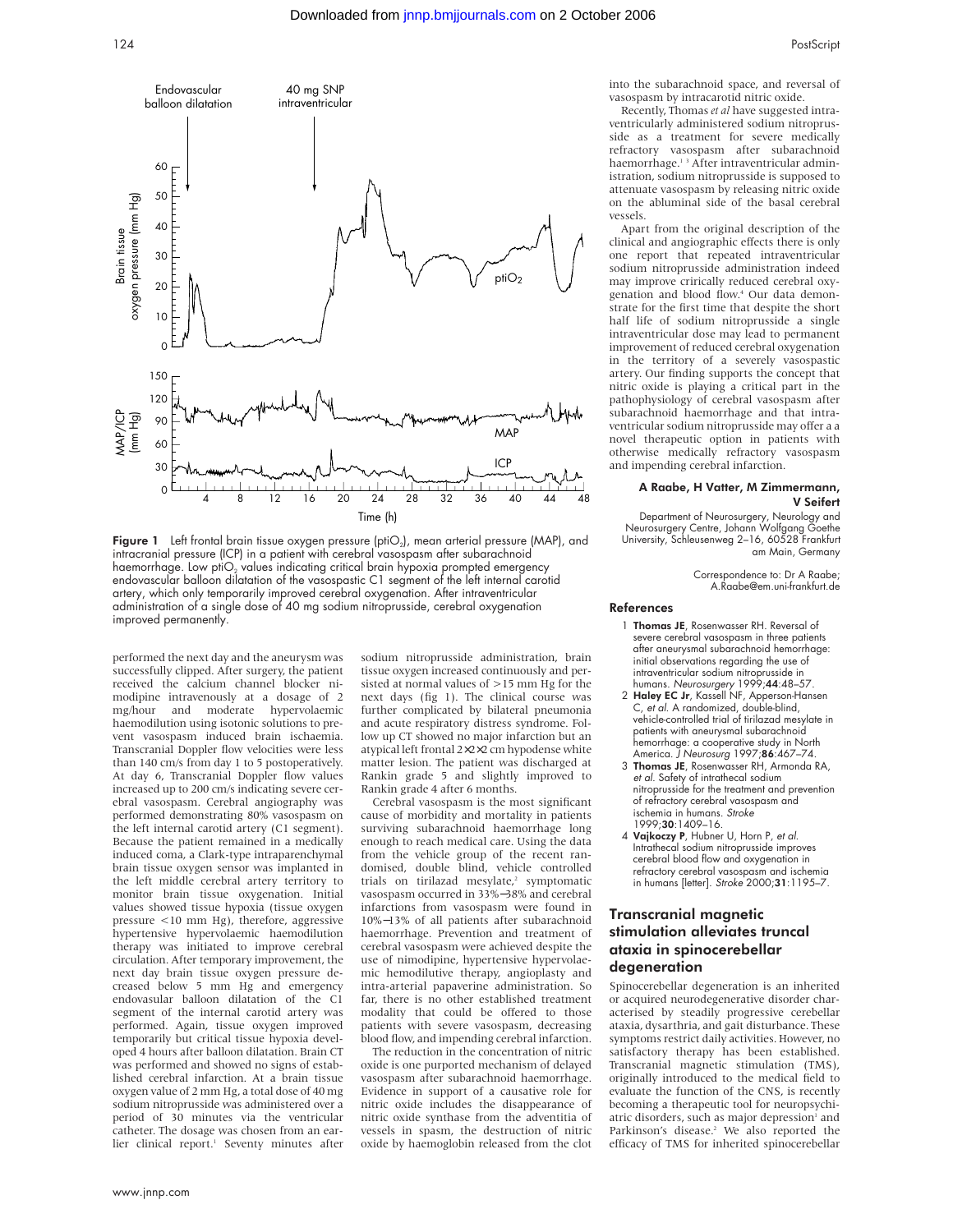Downloaded from jnnp.bmjjournals.com on 2 October 2006

Endovascular balloon dilatation

40 mg SNP intraventricular

Brain tissue oxygen pressure (mm Hg)

60
50
40
30
20
10
0

$ptiO_2$

MAP/ICP (mm Hg)

150
120
90
60
30
0

MAP

ICP

4 8 12 16 20 24 28 32 36 40 44 48

Time (h)

**Figure 1** Left frontal brain tissue oxygen pressure ($ptiO_2$), mean arterial pressure (MAP), and intracranial pressure (ICP) in a patient with cerebral vasospasm after subarachnoid haemorrhage. Low $ptiO_2$ values indicating critical brain hypoxia prompted emergency endovascular balloon dilatation of the vasospastic C1 segment of the left internal carotid artery, which only temporarily improved cerebral oxygenation. After intraventricular administration of a single dose of 40 mg sodium nitroprusside, cerebral oxygenation improved permanently.

performed the next day and the aneurysm was successfully clipped. After surgery, the patient received the calcium channel blocker nimodipine intravenously at a dosage of 2 mg/hour and moderate hypervolaemic haemodilution using isotonic solutions to prevent vasospasm induced brain ischaemia. Transcranial Doppler flow velocities were less than 140 cm/s from day 1 to 5 postoperatively. At day 6, Transcranial Doppler flow values increased up to 200 cm/s indicating severe cerebral vasospasm. Cerebral angiography was performed demonstrating 80% vasospasm on the left internal carotid artery (C1 segment). Because the patient remained in a medically induced coma, a Clark-type intraparenchymal brain tissue oxygen sensor was implanted in the left middle cerebral artery territory to monitor brain tissue oxygenation. Initial values showed tissue hypoxia (tissue oxygen pressure <10 mm Hg), therefore, aggressive hypertensive hypervolaemic haemodilution therapy was initiated to improve cerebral circulation. After temporary improvement, the next day brain tissue oxygen pressure decreased below 5 mm Hg and emergency endovasular balloon dilatation of the C1 segment of the internal carotid artery was performed. Again, tissue oxygen improved temporarily but critical tissue hypoxia developed 4 hours after balloon dilatation. Brain CT was performed and showed no signs of established cerebral infarction. At a brain tissue oxygen value of 2 mm Hg, a total dose of 40 mg sodium nitroprusside was administered over a period of 30 minutes via the ventricular catheter. The dosage was chosen from an earlier clinical report.[1] Seventy minutes after sodium nitroprusside administration, brain tissue oxygen increased continuously and persisted at normal values of >15 mm Hg for the next days (fig 1). The clinical course was further complicated by bilateral pneumonia and acute respiratory distress syndrome. Follow up CT showed no major infarction but an atypical left frontal 2×2×2 cm hypodense white matter lesion. The patient was discharged at Rankin grade 5 and slightly improved to Rankin grade 4 after 6 months.

Cerebral vasospasm is the most significant cause of morbidity and mortality in patients surviving subarachnoid haemorrhage long enough to reach medical care. Using the data from the vehicle group of the recent randomised, double blind, vehicle controlled trials on tirilazad mesylate,[2] symptomatic vasospasm occurred in 33%–38% and cerebral infarctions from vasospasm were found in 10%–13% of all patients after subarachnoid haemorrhage. Prevention and treatment of cerebral vasospasm were achieved despite the use of nimodipine, hypertensive hypervolaemic hemodilutive therapy, angioplasty and intra-arterial papaverine administration. So far, there is no other established treatment modality that could be offered to those patients with severe vasospasm, decreasing blood flow, and impending cerebral infarction.

The reduction in the concentration of nitric oxide is one purported mechanism of delayed vasospasm after subarachnoid haemorrhage. Evidence in support of a causative role for nitric oxide includes the disappearance of nitric oxide synthase from the adventitia of vessels in spasm, the destruction of nitric oxide by haemoglobin released from the clot into the subarachnoid space, and reversal of vasospasm by intracarotid nitric oxide.

Recently, Thomas *et al* have suggested intraventricularly administered sodium nitroprusside as a treatment for severe medically refractory vasospasm after subarachnoid haemorrhage.[1 3] After intraventricular administration, sodium nitroprusside is supposed to attenuate vasospasm by releasing nitric oxide on the abluminal side of the basal cerebral vessels.

Apart from the original description of the clinical and angiographic effects there is only one report that repeated intraventricular sodium nitroprusside administration indeed may improve crirically reduced cerebral oxygenation and blood flow.[4] Our data demonstrate for the first time that despite the short half life of sodium nitroprusside a single intraventricular dose may lead to permanent improvement of reduced cerebral oxygenation in the territory of a severely vasospastic artery. Our finding supports the concept that nitric oxide is playing a critical part in the pathophysiology of cerebral vasospasm after subarachnoid haemorrhage and that intraventricular sodium nitroprusside may offer a a novel therapeutic option in patients with otherwise medically refractory vasospasm and impending cerebral infarction.

**A Raabe, H Vatter, M Zimmermann, V Seifert**

Department of Neurosurgery, Neurology and Neurosurgery Centre, Johann Wolfgang Goethe University, Schleusenweg 2–16, 60528 Frankfurt am Main, Germany

Correspondence to: Dr A Raabe; A.Raabe@em.uni-frankfurt.de

### References

1. **Thomas JE**, Rosenwasser RH. Reversal of severe cerebral vasospasm in three patients after aneurysmal subarachnoid hemorrhage: initial observations regarding the use of intraventricular sodium nitroprusside in humans. *Neurosurgery* 1999;**44**:48–57.
2. **Haley EC Jr**, Kassell NF, Apperson-Hansen C, *et al*. A randomized, double-blind, vehicle-controlled trial of tirilazad mesylate in patients with aneurysmal subarachnoid hemorrhage: a cooperative study in North America. *J Neurosurg* 1997;**86**:467–74.
3. **Thomas JE**, Rosenwasser RH, Armonda RA, *et al*. Safety of intrathecal sodium nitroprusside for the treatment and prevention of refractory cerebral vasospasm and ischemia in humans. *Stroke* 1999;**30**:1409–16.
4. **Vajkoczy P**, Hubner U, Horn P, *et al*. Intrathecal sodium nitroprusside improves cerebral blood flow and oxygenation in refractory cerebral vasospasm and ischemia in humans [letter]. *Stroke* 2000;**31**:1195–7.

## Transcranial magnetic stimulation alleviates truncal ataxia in spinocerebellar degeneration

Spinocerebellar degeneration is an inherited or acquired neurodegenerative disorder characterised by steadily progressive cerebellar ataxia, dysarthria, and gait disturbance. These symptoms restrict daily activities. However, no satisfactory therapy has been established. Transcranial magnetic stimulation (TMS), originally introduced to the medical field to evaluate the function of the CNS, is recently becoming a therapeutic tool for neuropsychiatric disorders, such as major depression[1] and Parkinson's disease.[2] We also reported the efficacy of TMS for inherited spinocerebellar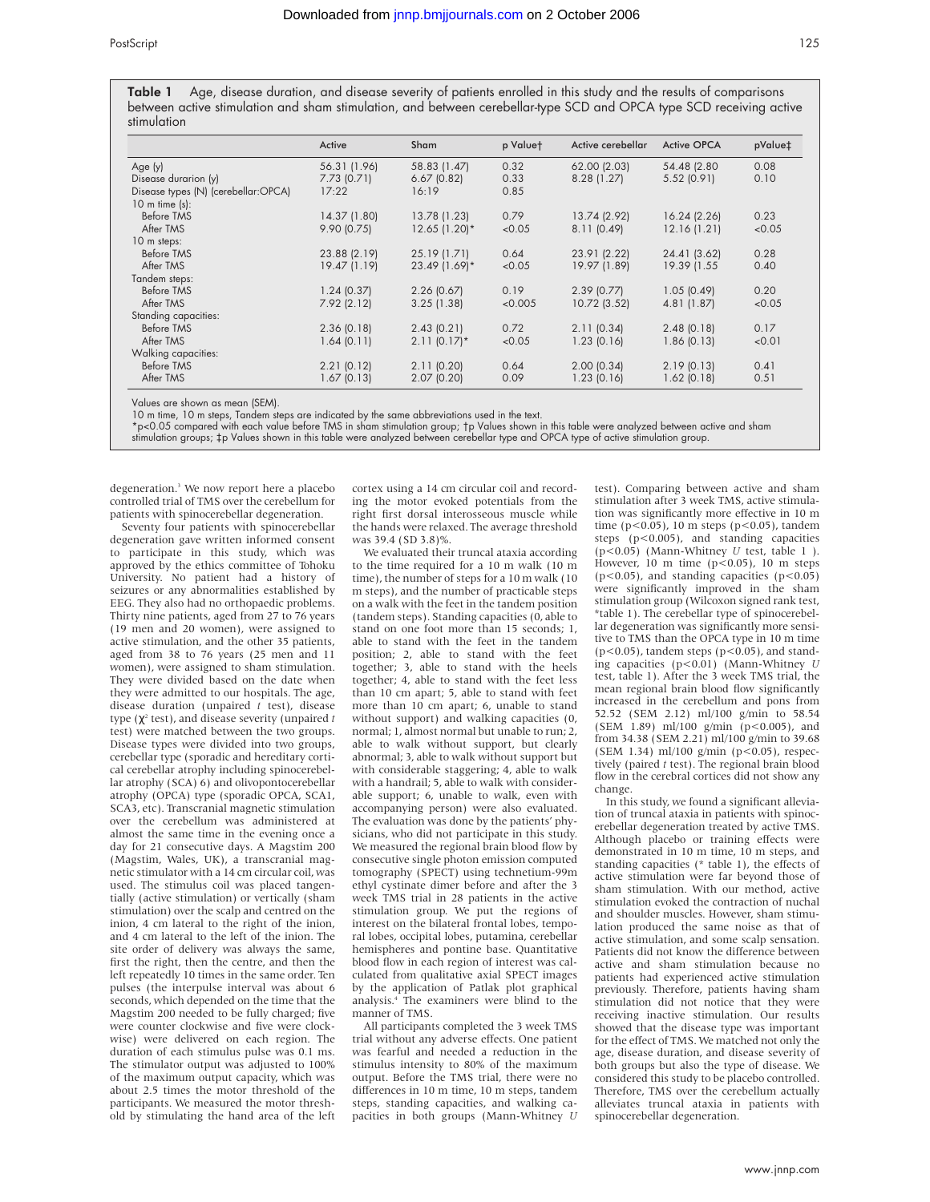**Table 1** Age, disease duration, and disease severity of patients enrolled in this study and the results of comparisons between active stimulation and sham stimulation, and between cerebellar-type SCD and OPCA type SCD receiving active stimulation

| | Active | Sham | p Value† | Active cerebellar | Active OPCA | pValue‡ |
|---|---|---|---|---|---|---|
| Age (y) | 56.31 (1.96) | 58.83 (1.47) | 0.32 | 62.00 (2.03) | 54.48 (2.80 | 0.08 |
| Disease durarion (y) | 7.73 (0.71) | 6.67 (0.82) | 0.33 | 8.28 (1.27) | 5.52 (0.91) | 0.10 |
| Disease types (N) (cerebellar:OPCA) | 17:22 | 16:19 | 0.85 | | | |
| 10 m time (s): | | | | | | |
| Before TMS | 14.37 (1.80) | 13.78 (1.23) | 0.79 | 13.74 (2.92) | 16.24 (2.26) | 0.23 |
| After TMS | 9.90 (0.75) | 12.65 (1.20)* | <0.05 | 8.11 (0.49) | 12.16 (1.21) | <0.05 |
| 10 m steps: | | | | | | |
| Before TMS | 23.88 (2.19) | 25.19 (1.71) | 0.64 | 23.91 (2.22) | 24.41 (3.62) | 0.28 |
| After TMS | 19.47 (1.19) | 23.49 (1.69)* | <0.05 | 19.97 (1.89) | 19.39 (1.55 | 0.40 |
| Tandem steps: | | | | | | |
| Before TMS | 1.24 (0.37) | 2.26 (0.67) | 0.19 | 2.39 (0.77) | 1.05 (0.49) | 0.20 |
| After TMS | 7.92 (2.12) | 3.25 (1.38) | <0.005 | 10.72 (3.52) | 4.81 (1.87) | <0.05 |
| Standing capacities: | | | | | | |
| Before TMS | 2.36 (0.18) | 2.43 (0.21) | 0.72 | 2.11 (0.34) | 2.48 (0.18) | 0.17 |
| After TMS | 1.64 (0.11) | 2.11 (0.17)* | <0.05 | 1.23 (0.16) | 1.86 (0.13) | <0.01 |
| Walking capacities: | | | | | | |
| Before TMS | 2.21 (0.12) | 2.11 (0.20) | 0.64 | 2.00 (0.34) | 2.19 (0.13) | 0.41 |
| After TMS | 1.67 (0.13) | 2.07 (0.20) | 0.09 | 1.23 (0.16) | 1.62 (0.18) | 0.51 |

Values are shown as mean (SEM).
10 m time, 10 m steps, Tandem steps are indicated by the same abbreviations used in the text.
*p<0.05 compared with each value before TMS in sham stimulation group; †p Values shown in this table were analyzed between active and sham stimulation groups; ‡p Values shown in this table were analyzed between cerebellar type and OPCA type of active stimulation group.

degeneration.[3] We now report here a placebo controlled trial of TMS over the cerebellum for patients with spinocerebellar degeneration.

Seventy four patients with spinocerebellar degeneration gave written informed consent to participate in this study, which was approved by the ethics committee of Tohoku University. No patient had a history of seizures or any abnormalities established by EEG. They also had no orthopaedic problems. Thirty nine patients, aged from 27 to 76 years (19 men and 20 women), were assigned to active stimulation, and the other 35 patients, aged from 38 to 76 years (25 men and 11 women), were assigned to sham stimulation. They were divided based on the date when they were admitted to our hospitals. The age, disease duration (unpaired *t* test), disease type ($\chi^2$ test), and disease severity (unpaired *t* test) were matched between the two groups. Disease types were divided into two groups, cerebellar type (sporadic and hereditary cortical cerebellar atrophy including spinocerebellar atrophy (SCA) 6) and olivopontocerebellar atrophy (OPCA) type (sporadic OPCA, SCA1, SCA3, etc). Transcranial magnetic stimulation over the cerebellum was administered at almost the same time in the evening once a day for 21 consecutive days. A Magstim 200 (Magstim, Wales, UK), a transcranial magnetic stimulator with a 14 cm circular coil, was used. The stimulus coil was placed tangentially (active stimulation) or vertically (sham stimulation) over the scalp and centred on the inion, 4 cm lateral to the right of the inion, and 4 cm lateral to the left of the inion. The site order of delivery was always the same, first the right, then the centre, and then the left repeatedly 10 times in the same order. Ten pulses (the interpulse interval was about 6 seconds, which depended on the time that the Magstim 200 needed to be fully charged; five were counter clockwise and five were clockwise) were delivered on each region. The duration of each stimulus pulse was 0.1 ms. The stimulator output was adjusted to 100% of the maximum output capacity, which was about 2.5 times the motor threshold of the participants. We measured the motor threshold by stimulating the hand area of the left cortex using a 14 cm circular coil and recording the motor evoked potentials from the right first dorsal interosseous muscle while the hands were relaxed. The average threshold was 39.4 (SD 3.8)%.

We evaluated their truncal ataxia according to the time required for a 10 m walk (10 m time), the number of steps for a 10 m walk (10 m steps), and the number of practicable steps on a walk with the feet in the tandem position (tandem steps). Standing capacities (0, able to stand on one foot more than 15 seconds; 1, able to stand with the feet in the tandem position; 2, able to stand with the feet together; 3, able to stand with the heels together; 4, able to stand with the feet less than 10 cm apart; 5, able to stand with feet more than 10 cm apart; 6, unable to stand without support) and walking capacities (0, normal; 1, almost normal but unable to run; 2, able to walk without support, but clearly abnormal; 3, able to walk without support but with considerable staggering; 4, able to walk with a handrail; 5, able to walk with considerable support; 6, unable to walk, even with accompanying person) were also evaluated. The evaluation was done by the patients' physicians, who did not participate in this study. We measured the regional brain blood flow by consecutive single photon emission computed tomography (SPECT) using technetium-99m ethyl cystinate dimer before and after the 3 week TMS trial in 28 patients in the active stimulation group. We put the regions of interest on the bilateral frontal lobes, temporal lobes, occipital lobes, putamina, cerebellar hemispheres and pontine base. Quantitative blood flow in each region of interest was calculated from qualitative axial SPECT images by the application of Patlak plot graphical analysis.[4] The examiners were blind to the manner of TMS.

All participants completed the 3 week TMS trial without any adverse effects. One patient was fearful and needed a reduction in the stimulus intensity to 80% of the maximum output. Before the TMS trial, there were no differences in 10 m time, 10 m steps, tandem steps, standing capacities, and walking capacities in both groups (Mann-Whitney *U* test). Comparing between active and sham stimulation after 3 week TMS, active stimulation was significantly more effective in 10 m time ($p<0.05$), 10 m steps ($p<0.05$), tandem steps ($p<0.005$), and standing capacities ($p<0.05$) (Mann-Whitney *U* test, table 1 ). However, 10 m time ($p<0.05$), 10 m steps ($p<0.05$), and standing capacities ($p<0.05$) were significantly improved in the sham stimulation group (Wilcoxon signed rank test, *table 1). The cerebellar type of spinocerebellar degeneration was significantly more sensitive to TMS than the OPCA type in 10 m time ($p<0.05$), tandem steps ($p<0.005$), and standing capacities ($p<0.01$) (Mann-Whitney *U* test, table 1). After the 3 week TMS trial, the mean regional brain blood flow significantly increased in the cerebellum and pons from 52.52 (SEM 2.12) ml/100 g/min to 58.54 (SEM 1.89) ml/100 g/min ($p<0.05$), and from 34.38 (SEM 2.21) ml/100 g/min to 39.68 (SEM 1.34) ml/100 g/min ($p<0.05$), respectively (paired *t* test). The regional brain blood flow in the cerebral cortices did not show any change.

In this study, we found a significant alleviation of truncal ataxia in patients with spinocerebellar degeneration treated by active TMS. Although placebo or training effects were demonstrated in 10 m time, 10 m steps, and standing capacities (* table 1), the effects of active stimulation were far beyond those of sham stimulation. With our method, active stimulation evoked the contraction of nuchal and shoulder muscles. However, sham stimulation produced the same noise as that of active stimulation, and some scalp sensation. Patients did not know the difference between active and sham stimulation because no patients had experienced active stimulation previously. Therefore, patients having sham stimulation did not notice that they were receiving inactive stimulation. Our results showed that the disease type was important for the effect of TMS. We matched not only the age, disease duration, and disease severity of both groups but also the type of disease. We considered this study to be placebo controlled. Therefore, TMS over the cerebellum actually alleviates truncal ataxia in patients with spinocerebellar degeneration.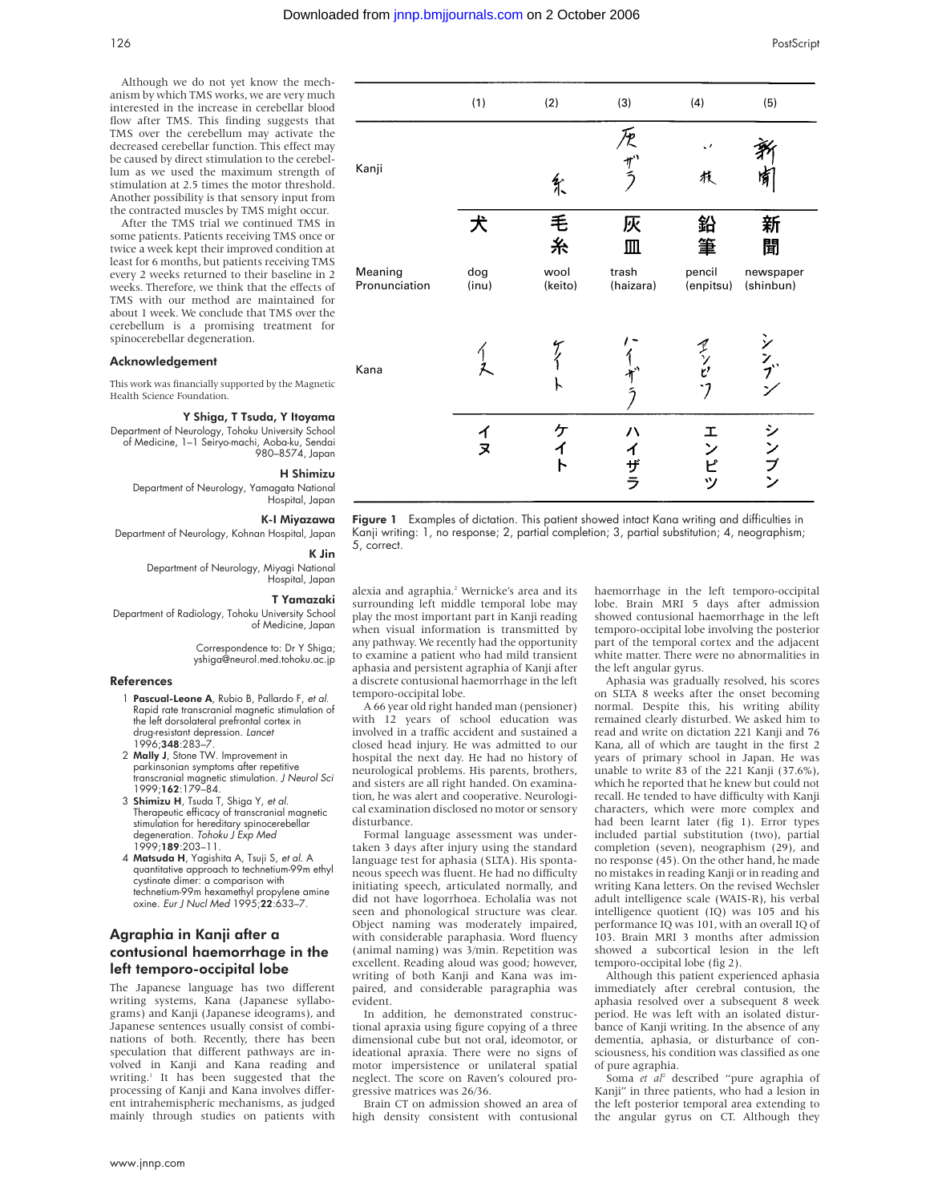Although we do not yet know the mechanism by which TMS works, we are very much interested in the increase in cerebellar blood flow after TMS. This finding suggests that TMS over the cerebellum may activate the decreased cerebellar function. This effect may be caused by direct stimulation to the cerebellum as we used the maximum strength of stimulation at 2.5 times the motor threshold. Another possibility is that sensory input from the contracted muscles by TMS might occur.

After the TMS trial we continued TMS in some patients. Patients receiving TMS once or twice a week kept their improved condition at least for 6 months, but patients receiving TMS every 2 weeks returned to their baseline in 2 weeks. Therefore, we think that the effects of TMS with our method are maintained for about 1 week. We conclude that TMS over the cerebellum is a promising treatment for spinocerebellar degeneration.

## Acknowledgement

This work was financially supported by the Magnetic Health Science Foundation.

**Y Shiga, T Tsuda, Y Itoyama**
Department of Neurology, Tohoku University School of Medicine, 1–1 Seiryo-machi, Aoba-ku, Sendai 980–8574, Japan

**H Shimizu**
Department of Neurology, Yamagata National Hospital, Japan

**K-I Miyazawa**
Department of Neurology, Kohnan Hospital, Japan

**K Jin**
Department of Neurology, Miyagi National Hospital, Japan

**T Yamazaki**
Department of Radiology, Tohoku University School of Medicine, Japan

Correspondence to: Dr Y Shiga; yshiga@neurol.med.tohoku.ac.jp

## References

1. **Pascual-Leone A**, Rubio B, Pallardo F, *et al.* Rapid rate transcranial magnetic stimulation of the left dorsolateral prefrontal cortex in drug-resistant depression. *Lancet* 1996;**348**:283–7.
2. **Mally J**, Stone TW. Improvement in parkinsonian symptoms after repetitive transcranial magnetic stimulation. *J Neurol Sci* 1999;**162**:179–84.
3. **Shimizu H**, Tsuda T, Shiga Y, *et al.* Therapeutic efficacy of transcranial magnetic stimulation for hereditary spinocerebellar degeneration. *Tohoku J Exp Med* 1999;**189**:203–11.
4. **Matsuda H**, Yagishita A, Tsuji S, *et al.* A quantitative approach to technetium-99m ethyl cystinate dimer: a comparison with technetium-99m hexamethyl propylene amine oxine. *Eur J Nucl Med* 1995;**22**:633–7.

## Agraphia in Kanji after a contusional haemorrhage in the left temporo-occipital lobe

The Japanese language has two different writing systems, Kana (Japanese syllabograms) and Kanji (Japanese ideograms), and Japanese sentences usually consist of combinations of both. Recently, there has been speculation that different pathways are involved in Kanji and Kana reading and writing.[1] It has been suggested that the processing of Kanji and Kana involves different intrahemispheric mechanisms, as judged mainly through studies on patients with alexia and agraphia.[2] Wernicke's area and its surrounding left middle temporal lobe may play the most important part in Kanji reading when visual information is transmitted by any pathway. We recently had the opportunity to examine a patient who had mild transient aphasia and persistent agraphia of Kanji after a discrete contusional haemorrhage in the left temporo-occipital lobe.

|  | (1) | (2) | (3) | (4) | (5) |
|---|---|---|---|---|---|
| Kanji (patient) |  | 糸 | 灰 ザ ラ | 、 枝 | 新 聞 |
| Kanji | 犬 | 毛糸 | 灰皿 | 鉛筆 | 新聞 |
| Meaning (Pronunciation) | dog (inu) | wool (keito) | trash (haizara) | pencil (enpitsu) | newspaper (shinbun) |
| Kana (patient) | イヌ | ケイト | ハイザラ | エンピツ | シンブン |
| Kana | イヌ | ケイト | ハイザラ | エンピツ | シンブン |

**Figure 1** Examples of dictation. This patient showed intact Kana writing and difficulties in Kanji writing: 1, no response; 2, partial completion; 3, partial substitution; 4, neographism; 5, correct.

A 66 year old right handed man (pensioner) with 12 years of school education was involved in a traffic accident and sustained a closed head injury. He was admitted to our hospital the next day. He had no history of neurological problems. His parents, brothers, and sisters are all right handed. On examination, he was alert and cooperative. Neurological examination disclosed no motor or sensory disturbance.

Formal language assessment was undertaken 3 days after injury using the standard language test for aphasia (SLTA). His spontaneous speech was fluent. He had no difficulty initiating speech, articulated normally, and did not have logorrhoea. Echolalia was not seen and phonological structure was clear. Object naming was moderately impaired, with considerable paraphasia. Word fluency (animal naming) was 3/min. Repetition was excellent. Reading aloud was good; however, writing of both Kanji and Kana was impaired, and considerable paragraphia was evident.

In addition, he demonstrated constructional apraxia using figure copying of a three dimensional cube but not oral, ideomotor, or ideational apraxia. There were no signs of motor impersistence or unilateral spatial neglect. The score on Raven's coloured progressive matrices was 26/36.

Brain CT on admission showed an area of high density consistent with contusional haemorrhage in the left temporo-occipital lobe. Brain MRI 5 days after admission showed contusional haemorrhage in the left temporo-occipital lobe involving the posterior part of the temporal cortex and the adjacent white matter. There were no abnormalities in the left angular gyrus.

Aphasia was gradually resolved, his scores on SLTA 8 weeks after the onset becoming normal. Despite this, his writing ability remained clearly disturbed. We asked him to read and write on dictation 221 Kanji and 76 Kana, all of which are taught in the first 2 years of primary school in Japan. He was unable to write 83 of the 221 Kanji (37.6%), which he reported that he knew but could not recall. He tended to have difficulty with Kanji characters, which were more complex and had been learnt later (fig 1). Error types included partial substitution (two), partial completion (seven), neographism (29), and no response (45). On the other hand, he had made no mistakes in reading Kanji or in reading and writing Kana letters. On the revised Wechsler adult intelligence scale (WAIS-R), his verbal intelligence quotient (IQ) was 105 and his performance IQ was 101, with an overall IQ of 103. Brain MRI 3 months after admission showed a subcortical lesion in the left temporo-occipital lobe (fig 2).

Although this patient experienced aphasia immediately after cerebral contusion, the aphasia resolved over a subsequent 8 week period. He was left with an isolated disturbance of Kanji writing. In the absence of any dementia, aphasia, or disturbance of consciousness, his condition was classified as one of pure agraphia.

Soma *et al*[2] described "pure agraphia of Kanji" in three patients, who had a lesion in the left posterior temporal area extending to the angular gyrus on CT. Although they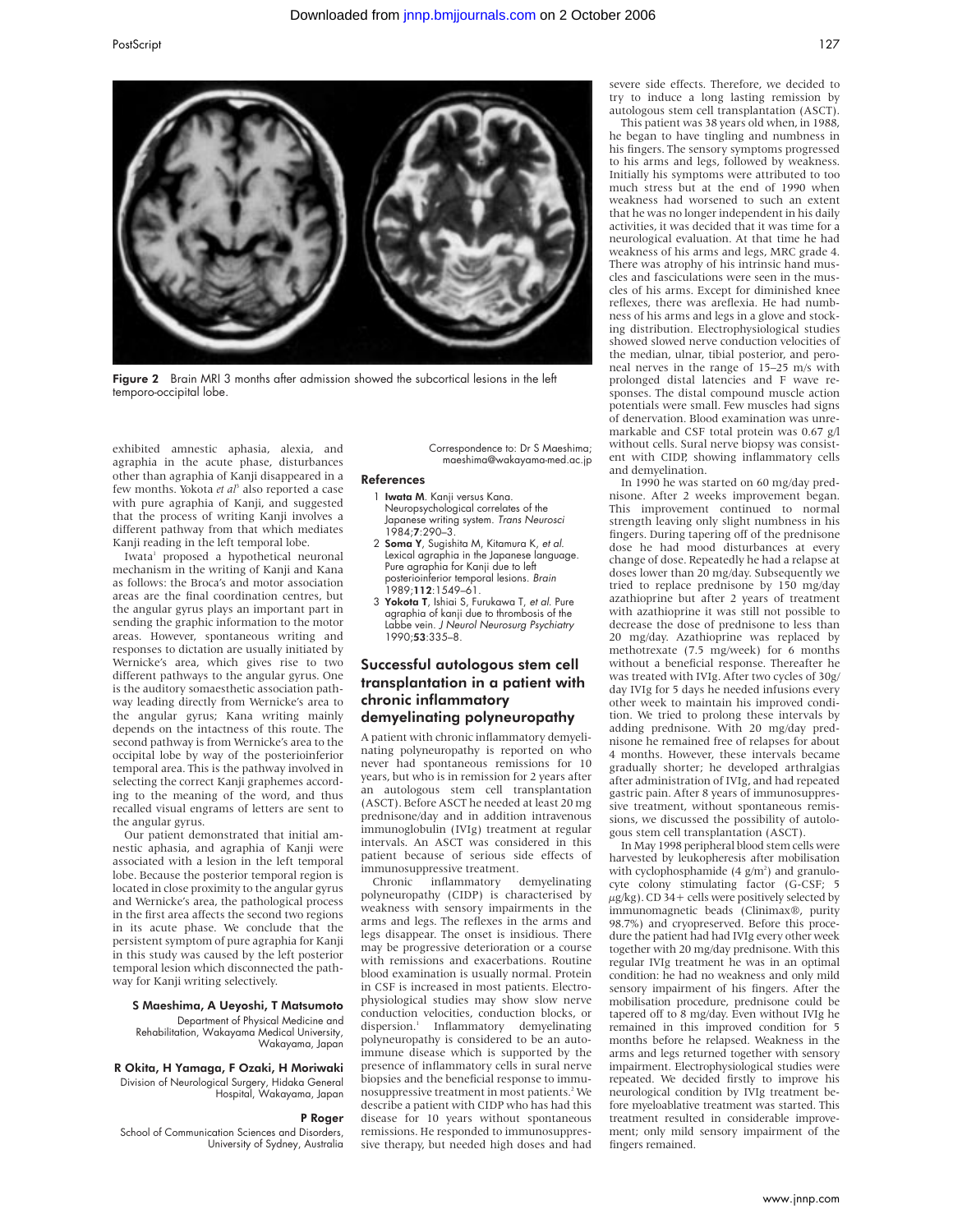Figure 2 Brain MRI 3 months after admission showed the subcortical lesions in the left temporo-occipital lobe.

exhibited amnestic aphasia, alexia, and agraphia in the acute phase, disturbances other than agraphia of Kanji disappeared in a few months. Yokota *et al*[3] also reported a case with pure agraphia of Kanji, and suggested that the process of writing Kanji involves a different pathway from that which mediates Kanji reading in the left temporal lobe.

Iwata[1] proposed a hypothetical neuronal mechanism in the writing of Kanji and Kana as follows: the Broca's and motor association areas are the final coordination centres, but the angular gyrus plays an important part in sending the graphic information to the motor areas. However, spontaneous writing and responses to dictation are usually initiated by Wernicke's area, which gives rise to two different pathways to the angular gyrus. One is the auditory somaesthetic association pathway leading directly from Wernicke's area to the angular gyrus; Kana writing mainly depends on the intactness of this route. The second pathway is from Wernicke's area to the occipital lobe by way of the posterioinferior temporal area. This is the pathway involved in selecting the correct Kanji graphemes according to the meaning of the word, and thus recalled visual engrams of letters are sent to the angular gyrus.

Our patient demonstrated that initial amnestic aphasia, and agraphia of Kanji were associated with a lesion in the left temporal lobe. Because the posterior temporal region is located in close proximity to the angular gyrus and Wernicke's area, the pathological process in the first area affects the second two regions in its acute phase. We conclude that the persistent symptom of pure agraphia for Kanji in this study was caused by the left posterior temporal lesion which disconnected the pathway for Kanji writing selectively.

**S Maeshima, A Ueyoshi, T Matsumoto**
Department of Physical Medicine and Rehabilitation, Wakayama Medical University, Wakayama, Japan

**R Okita, H Yamaga, F Ozaki, H Moriwaki**
Division of Neurological Surgery, Hidaka General Hospital, Wakayama, Japan

**P Roger**
School of Communication Sciences and Disorders, University of Sydney, Australia

Correspondence to: Dr S Maeshima; maeshima@wakayama-med.ac.jp

### References

1. **Iwata M**. Kanji versus Kana. Neuropsychological correlates of the Japanese writing system. *Trans Neurosci* 1984;**7**:290–3.
2. **Soma Y**, Sugishita M, Kitamura K, *et al*. Lexical agraphia in the Japanese language. Pure agraphia for Kanji due to left posterioinferior temporal lesions. *Brain* 1989;**112**:1549–61.
3. **Yokota T**, Ishiai S, Furukawa T, *et al*. Pure agraphia of kanji due to thrombosis of the Labbe vein. *J Neurol Neurosurg Psychiatry* 1990;**53**:335–8.

## Successful autologous stem cell transplantation in a patient with chronic inflammatory demyelinating polyneuropathy

A patient with chronic inflammatory demyelinating polyneuropathy is reported on who never had spontaneous remissions for 10 years, but who is in remission for 2 years after an autologous stem cell transplantation (ASCT). Before ASCT he needed at least 20 mg prednisone/day and in addition intravenous immunoglobulin (IVIg) treatment at regular intervals. An ASCT was considered in this patient because of serious side effects of immunosuppressive treatment.

Chronic inflammatory demyelinating polyneuropathy (CIDP) is characterised by weakness with sensory impairments in the arms and legs. The reflexes in the arms and legs disappear. The onset is insidious. There may be progressive deterioration or a course with remissions and exacerbations. Routine blood examination is usually normal. Protein in CSF is increased in most patients. Electrophysiological studies may show slow nerve conduction velocities, conduction blocks, or dispersion.[1] Inflammatory demyelinating polyneuropathy is considered to be an autoimmune disease which is supported by the presence of inflammatory cells in sural nerve biopsies and the beneficial response to immunosuppressive treatment in most patients.[2] We describe a patient with CIDP who has had this disease for 10 years without spontaneous remissions. He responded to immunosuppressive therapy, but needed high doses and had severe side effects. Therefore, we decided to try to induce a long lasting remission by autologous stem cell transplantation (ASCT).

This patient was 38 years old when, in 1988, he began to have tingling and numbness in his fingers. The sensory symptoms progressed to his arms and legs, followed by weakness. Initially his symptoms were attributed to too much stress but at the end of 1990 when weakness had worsened to such an extent that he was no longer independent in his daily activities, it was decided that it was time for a neurological evaluation. At that time he had weakness of his arms and legs, MRC grade 4. There was atrophy of his intrinsic hand muscles and fasciculations were seen in the muscles of his arms. Except for diminished knee reflexes, there was areflexia. He had numbness of his arms and legs in a glove and stocking distribution. Electrophysiological studies showed slowed nerve conduction velocities of the median, ulnar, tibial posterior, and peroneal nerves in the range of 15–25 m/s with prolonged distal latencies and F wave responses. The distal compound muscle action potentials were small. Few muscles had signs of denervation. Blood examination was unremarkable and CSF total protein was 0.67 g/l without cells. Sural nerve biopsy was consistent with CIDP, showing inflammatory cells and demyelination.

In 1990 he was started on 60 mg/day prednisone. After 2 weeks improvement began. This improvement continued to normal strength leaving only slight numbness in his fingers. During tapering off of the prednisone dose he had mood disturbances at every change of dose. Repeatedly he had a relapse at doses lower than 20 mg/day. Subsequently we tried to replace prednisone by 150 mg/day azathioprine but after 2 years of treatment with azathioprine it was still not possible to decrease the dose of prednisone to less than 20 mg/day. Azathioprine was replaced by methotrexate (7.5 mg/week) for 6 months without a beneficial response. Thereafter he was treated with IVIg. After two cycles of 30g/day IVIg for 5 days he needed infusions every other week to maintain his improved condition. We tried to prolong these intervals by adding prednisone. With 20 mg/day prednisone he remained free of relapses for about 4 months. However, these intervals became gradually shorter; he developed arthralgias after administration of IVIg, and had repeated gastric pain. After 8 years of immunosuppressive treatment, without spontaneous remissions, we discussed the possibility of autologous stem cell transplantation (ASCT).

In May 1998 peripheral blood stem cells were harvested by leukopheresis after mobilisation with cyclophosphamide (4 g/m$^2$) and granulocyte colony stimulating factor (G-CSF; 5 μg/kg). CD 34+ cells were positively selected by immunomagnetic beads (Clinimax®, purity 98.7%) and cryopreserved. Before this procedure the patient had had IVIg every other week together with 20 mg/day prednisone. With this regular IVIg treatment he was in an optimal condition: he had no weakness and only mild sensory impairment of his fingers. After the mobilisation procedure, prednisone could be tapered off to 8 mg/day. Even without IVIg he remained in this improved condition for 5 months before he relapsed. Weakness in the arms and legs returned together with sensory impairment. Electrophysiological studies were repeated. We decided firstly to improve his neurological condition by IVIg treatment before myeloablative treatment was started. This treatment resulted in considerable improvement; only mild sensory impairment of the fingers remained.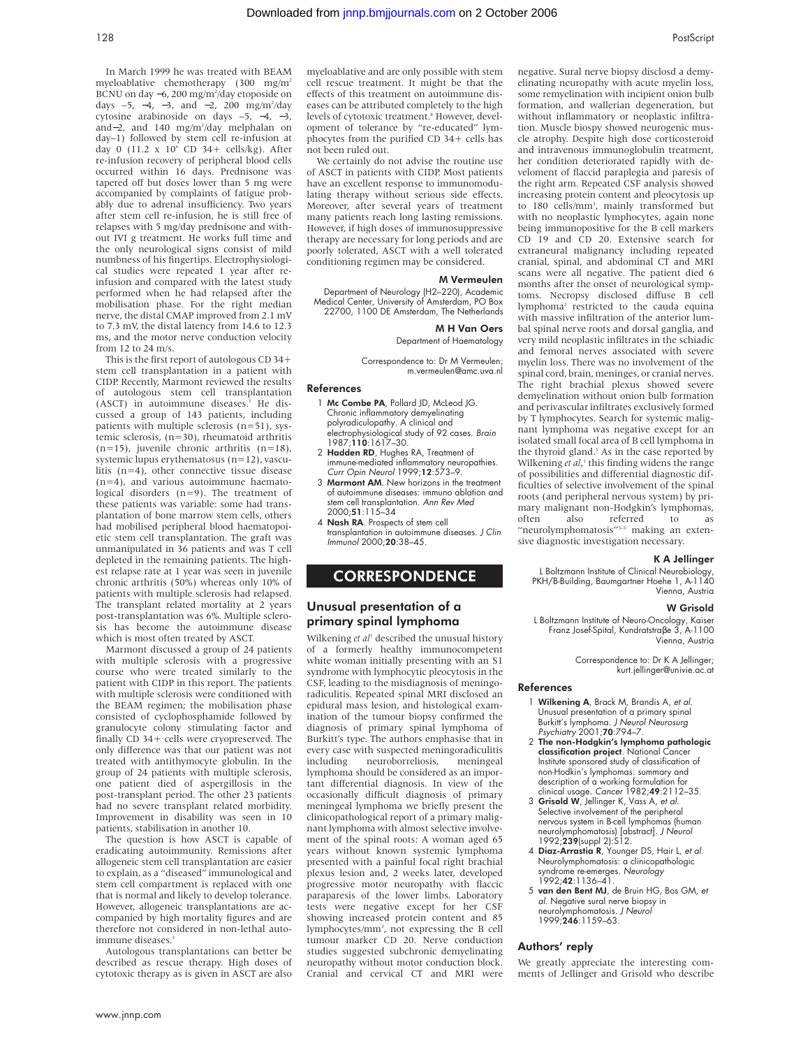In March 1999 he was treated with BEAM myeloablative chemotherapy (300 mg/m$^2$ BCNU on day −6, 200 mg/m$^2$/day etoposide on days −5, −4, −3, and −2, 200 mg/m$^2$/day cytosine arabinoside on days −5, −4, −3, and−2, and 140 mg/m$^2$/day melphalan on day–1) followed by stem cell re-infusion at day 0 (11.2 x 10$^6$ CD 34+ cells/kg). After re-infusion recovery of peripheral blood cells occurred within 16 days. Prednisone was tapered off but doses lower than 5 mg were accompanied by complaints of fatigue probably due to adrenal insufficiency. Two years after stem cell re-infusion, he is still free of relapses with 5 mg/day prednisone and without IVI g treatment. He works full time and the only neurological signs consist of mild numbness of his fingertips. Electrophysiological studies were repeated 1 year after re-infusion and compared with the latest study performed when he had relapsed after the mobilisation phase. For the right median nerve, the distal CMAP improved from 2.1 mV to 7.3 mV, the distal latency from 14.6 to 12.3 ms, and the motor nerve conduction velocity from 12 to 24 m/s.

This is the first report of autologous CD 34+ stem cell transplantation in a patient with CIDP. Recently, Marmont reviewed the results of autologous stem cell transplantation (ASCT) in autoimmune diseases.[3] He discussed a group of 143 patients, including patients with multiple sclerosis (n=51), systemic sclerosis, (n=30), rheumatoid arthritis (n=15), juvenile chronic arthritis (n=18), systemic lupus erythematosus (n=12), vasculitis (n=4), other connective tissue disease (n=4), and various autoimmune haematological disorders (n=9). The treatment of these patients was variable: some had transplantation of bone marrow stem cells, others had mobilised peripheral blood haematopoietic stem cell transplantation. The graft was unmanipulated in 36 patients and was T cell depleted in the remaining patients. The highest relapse rate at 1 year was seen in juvenile chronic arthritis (50%) whereas only 10% of patients with multiple sclerosis had relapsed. The transplant related mortality at 2 years post-transplantation was 6%. Multiple sclerosis has become the autoimmune disease which is most often treated by ASCT.

Marmont discussed a group of 24 patients with multiple sclerosis with a progressive course who were treated similarly to the patient with CIDP in this report. The patients with multiple sclerosis were conditioned with the BEAM regimen; the mobilisation phase consisted of cyclophosphamide followed by granulocyte colony stimulating factor and finally CD 34+ cells were cryopreserved. The only difference was that our patient was not treated with antithymocyte globulin. In the group of 24 patients with multiple sclerosis, one patient died of aspergillosis in the post-transplant period. The other 23 patients had no severe transplant related morbidity. Improvement in disability was seen in 10 patients, stabilisation in another 10.

The question is how ASCT is capable of eradicating autoimmunity. Remissions after allogeneic stem cell transplantation are easier to explain, as a "diseased" immunological and stem cell compartment is replaced with one that is normal and likely to develop tolerance. However, allogeneic transplantations are accompanied by high mortality figures and are therefore not considered in non-lethal autoimmune diseases.[3]

Autologous transplantations can better be described as rescue therapy. High doses of cytotoxic therapy as is given in ASCT are also myeloablative and are only possible with stem cell rescue treatment. It might be that the effects of this treatment on autoimmune diseases can be attributed completely to the high levels of cytotoxic treatment.[4] However, development of tolerance by "re-educated" lymphocytes from the purified CD 34+ cells has not been ruled out.

We certainly do not advise the routine use of ASCT in patients with CIDP. Most patients have an excellent response to immunomodulating therapy without serious side effects. Moreover, after several years of treatment many patients reach long lasting remissions. However, if high doses of immunosuppressive therapy are necessary for long periods and are poorly tolerated, ASCT with a well tolerated conditioning regimen may be considered.

**M Vermeulen**

Department of Neurology (H2–220), Academic Medical Center, University of Amsterdam, PO Box 22700, 1100 DE Amsterdam, The Netherlands

**M H Van Oers**

Department of Haematology

Correspondence to: Dr M Vermeulen; m.vermeulen@amc.uva.nl

### References

1. **Mc Combe PA**, Pollard JD, McLeod JG. Chronic inflammatory demyelinating polyradiculopathy. A clinical and electrophysiological study of 92 cases. *Brain* 1987;**110**:1617–30.
2. **Hadden RD**, Hughes RA, Treatment of immune-mediated inflammatory neuropathies. *Curr Opin Neurol* 1999;**12**:573–9.
3. **Marmont AM**. New horizons in the treatment of autoimmune diseases: immuno ablation and stem cell transplantation. *Ann Rev Med* 2000;**51**:115–34
4. **Nash RA**. Prospects of stem cell transplantation in autoimmune diseases. *J Clin Immunol* 2000;**20**:38–45.

# CORRESPONDENCE

## Unusual presentation of a primary spinal lymphoma

Wilkening *et al*[1] described the unusual history of a formerly healthy immunocompetent white woman initially presenting with an S1 syndrome with lymphocytic pleocytosis in the CSF, leading to the misdiagnosis of meningoradiculitis. Repeated spinal MRI disclosed an epidural mass lesion, and histological examination of the tumour biopsy confirmed the diagnosis of primary spinal lymphoma of Burkitt's type. The authors emphasise that in every case with suspected meningoradiculitis including neuroborreliosis, meningeal lymphoma should be considered as an important differential diagnosis. In view of the occasionally difficult diagnosis of primary meningeal lymphoma we briefly present the clinicopathological report of a primary malignant lymphoma with almost selective involvement of the spinal roots: A woman aged 65 years without known systemic lymphoma presented with a painful focal right brachial plexus lesion and, 2 weeks later, developed progressive motor neuropathy with flaccid paraparesis of the lower limbs. Laboratory tests were negative except for her CSF showing increased protein content and 85 lymphocytes/mm$^3$, not expressing the B cell tumour marker CD 20. Nerve conduction studies suggested subchronic demyelinating neuropathy without motor conduction block. Cranial and cervical CT and MRI were negative. Sural nerve biopsy disclosd a demyelinating neuropathy with acute myelin loss, some remyelination with incipient onion bulb formation, and wallerian degeneration, but without inflammatory or neoplastic infiltration. Muscle biospy showed neurogenic muscle atrophy. Despite high dose corticosteroid and intravenous immunoglobulin treatment, her condition deteriorated rapidly with development of flaccid paraplegia and paresis of the right arm. Repeated CSF analysis showed increasing protein content and pleocytosis up to 180 cells/mm$^3$, mainly transformed but with no neoplastic lymphocytes, again none being immunopositive for the B cell markers CD 19 and CD 20. Extensive search for extraneural malignancy including repeated cranial, spinal, and abdominal CT and MRI scans were all negative. The patient died 6 months after the onset of neurological symptoms. Necropsy disclosed diffuse B cell lymphoma[2] restricted to the cauda equina with massive infiltration of the anterior lumbal spinal nerve roots and dorsal ganglia, and very mild neoplastic infiltrates in the schiadic and femoral nerves associated with severe myelin loss. There was no involvement of the spinal cord, brain, meninges, or cranial nerves. The right brachial plexus showed severe demyelination without onion bulb formation and perivascular infiltrates exclusively formed by T lymphocytes. Search for systemic malignant lymphoma was negative except for an isolated small focal area of B cell lymphoma in the thyroid gland.[3] As in the case reported by Wilkening *et al*,[1] this finding widens the range of possibilities and differential diagnostic difficulties of selective involvement of the spinal roots (and peripheral nervous system) by primary malignant non-Hodgkin's lymphomas, often also referred to as "neurolymphomatosis"[3–5] making an extensive diagnostic investigation necessary.

**K A Jellinger**

L Boltzmann Institute of Clinical Neurobiology, PKH/B-Building, Baumgartner Hoehe 1, A-1140 Vienna, Austria

**W Grisold**

L Boltzmann Institute of Neuro-Oncology, Kaiser Franz Josef-Spital, Kundratstraβe 3, A-1100 Vienna, Austria

Correspondence to: Dr K A Jellinger; kurt.jellinger@univie.ac.at

### References

1. **Wilkening A**, Brack M, Brandis A, *et al*. Unusual presentation of a primary spinal Burkitt's lymphoma. *J Neurol Neurosurg Psychiatry* 2001;**70**:794–7.
2. **The non-Hodgkin's lymphoma pathologic classification project**. National Cancer Institute sponsored study of classification of non-Hodkin's lymphomas: summary and description of a working formulation for clinical usage. *Cancer* 1982;**49**:2112–35.
3. **Grisold W**, Jellinger K, Vass A, *et al*. Selective involvement of the peripheral nervous system in B-cell lymphomas (human neurolymphomatosis) [abstract]. *J Neurol* 1992;**239**(suppl 2):S12.
4. **Diaz-Arrastia R**, Younger DS, Hair L, *et al*. Neurolymphomatosis: a clinicopathologic syndrome re-emerges. *Neurology* 1992;**42**:1136–41.
5. **van den Bent MJ**, de Bruin HG, Bos GM, *et al*. Negative sural nerve biopsy in neurolymphomatosis. *J Neurol* 1999;**246**:1159–63.

## Authors' reply

We greatly appreciate the interesting comments of Jellinger and Grisold who describe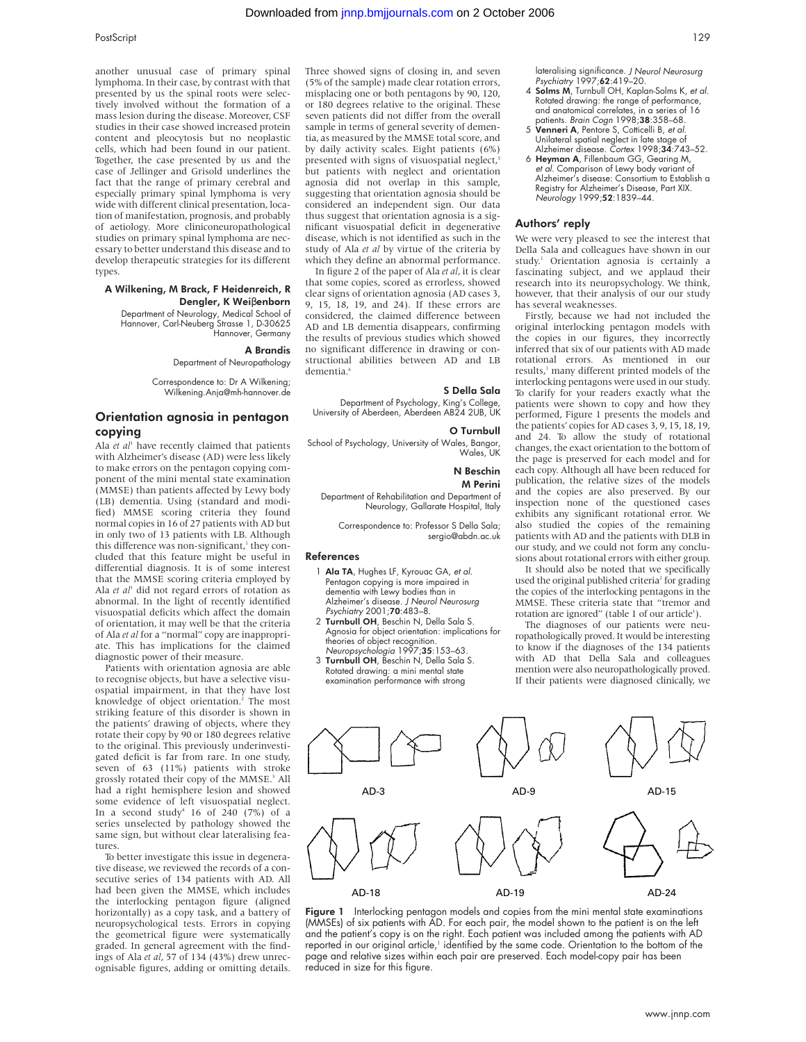another unusual case of primary spinal lymphoma. In their case, by contrast with that presented by us the spinal roots were selectively involved without the formation of a mass lesion during the disease. Moreover, CSF studies in their case showed increased protein content and pleocytosis but no neoplastic cells, which had been found in our patient. Together, the case presented by us and the case of Jellinger and Grisold underlines the fact that the range of primary cerebral and especially primary spinal lymphoma is very wide with different clinical presentation, location of manifestation, prognosis, and probably of aetiology. More cliniconeuropathological studies on primary spinal lymphoma are necessary to better understand this disease and to develop therapeutic strategies for its different types.

**A Wilkening, M Brack, F Heidenreich, R Dengler, K Weiβenborn**
Department of Neurology, Medical School of Hannover, Carl-Neuberg Strasse 1, D-30625 Hannover, Germany

**A Brandis**
Department of Neuropathology

Correspondence to: Dr A Wilkening; Wilkening.Anja@mh-hannover.de

## Orientation agnosia in pentagon copying

Ala *et al*[1] have recently claimed that patients with Alzheimer's disease (AD) were less likely to make errors on the pentagon copying component of the mini mental state examination (MMSE) than patients affected by Lewy body (LB) dementia. Using (standard and modified) MMSE scoring criteria they found normal copies in 16 of 27 patients with AD but in only two of 13 patients with LB. Although this difference was non-significant,[1] they concluded that this feature might be useful in differential diagnosis. It is of some interest that the MMSE scoring criteria employed by Ala *et al*[1] did not regard errors of rotation as abnormal. In the light of recently identified visuospatial deficits which affect the domain of orientation, it may well be that the criteria of Ala *et al* for a "normal" copy are inappropriate. This has implications for the claimed diagnostic power of their measure.

Patients with orientation agnosia are able to recognise objects, but have a selective visuospatial impairment, in that they have lost knowledge of object orientation.[2] The most striking feature of this disorder is shown in the patients' drawing of objects, where they rotate their copy by 90 or 180 degrees relative to the original. This previously underinvestigated deficit is far from rare. In one study, seven of 63 (11%) patients with stroke grossly rotated their copy of the MMSE.[3] All had a right hemisphere lesion and showed some evidence of left visuospatial neglect. In a second study[4] 16 of 240 (7%) of a series unselected by pathology showed the same sign, but without clear lateralising features.

To better investigate this issue in degenerative disease, we reviewed the records of a consecutive series of 134 patients with AD. All had been given the MMSE, which includes the interlocking pentagon figure (aligned horizontally) as a copy task, and a battery of neuropsychological tests. Errors in copying the geometrical figure were systematically graded. In general agreement with the findings of Ala *et al*, 57 of 134 (43%) drew unrecognisable figures, adding or omitting details. Three showed signs of closing in, and seven (5% of the sample) made clear rotation errors, misplacing one or both pentagons by 90, 120, or 180 degrees relative to the original. These seven patients did not differ from the overall sample in terms of general severity of dementia, as measured by the MMSE total score, and by daily activity scales. Eight patients (6%) presented with signs of visuospatial neglect,[5] but patients with neglect and orientation agnosia did not overlap in this sample, suggesting that orientation agnosia should be considered an independent sign. Our data thus suggest that orientation agnosia is a significant visuospatial deficit in degenerative disease, which is not identified as such in the study of Ala *et al* by virtue of the criteria by which they define an abnormal performance.

In figure 2 of the paper of Ala *et al*, it is clear that some copies, scored as errorless, showed clear signs of orientation agnosia (AD cases 3, 9, 15, 18, 19, and 24). If these errors are considered, the claimed difference between AD and LB dementia disappears, confirming the results of previous studies which showed no significant difference in drawing or constructional abilities between AD and LB dementia.[6]

**S Della Sala**
Department of Psychology, King's College, University of Aberdeen, Aberdeen AB24 2UB, UK

**O Turnbull**
School of Psychology, University of Wales, Bangor, Wales, UK

**N Beschin**
**M Perini**
Department of Rehabilitation and Department of Neurology, Gallarate Hospital, Italy

Correspondence to: Professor S Della Sala; sergio@abdn.ac.uk

### References

1. **Ala TA**, Hughes LF, Kyrouac GA, *et al.* Pentagon copying is more impaired in dementia with Lewy bodies than in Alzheimer's disease. *J Neurol Neurosurg Psychiatry* 2001;**70**:483–8.
2. **Turnbull OH**, Beschin N, Della Sala S. Agnosia for object orientation: implications for theories of object recognition. *Neuropsychologia* 1997;**35**:153–63.
3. **Turnbull OH**, Beschin N, Della Sala S. Rotated drawing: a mini mental state examination performance with strong lateralising significance. *J Neurol Neurosurg Psychiatry* 1997;**62**:419–20.
4. **Solms M**, Turnbull OH, Kaplan-Solms K, *et al.* Rotated drawing: the range of performance, and anatomical correlates, in a series of 16 patients. *Brain Cogn* 1998;**38**:358–68.
5. **Venneri A**, Pentore S, Cotticelli B, *et al.* Unilateral spatial neglect in late stage of Alzheimer disease. *Cortex* 1998;**34**:743–52.
6. **Heyman A**, Fillenbaum GG, Gearing M, *et al.* Comparison of Lewy body variant of Alzheimer's disease: Consortium to Establish a Registry for Alzheimer's Disease, Part XIX. *Neurology* 1999;**52**:1839–44.

## Authors' reply

We were very pleased to see the interest that Della Sala and colleagues have shown in our study.[1] Orientation agnosia is certainly a fascinating subject, and we applaud their research into its neuropsychology. We think, however, that their analysis of our study has several weaknesses.

Firstly, because we had not included the original interlocking pentagon models with the copies in our figures, they incorrectly inferred that six of our patients with AD made rotational errors. As mentioned in our results,[1] many different printed models of the interlocking pentagons were used in our study. To clarify for your readers exactly what the patients were shown to copy and how they performed, Figure 1 presents the models and the patients' copies for AD cases 3, 9, 15, 18, 19, and 24. To allow the study of rotational changes, the exact orientation to the bottom of the page is preserved for each model and for each copy. Although all have been reduced for publication, the relative sizes of the models and the copies are also preserved. By our inspection none of the questioned cases exhibits any significant rotational error. We also studied the copies of the remaining patients with AD and the patients with DLB in our study, and we could not form any conclusions about rotational errors with either group.

It should also be noted that we specifically used the original published criteria[2] for grading the copies of the interlocking pentagons in the MMSE. These criteria state that "tremor and rotation are ignored" (table 1 of our article[1]).

The diagnoses of our patients were neuropathologically proved. It would be interesting to know if the diagnoses of the 134 patients with AD that Della Sala and colleagues mention were also neuropathologically proved. If their patients were diagnosed clinically, we

AD-3 AD-9 AD-15 AD-18 AD-19 AD-24

**Figure 1** Interlocking pentagon models and copies from the mini mental state examinations (MMSEs) of six patients with AD. For each pair, the model shown to the patient is on the left and the patient's copy is on the right. Each patient was included among the patients with AD reported in our original article,[1] identified by the same code. Orientation to the bottom of the page and relative sizes within each pair are preserved. Each model-copy pair has been reduced in size for this figure.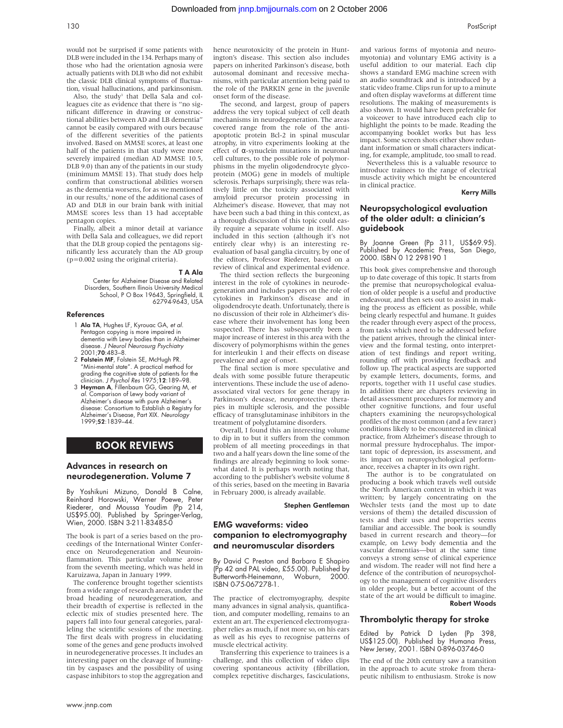would not be surprised if some patients with DLB were included in the 134. Perhaps many of those who had the orientation agnosia were actually patients with DLB who did not exhibit the classic DLB clinical symptoms of fluctuation, visual hallucinations, and parkinsonism.

Also, the study[3] that Della Sala and colleagues cite as evidence that there is "no significant difference in drawing or constructional abilities between AD and LB dementia" cannot be easily compared with ours because of the different severities of the patients involved. Based on MMSE scores, at least one half of the patients in that study were more severely impaired (median AD MMSE 10.5, DLB 9.0) than any of the patients in our study (minimum MMSE 13). That study does help confirm that constructional abilities worsen as the dementia worsens, for as we mentioned in our results,[1] none of the additional cases of AD and DLB in our brain bank with initial MMSE scores less than 13 had acceptable pentagon copies.

Finally, albeit a minor detail at variance with Della Sala and colleagues, we did report that the DLB group copied the pentagons significantly less accurately than the AD group (p=0.002 using the original criteria).

**T A Ala**

Center for Alzheimer Disease and Related Disorders, Southern Illinois University Medical School, P O Box 19643, Springfield, IL 62794-9643, USA

### References

1. **Ala TA**, Hughes LF, Kyrouac GA, *et al*. Pentagon copying is more impaired in dementia with Lewy bodies than in Alzheimer disease. *J Neurol Neurosurg Psychiatry* 2001;**70**:483–8.
2. **Folstein MF**, Folstein SE, McHugh PR. "Mini-mental state". A practical method for grading the cognitive state of patients for the clinician. *J Psychol Res* 1975;**12**:189–98.
3. **Heyman A**, Fillenbaum GG, Gearing M, *et al*. Comparison of Lewy body variant of Alzheimer's disease with pure Alzheimer's disease: Consortium to Establish a Registry for Alzheimer's Disease, Part XIX. *Neurology* 1999;**52**:1839–44.

# BOOK REVIEWS

## Advances in research on neurodegeneration. Volume 7

By Yoshikuni Mizuno, Donald B Calne, Reinhard Horowski, Werner Poewe, Peter Riederer, and Moussa Youdim (Pp 214, US$95.00). Published by Springer-Verlag, Wien, 2000. ISBN 3-211-83485-0

The book is part of a series based on the proceedings of the International Winter Conference on Neurodegeneration and Neuroinflammation. This particular volume arose from the seventh meeting, which was held in Karuizawa, Japan in January 1999.

The conference brought together scientists from a wide range of research areas, under the broad heading of neurodegeneration, and their breadth of expertise is reflected in the eclectic mix of studies presented here. The papers fall into four general categories, paralleling the scientific sessions of the meeting. The first deals with progress in elucidating some of the genes and gene products involved in neurodegenerative processes. It includes an interesting paper on the cleavage of huntingtin by caspases and the possibility of using caspase inhibitors to stop the aggregation and hence neurotoxicity of the protein in Huntington's disease. This section also includes papers on inherited Parkinson's disease, both autosomal dominant and recessive mechanisms, with particular attention being paid to the role of the PARKIN gene in the juvenile onset form of the disease.

The second, and largest, group of papers address the very topical subject of cell death mechanisms in neurodegeneration. The areas covered range from the role of the antiapoptotic protein Bcl-2 in spinal muscular atrophy, in vitro experiments looking at the effect of α-synuclein mutations in neuronal cell cultures, to the possible role of polymorphisms in the myelin oligodendrocyte glycoprotein (MOG) gene in models of multiple sclerosis. Perhaps surprisingly, there was relatively little on the toxicity associated with amyloid precursor protein processing in Alzheimer's disease. However, that may not have been such a bad thing in this context, as a thorough discussion of this topic could easily require a separate volume in itself. Also included in this section (although it's not entirely clear why) is an interesting re-evaluation of basal ganglia circuitry, by one of the editors, Professor Riederer, based on a review of clinical and experimental evidence.

The third section reflects the burgeoning interest in the role of cytokines in neurodegeneration and includes papers on the role of cytokines in Parkinson's disease and in oligodendrocyte death. Unfortunately, there is no discussion of their role in Alzheimer's disease where their involvement has long been suspected. There has subsequently been a major increase of interest in this area with the discovery of polymorphisms within the genes for interleukin 1 and their effects on disease prevalence and age of onset.

The final section is more speculative and deals with some possible future therapeutic interventions. These include the use of adenoassociated viral vectors for gene therapy in Parkinson's desease, neuroprotective therapies in multiple sclerosis, and the possible efficacy of transglutaminase inhibitors in the treatment of polyglutamine disorders.

Overall, I found this an interesting volume to dip in to but it suffers from the common problem of all meeting proceedings in that two and a half years down the line some of the findings are already beginning to look somewhat dated. It is perhaps worth noting that, according to the publisher's website volume 8 of this series, based on the meeting in Bavaria in February 2000, is already available.

**Stephen Gentleman**

## EMG waveforms: video companion to electromyography and neuromuscular disorders

By David C Preston and Barbara E Shapiro (Pp 42 and PAL video, £55.00). Published by Butterworth-Heinemann, Woburn, 2000. ISBN 0-75-067278-1.

The practice of electromyography, despite many advances in signal analysis, quantification, and computer modelling, remains to an extent an art. The experienced electromyographer relies as much, if not more so, on his ears as well as his eyes to recognise patterns of muscle electrical activity.

Transferring this experience to trainees is a challenge, and this collection of video clips covering spontaneous activity (fibrillation, complex repetitive discharges, fasciculations, and various forms of myotonia and neuromyotonia) and voluntary EMG activity is a useful addition to our material. Each clip shows a standard EMG machine screen with an audio soundtrack and is introduced by a static video frame. Clips run for up to a minute and often display waveforms at different time resolutions. The making of measurements is also shown. It would have been preferable for a voiceover to have introduced each clip to highlight the points to be made. Reading the accompanying booklet works but has less impact. Some screen shots either show redundant information or small characters indicating, for example, amplitude, too small to read.

Nevertheless this is a valuable resource to introduce trainees to the range of electrical muscle activity which might be encountered in clinical practice.

**Kerry Mills**

## Neuropsychological evaluation of the older adult: a clinician's guidebook

By Joanne Green (Pp 311, US$69.95). Published by Academic Press, San Diego, 2000. ISBN 0 12 298190 1

This book gives comprehensive and thorough up to date coverage of this topic. It starts from the premise that neuropsychological evaluation of older people is a useful and productive endeavour, and then sets out to assist in making the process as efficient as possible, while being clearly respectful and humane. It guides the reader through every aspect of the process, from tasks which need to be addressed before the patient arrives, through the clinical interview and the formal testing, onto interpretation of test findings and report writing, rounding off with providing feedback and follow up. The practical aspects are supported by example letters, documents, forms, and reports, together with 11 useful case studies. In addition there are chapters reviewing in detail assessment procedures for memory and other cognitive functions, and four useful chapters examining the neuropsychological profiles of the most common (and a few rarer) conditions likely to be encountered in clinical practice, from Alzheimer's disease through to normal pressure hydrocephalus. The important topic of depression, its assessment, and its impact on neuropsychological performance, receives a chapter in its own right.

The author is to be congratulated on producing a book which travels well outside the North American context in which it was written; by largely concentrating on the Wechsler tests (and the most up to date versions of them) the detailed discussion of tests and their uses and properties seems familiar and accessible. The book is soundly based in current research and theory—for example, on Lewy body dementia and the vascular dementias—but at the same time conveys a strong sense of clinical experience and wisdom. The reader will not find here a defence of the contribution of neuropsychology to the management of cognitive disorders in older people, but a better account of the state of the art would be difficult to imagine.

**Robert Woods**

## Thrombolytic therapy for stroke

Edited by Patrick D Lyden (Pp 398, US$125.00). Published by Humana Press, New Jersey, 2001. ISBN 0-896-03746-0

The end of the 20th century saw a transition in the approach to acute stroke from therapeutic nihilism to enthusiasm. Stroke is now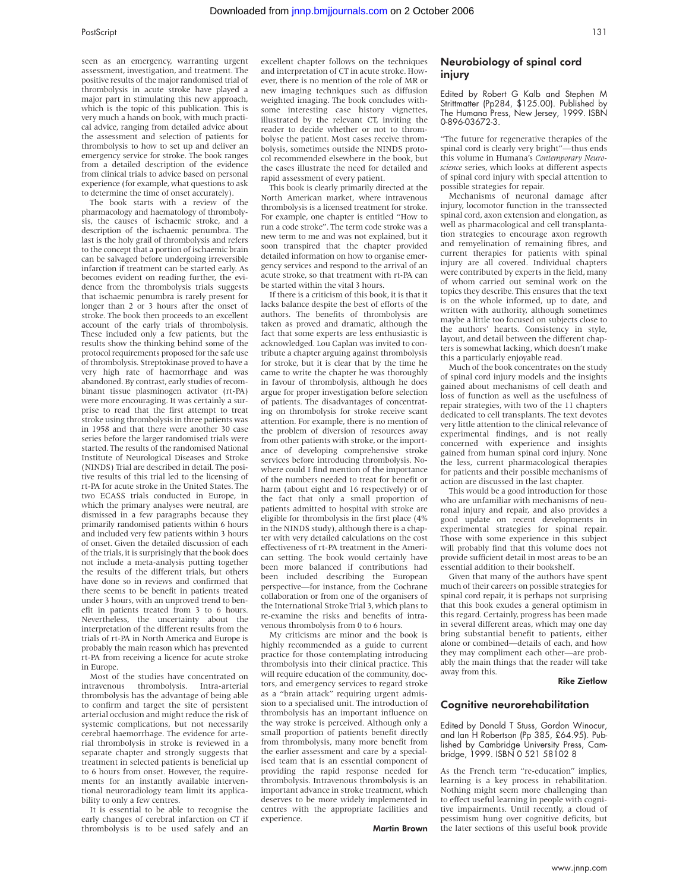seen as an emergency, warranting urgent assessment, investigation, and treatment. The positive results of the major randomised trial of thrombolysis in acute stroke have played a major part in stimulating this new approach, which is the topic of this publication. This is very much a hands on book, with much practical advice, ranging from detailed advice about the assessment and selection of patients for thrombolysis to how to set up and deliver an emergency service for stroke. The book ranges from a detailed description of the evidence from clinical trials to advice based on personal experience (for example, what questions to ask to determine the time of onset accurately).

The book starts with a review of the pharmacology and haematology of thrombolysis, the causes of ischaemic stroke, and a description of the ischaemic penumbra. The last is the holy grail of thrombolysis and refers to the concept that a portion of ischaemic brain can be salvaged before undergoing irreversible infarction if treatment can be started early. As becomes evident on reading further, the evidence from the thrombolysis trials suggests that ischaemic penumbra is rarely present for longer than 2 or 3 hours after the onset of stroke. The book then proceeds to an excellent account of the early trials of thrombolysis. These included only a few patients, but the results show the thinking behind some of the protocol requirements proposed for the safe use of thrombolysis. Streptokinase proved to have a very high rate of haemorrhage and was abandoned. By contrast, early studies of recombinant tissue plasminogen activator (rt-PA) were more encouraging. It was certainly a surprise to read that the first attempt to treat stroke using thrombolysis in three patients was in 1958 and that there were another 30 case series before the larger randomised trials were started. The results of the randomised National Institute of Neurological Diseases and Stroke (NINDS) Trial are described in detail. The positive results of this trial led to the licensing of rt-PA for acute stroke in the United States. The two ECASS trials conducted in Europe, in which the primary analyses were neutral, are dismissed in a few paragraphs because they primarily randomised patients within 6 hours and included very few patients within 3 hours of onset. Given the detailed discussion of each of the trials, it is surprisingly that the book does not include a meta-analysis putting together the results of the different trials, but others have done so in reviews and confirmed that there seems to be benefit in patients treated under 3 hours, with an unproved trend to benefit in patients treated from 3 to 6 hours. Nevertheless, the uncertainty about the interpretation of the different results from the trials of rt-PA in North America and Europe is probably the main reason which has prevented rt-PA from receiving a licence for acute stroke in Europe.

Most of the studies have concentrated on intravenous thrombolysis. Intra-arterial thrombolysis has the advantage of being able to confirm and target the site of persistent arterial occlusion and might reduce the risk of systemic complications, but not necessarily cerebral haemorrhage. The evidence for arterial thrombolysis in stroke is reviewed in a separate chapter and strongly suggests that treatment in selected patients is beneficial up to 6 hours from onset. However, the requirements for an instantly available interventional neuroradiology team limit its applicability to only a few centres.

It is essential to be able to recognise the early changes of cerebral infarction on CT if thrombolysis is to be used safely and an excellent chapter follows on the techniques and interpretation of CT in acute stroke. However, there is no mention of the role of MR or new imaging techniques such as diffusion weighted imaging. The book concludes withsome interesting case history vignettes, illustrated by the relevant CT, inviting the reader to decide whether or not to thrombolyse the patient. Most cases receive thrombolysis, sometimes outside the NINDS protocol recommended elsewhere in the book, but the cases illustrate the need for detailed and rapid assessment of every patient.

This book is clearly primarily directed at the North American market, where intravenous thrombolysis is a licensed treatment for stroke. For example, one chapter is entitled "How to run a code stroke". The term code stroke was a new term to me and was not explained, but it soon transpired that the chapter provided detailed information on how to organise emergency services and respond to the arrival of an acute stroke, so that treatment with rt-PA can be started within the vital 3 hours.

If there is a criticism of this book, it is that it lacks balance despite the best of efforts of the authors. The benefits of thrombolysis are taken as proved and dramatic, although the fact that some experts are less enthusiastic is acknowledged. Lou Caplan was invited to contribute a chapter arguing against thrombolysis for stroke, but it is clear that by the time he came to write the chapter he was thoroughly in favour of thrombolysis, although he does argue for proper investigation before selection of patients. The disadvantages of concentrating on thrombolysis for stroke receive scant attention. For example, there is no mention of the problem of diversion of resources away from other patients with stroke, or the importance of developing comprehensive stroke services before introducing thrombolysis. Nowhere could I find mention of the importance of the numbers needed to treat for benefit or harm (about eight and 16 respectively) or of the fact that only a small proportion of patients admitted to hospital with stroke are eligible for thrombolysis in the first place (4% in the NINDS study), although there is a chapter with very detailed calculations on the cost effectiveness of rt-PA treatment in the American setting. The book would certainly have been more balanced if contributions had been included describing the European perspective—for instance, from the Cochrane collaboration or from one of the organisers of the International Stroke Trial 3, which plans to re-examine the risks and benefits of intravenous thrombolysis from 0 to 6 hours.

My criticisms are minor and the book is highly recommended as a guide to current practice for those contemplating introducing thrombolysis into their clinical practice. This will require education of the community, doctors, and emergency services to regard stroke as a "brain attack" requiring urgent admission to a specialised unit. The introduction of thrombolysis has an important influence on the way stroke is perceived. Although only a small proportion of patients benefit directly from thrombolysis, many more benefit from the earlier assessment and care by a specialised team that is an essential component of providing the rapid response needed for thrombolysis. Intravenous thrombolysis is an important advance in stroke treatment, which deserves to be more widely implemented in centres with the appropriate facilities and experience.

**Martin Brown**

## Neurobiology of spinal cord injury

Edited by Robert G Kalb and Stephen M Strittmatter (Pp284, $125.00). Published by The Humana Press, New Jersey, 1999. ISBN 0-896-03672-3.

"The future for regenerative therapies of the spinal cord is clearly very bright"—thus ends this volume in Humana's *Contemporary Neuroscience* series, which looks at different aspects of spinal cord injury with special attention to possible strategies for repair.

Mechanisms of neuronal damage after injury, locomotor function in the transsected spinal cord, axon extension and elongation, as well as pharmacological and cell transplantation strategies to encourage axon regrowth and remyelination of remaining fibres, and current therapies for patients with spinal injury are all covered. Individual chapters were contributed by experts in the field, many of whom carried out seminal work on the topics they describe. This ensures that the text is on the whole informed, up to date, and written with authority, although sometimes maybe a little too focused on subjects close to the authors' hearts. Consistency in style, layout, and detail between the different chapters is somewhat lacking, which doesn't make this a particularly enjoyable read.

Much of the book concentrates on the study of spinal cord injury models and the insights gained about mechanisms of cell death and loss of function as well as the usefulness of repair strategies, with two of the 11 chapters dedicated to cell transplants. The text devotes very little attention to the clinical relevance of experimental findings, and is not really concerned with experience and insights gained from human spinal cord injury. None the less, current pharmacological therapies for patients and their possible mechanisms of action are discussed in the last chapter.

This would be a good introduction for those who are unfamiliar with mechanisms of neuronal injury and repair, and also provides a good update on recent developments in experimental strategies for spinal repair. Those with some experience in this subject will probably find that this volume does not provide sufficient detail in most areas to be an essential addition to their bookshelf.

Given that many of the authors have spent much of their careers on possible strategies for spinal cord repair, it is perhaps not surprising that this book exudes a general optimism in this regard. Certainly, progress has been made in several different areas, which may one day bring substantial benefit to patients, either alone or combined—details of each, and how they may compliment each other—are probably the main things that the reader will take away from this.

**Rike Zietlow**

## Cognitive neurorehabilitation

Edited by Donald T Stuss, Gordon Winocur, and Ian H Robertson (Pp 385, £64.95). Published by Cambridge University Press, Cambridge, 1999. ISBN 0 521 58102 8

As the French term "re-education" implies, learning is a key process in rehabilitation. Nothing might seem more challenging than to effect useful learning in people with cognitive impairments. Until recently, a cloud of pessimism hung over cognitive deficits, but the later sections of this useful book provide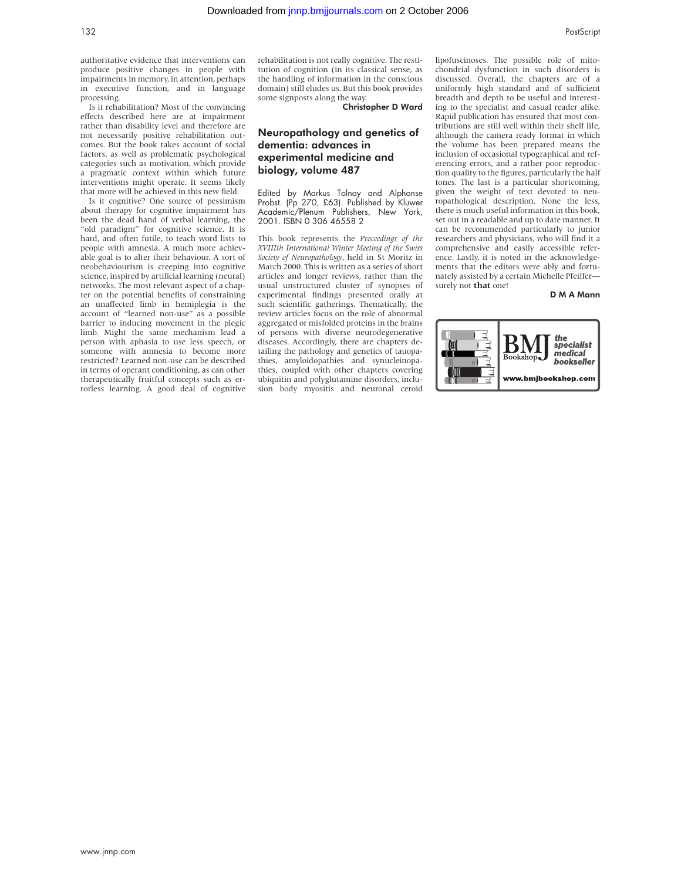authoritative evidence that interventions can produce positive changes in people with impairments in memory, in attention, perhaps in executive function, and in language processing.

Is it rehabilitation? Most of the convincing effects described here are at impairment rather than disability level and therefore are not necessarily positive rehabilitation outcomes. But the book takes account of social factors, as well as problematic psychological categories such as motivation, which provide a pragmatic context within which future interventions might operate. It seems likely that more will be achieved in this new field.

Is it cognitive? One source of pessimism about therapy for cognitive impairment has been the dead hand of verbal learning, the "old paradigm" for cognitive science. It is hard, and often futile, to teach word lists to people with amnesia. A much more achievable goal is to alter their behaviour. A sort of neobehaviourism is creeping into cognitive science, inspired by artificial learning (neural) networks. The most relevant aspect of a chapter on the potential benefits of constraining an unaffected limb in hemiplegia is the account of "learned non-use" as a possible barrier to inducing movement in the plegic limb. Might the same mechanism lead a person with aphasia to use less speech, or someone with amnesia to become more restricted? Learned non-use can be described in terms of operant conditioning, as can other therapeutically fruitful concepts such as errorless learning. A good deal of cognitive rehabilitation is not really cognitive. The restitution of cognition (in its classical sense, as the handling of information in the conscious domain) still eludes us. But this book provides some signposts along the way.

**Christopher D Ward**

## Neuropathology and genetics of dementia: advances in experimental medicine and biology, volume 487

Edited by Markus Tolnay and Alphonse Probst. (Pp 270, £63). Published by Kluwer Academic/Plenum Publishers, New York, 2001. ISBN 0 306 46558 2

This book represents the *Proceedings of the XVIIIth International Winter Meeting of the Swiss Society of Neuropathology*, held in St Moritz in March 2000. This is written as a series of short articles and longer reviews, rather than the usual unstructured cluster of synopses of experimental findings presented orally at such scientific gatherings. Thematically, the review articles focus on the role of abnormal aggregated or misfolded proteins in the brains of persons with diverse neurodegenerative diseases. Accordingly, there are chapters detailing the pathology and genetics of tauopathies, amyloidopathies and synucleinopathies, coupled with other chapters covering ubiquitin and polyglutamine disorders, inclusion body myositis and neuronal ceroid lipofuscinoses. The possible role of mitochondrial dysfunction in such disorders is discussed. Overall, the chapters are of a uniformly high standard and of sufficient breadth and depth to be useful and interesting to the specialist and casual reader alike. Rapid publication has ensured that most contributions are still well within their shelf life, although the camera ready format in which the volume has been prepared means the inclusion of occasional typographical and referencing errors, and a rather poor reproduction quality to the figures, particularly the half tones. The last is a particular shortcoming, given the weight of text devoted to neuropathological description. None the less, there is much useful information in this book, set out in a readable and up to date manner. It can be recommended particularly to junior researchers and physicians, who will find it a comprehensive and easily accessible reference. Lastly, it is noted in the acknowledgements that the editors were ably and fortunately assisted by a certain Michelle Pfeiffer—surely not **that** one!

**D M A Mann**

BMJ Bookshop — the specialist medical bookseller — www.bmjbookshop.com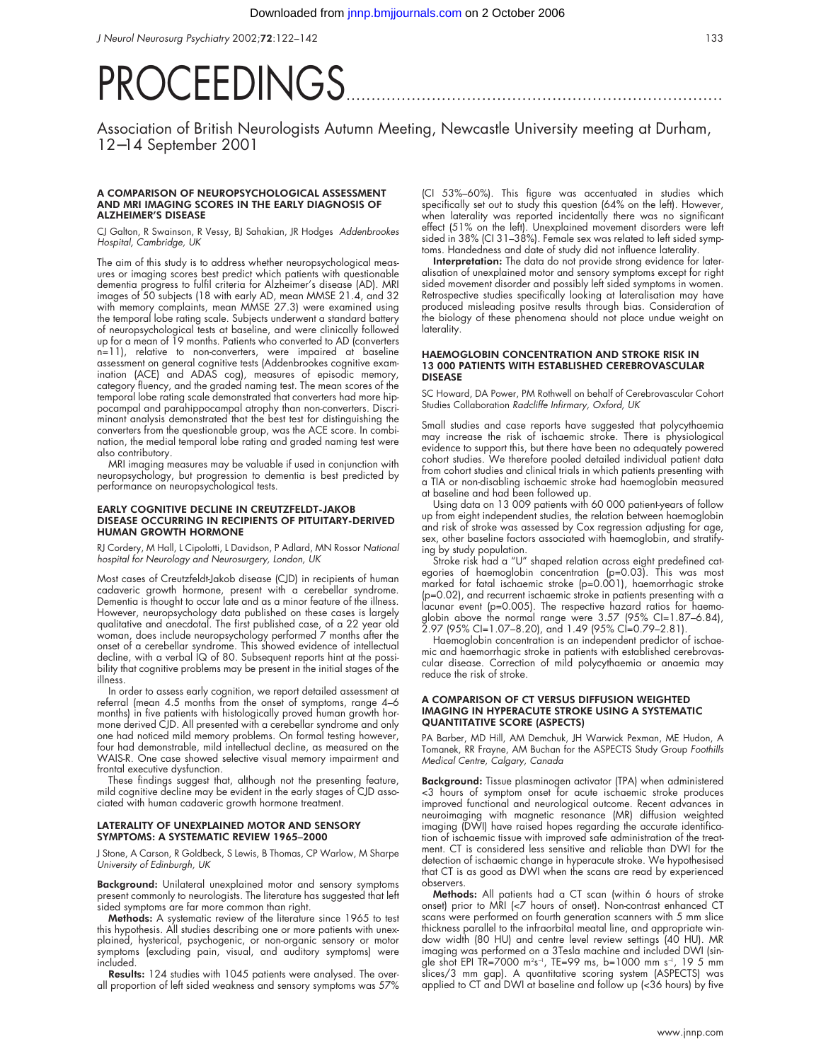# PROCEEDINGS

Association of British Neurologists Autumn Meeting, Newcastle University meeting at Durham, 12–14 September 2001

### A COMPARISON OF NEUROPSYCHOLOGICAL ASSESSMENT AND MRI IMAGING SCORES IN THE EARLY DIAGNOSIS OF ALZHEIMER'S DISEASE

CJ Galton, R Swainson, R Vessy, BJ Sahakian, JR Hodges *Addenbrookes Hospital, Cambridge, UK*

The aim of this study is to address whether neuropsychological measures or imaging scores best predict which patients with questionable dementia progress to fulfil criteria for Alzheimer's disease (AD). MRI images of 50 subjects (18 with early AD, mean MMSE 21.4, and 32 with memory complaints, mean MMSE 27.3) were examined using the temporal lobe rating scale. Subjects underwent a standard battery of neuropsychological tests at baseline, and were clinically followed up for a mean of 19 months. Patients who converted to AD (converters n=11), relative to non-converters, were impaired at baseline assessment on general cognitive tests (Addenbrookes cognitive examination (ACE) and ADAS cog), measures of episodic memory, category fluency, and the graded naming test. The mean scores of the temporal lobe rating scale demonstrated that converters had more hippocampal and parahippocampal atrophy than non-converters. Discriminant analysis demonstrated that the best test for distinguishing the converters from the questionable group, was the ACE score. In combination, the medial temporal lobe rating and graded naming test were also contributory.

MRI imaging measures may be valuable if used in conjunction with neuropsychology, but progression to dementia is best predicted by performance on neuropsychological tests.

### EARLY COGNITIVE DECLINE IN CREUTZFELDT-JAKOB DISEASE OCCURRING IN RECIPIENTS OF PITUITARY-DERIVED HUMAN GROWTH HORMONE

RJ Cordery, M Hall, L Cipolotti, L Davidson, P Adlard, MN Rossor *National hospital for Neurology and Neurosurgery, London, UK*

Most cases of Creutzfeldt-Jakob disease (CJD) in recipients of human cadaveric growth hormone, present with a cerebellar syndrome. Dementia is thought to occur late and as a minor feature of the illness. However, neuropsychology data published on these cases is largely qualitative and anecdotal. The first published case, of a 22 year old woman, does include neuropsychology performed 7 months after the onset of a cerebellar syndrome. This showed evidence of intellectual decline, with a verbal IQ of 80. Subsequent reports hint at the possibility that cognitive problems may be present in the initial stages of the illness.

In order to assess early cognition, we report detailed assessment at referral (mean 4.5 months from the onset of symptoms, range 4–6 months) in five patients with histologically proved human growth hormone derived CJD. All presented with a cerebellar syndrome and only one had noticed mild memory problems. On formal testing however, four had demonstrable, mild intellectual decline, as measured on the WAIS-R. One case showed selective visual memory impairment and frontal executive dysfunction.

These findings suggest that, although not the presenting feature, mild cognitive decline may be evident in the early stages of CJD associated with human cadaveric growth hormone treatment.

### LATERALITY OF UNEXPLAINED MOTOR AND SENSORY SYMPTOMS: A SYSTEMATIC REVIEW 1965–2000

J Stone, A Carson, R Goldbeck, S Lewis, B Thomas, CP Warlow, M Sharpe *University of Edinburgh, UK*

**Background:** Unilateral unexplained motor and sensory symptoms present commonly to neurologists. The literature has suggested that left sided symptoms are far more common than right.

**Methods:** A systematic review of the literature since 1965 to test this hypothesis. All studies describing one or more patients with unexplained, hysterical, psychogenic, or non-organic sensory or motor symptoms (excluding pain, visual, and auditory symptoms) were included.

**Results:** 124 studies with 1045 patients were analysed. The overall proportion of left sided weakness and sensory symptoms was 57% (CI 53%–60%). This figure was accentuated in studies which specifically set out to study this question (64% on the left). However, when laterality was reported incidentally there was no significant effect (51% on the left). Unexplained movement disorders were left sided in 38% (CI 31–38%). Female sex was related to left sided symptoms. Handedness and date of study did not influence laterality.

**Interpretation:** The data do not provide strong evidence for lateralisation of unexplained motor and sensory symptoms except for right sided movement disorder and possibly left sided symptoms in women. Retrospective studies specifically looking at lateralisation may have produced misleading positve results through bias. Consideration of the biology of these phenomena should not place undue weight on laterality.

### HAEMOGLOBIN CONCENTRATION AND STROKE RISK IN 13 000 PATIENTS WITH ESTABLISHED CEREBROVASCULAR DISEASE

SC Howard, DA Power, PM Rothwell on behalf of Cerebrovascular Cohort Studies Collaboration *Radcliffe Infirmary, Oxford, UK*

Small studies and case reports have suggested that polycythaemia may increase the risk of ischaemic stroke. There is physiological evidence to support this, but there have been no adequately powered cohort studies. We therefore pooled detailed individual patient data from cohort studies and clinical trials in which patients presenting with a TIA or non-disabling ischaemic stroke had haemoglobin measured at baseline and had been followed up.

Using data on 13 009 patients with 60 000 patient-years of follow up from eight independent studies, the relation between haemoglobin and risk of stroke was assessed by Cox regression adjusting for age, sex, other baseline factors associated with haemoglobin, and stratifying by study population.

Stroke risk had a "U" shaped relation across eight predefined categories of haemoglobin concentration (p=0.03). This was most marked for fatal ischaemic stroke (p=0.001), haemorrhagic stroke (p=0.02), and recurrent ischaemic stroke in patients presenting with a lacunar event (p=0.005). The respective hazard ratios for haemoglobin above the normal range were 3.57 (95% CI=1.87–6.84), 2.97 (95% CI=1.07–8.20), and 1.49 (95% CI=0.79–2.81).

Haemoglobin concentration is an independent predictor of ischaemic and haemorrhagic stroke in patients with established cerebrovascular disease. Correction of mild polycythaemia or anaemia may reduce the risk of stroke.

### A COMPARISON OF CT VERSUS DIFFUSION WEIGHTED IMAGING IN HYPERACUTE STROKE USING A SYSTEMATIC QUANTITATIVE SCORE (ASPECTS)

PA Barber, MD Hill, AM Demchuk, JH Warwick Pexman, ME Hudon, A Tomanek, RR Frayne, AM Buchan for the ASPECTS Study Group *Foothills Medical Centre, Calgary, Canada*

**Background:** Tissue plasminogen activator (TPA) when administered <3 hours of symptom onset for acute ischaemic stroke produces improved functional and neurological outcome. Recent advances in neuroimaging with magnetic resonance (MR) diffusion weighted imaging (DWI) have raised hopes regarding the accurate identification of ischaemic tissue with improved safe administration of the treatment. CT is considered less sensitive and reliable than DWI for the detection of ischaemic change in hyperacute stroke. We hypothesised that CT is as good as DWI when the scans are read by experienced observers.

**Methods:** All patients had a CT scan (within 6 hours of stroke onset) prior to MRI (<7 hours of onset). Non-contrast enhanced CT scans were performed on fourth generation scanners with 5 mm slice thickness parallel to the infraorbital meatal line, and appropriate window width (80 HU) and centre level review settings (40 HU). MR imaging was performed on a 3Tesla machine and included DWI (single shot EPI TR=7000 $m^2s^{-1}$, TE=99 ms, b=1000 mm $s^{-1}$, 19 5 mm slices/3 mm gap). A quantitative scoring system (ASPECTS) was applied to CT and DWI at baseline and follow up (<36 hours) by five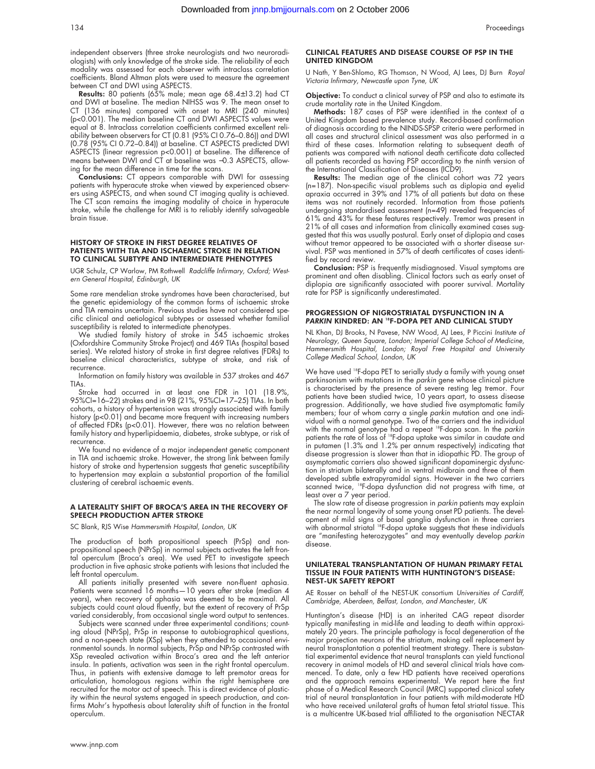independent observers (three stroke neurologists and two neuroradiologists) with only knowledge of the stroke side. The reliability of each modality was assessed for each observer with intraclass correlation coefficients. Bland Altman plots were used to measure the agreement between CT and DWI using ASPECTS.

**Results:** 80 patients (65% male; mean age 68.4±13.2) had CT and DWI at baseline. The median NIHSS was 9. The mean onset to CT (136 minutes) compared with onset to MRI (240 minutes) (p<0.001). The median baseline CT and DWI ASPECTS values were equal at 8. Intraclass correlation coefficients confirmed excellent reliability between observers for CT (0.81 (95% CI 0.76–0.86)) and DWI (0.78 (95% CI 0.72–0.84)) at baseline. CT ASPECTS predicted DWI ASPECTS (linear regression p<0.001) at baseline. The difference of means between DWI and CT at baseline was –0.3 ASPECTS, allowing for the mean difference in time for the scans.

**Conclusions:** CT appears comparable with DWI for assessing patients with hyperacute stroke when viewed by experienced observers using ASPECTS, and when sound CT imaging quality is achieved. The CT scan remains the imaging modality of choice in hyperacute stroke, while the challenge for MRI is to reliably identify salvageable brain tissue.

### HISTORY OF STROKE IN FIRST DEGREE RELATIVES OF PATIENTS WITH TIA AND ISCHAEMIC STROKE IN RELATION TO CLINICAL SUBTYPE AND INTERMEDIATE PHENOTYPES

UGR Schulz, CP Warlow, PM Rothwell *Radcliffe Infirmary, Oxford; Western General Hospital, Edinburgh, UK*

Some rare mendelian stroke syndromes have been characterised, but the genetic epidemiology of the common forms of ischaemic stroke and TIA remains uncertain. Previous studies have not considered specific clinical and aetiological subtypes or assessed whether familial susceptibility is related to intermediate phenotypes.

We studied family history of stroke in 545 ischaemic strokes (Oxfordshire Community Stroke Project) and 469 TIAs (hospital based series). We related history of stroke in first degree relatives (FDRs) to baseline clinical characteristics, subtype of stroke, and risk of recurrence.

Information on family history was available in 537 strokes and 467 TIAs.

Stroke had occurred in at least one FDR in 101 (18.9%, 95%CI=16–22) strokes and in 98 (21%, 95%CI=17–25) TIAs. In both cohorts, a history of hypertension was strongly associated with family history (p<0.01) and became more frequent with increasing numbers of affected FDRs (p<0.01). However, there was no relation between family history and hyperlipidaemia, diabetes, stroke subtype, or risk of recurrence.

We found no evidence of a major independent genetic component in TIA and ischaemic stroke. However, the strong link between family history of stroke and hypertension suggests that genetic susceptibility to hypertension may explain a substantial proportion of the familial clustering of cerebral ischaemic events.

### A LATERALITY SHIFT OF BROCA'S AREA IN THE RECOVERY OF SPEECH PRODUCTION AFTER STROKE

SC Blank, RJS Wise *Hammersmith Hospital, London, UK*

The production of both propositional speech (PrSp) and non-propositional speech (NPrSp) in normal subjects activates the left frontal operculum (Broca's area). We used PET to investigate speech production in five aphasic stroke patients with lesions that included the left frontal operculum.

All patients initially presented with severe non-fluent aphasia. Patients were scanned 16 months—10 years after stroke (median 4 years), when recovery of aphasia was deemed to be maximal. All subjects could count aloud fluently, but the extent of recovery of PrSp varied considerably, from occasional single word output to sentences.

Subjects were scanned under three experimental conditions; counting aloud (NPrSp), PrSp in response to autobiographical questions, and a non-speech state (XSp) when they attended to occasional environmental sounds. In normal subjects, PrSp and NPrSp contrasted with XSp revealed activation within Broca's area and the left anterior insula. In patients, activation was seen in the right frontal operculum. Thus, in patients with extensive damage to left premotor areas for articulation, homologous regions within the right hemisphere are recruited for the motor act of speech. This is direct evidence of plasticity within the neural systems engaged in speech production, and confirms Mohr's hypothesis about laterality shift of function in the frontal operculum.

### CLINICAL FEATURES AND DISEASE COURSE OF PSP IN THE UNITED KINGDOM

U Nath, Y Ben-Shlomo, RG Thomson, N Wood, AJ Lees, DJ Burn *Royal Victoria Infirmary, Newcastle upon Tyne, UK*

**Objective:** To conduct a clinical survey of PSP and also to estimate its crude mortality rate in the United Kingdom.

**Methods:** 187 cases of PSP were identified in the context of a United Kingdom based prevalence study. Record-based confirmation of diagnosis according to the NINDS-SPSP criteria were performed in all cases and structural clinical assessment was also performed in a third of these cases. Information relating to subsequent death of patients was compared with national death certificate data collected all patients recorded as having PSP according to the ninth version of the International Classification of Diseases (ICD9).

**Results:** The median age of the clinical cohort was 72 years (n=187). Non-specific visual problems such as diplopia and eyelid apraxia occurred in 39% and 17% of all patients but data on these items was not routinely recorded. Information from those patients undergoing standardised assessment (n=49) revealed frequencies of 61% and 43% for these features respectively. Tremor was present in 21% of all cases and information from clinically examined cases suggested that this was usually postural. Early onset of diplopia and cases without tremor appeared to be associated with a shorter disease survival. PSP was mentioned in 57% of death certificates of cases identified by record review.

**Conclusion:** PSP is frequently misdiagnosed. Visual symptoms are prominent and often disabling. Clinical factors such as early onset of diplopia are significantly associated with poorer survival. Mortality rate for PSP is significantly underestimated.

### PROGRESSION OF NIGROSTRIATAL DYSFUNCTION IN A *PARKIN* KINDRED: AN $^{18}$F-DOPA PET AND CLINICAL STUDY

NL Khan, DJ Brooks, N Pavese, NW Wood, AJ Lees, P Piccini *Institute of Neurology, Queen Square, London; Imperial College School of Medicine, Hammersmith Hospital, London; Royal Free Hospital and University College Medical School, London, UK*

We have used $^{18}$F-dopa PET to serially study a family with young onset parkinsonism with mutations in the *parkin* gene whose clinical picture is characterised by the presence of severe resting leg tremor. Four patients have been studied twice, 10 years apart, to assess disease progression. Additionally, we have studied five asymptomatic family members; four of whom carry a single *parkin* mutation and one individual with a normal genotype. Two of the carriers and the individual with the normal genotype had a repeat $^{18}$F-dopa scan. In the *parkin* patients the rate of loss of $^{18}$F-dopa uptake was similar in caudate and in putamen (1.3% and 1.2% per annum respectively) indicating that disease progression is slower than that in idiopathic PD. The group of asymptomatic carriers also showed significant dopaminergic dysfunction in striatum bilaterally and in ventral midbrain and three of them developed subtle extrapyramidal signs. However in the two carriers scanned twice, $^{18}$F-dopa dysfunction did not progress with time, at least over a 7 year period.

The slow rate of disease progression in *parkin* patients may explain the near normal longevity of some young onset PD patients. The development of mild signs of basal ganglia dysfunction in three carriers with abnormal striatal $^{18}$F-dopa uptake suggests that these individuals are "manifesting heterozygotes" and may eventually develop *parkin* disease.

### UNILATERAL TRANSPLANTATION OF HUMAN PRIMARY FETAL TISSUE IN FOUR PATIENTS WITH HUNTINGTON'S DISEASE: NEST-UK SAFETY REPORT

AE Rosser on behalf of the NEST-UK consortium *Universities of Cardiff, Cambridge, Aberdeen, Belfast, London, and Manchester, UK*

Huntington's disease (HD) is an inherited CAG repeat disorder typically manifesting in mid-life and leading to death within approximately 20 years. The principle pathology is focal degeneration of the major projection neurons of the striatum, making cell replacement by neural transplantation a potential treatment strategy. There is substantial experimental evidence that neural transplants can yield functional recovery in animal models of HD and several clinical trials have commenced. To date, only a few HD patients have received operations and the approach remains experimental. We report here the first phase of a Medical Research Council (MRC) supported clinical safety trial of neural transplantation in four patients with mild-moderate HD who have received unilateral grafts of human fetal striatal tissue. This is a multicentre UK-based trial affiliated to the organisation NECTAR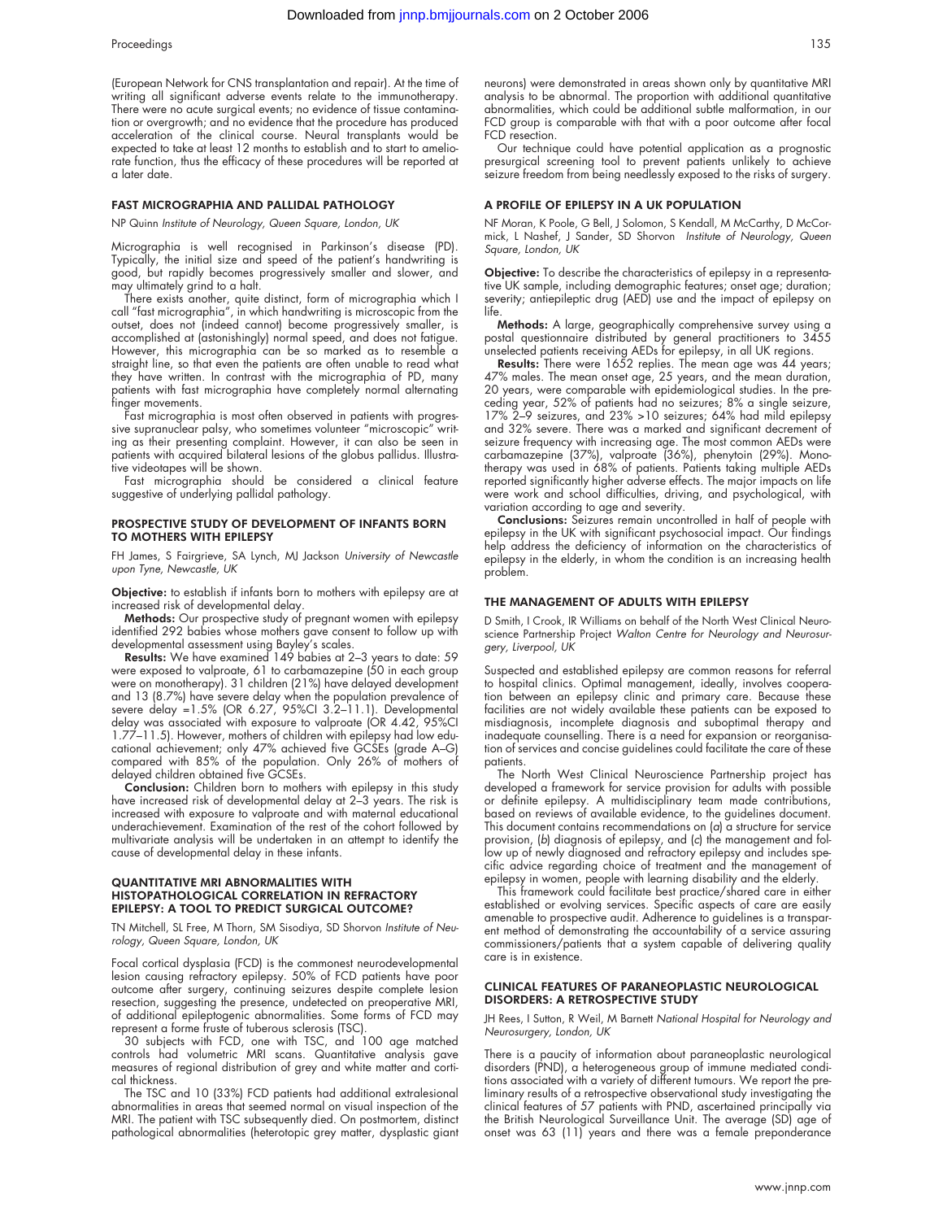(European Network for CNS transplantation and repair). At the time of writing all significant adverse events relate to the immunotherapy. There were no acute surgical events; no evidence of tissue contamination or overgrowth; and no evidence that the procedure has produced acceleration of the clinical course. Neural transplants would be expected to take at least 12 months to establish and to start to ameliorate function, thus the efficacy of these procedures will be reported at a later date.

### FAST MICROGRAPHIA AND PALLIDAL PATHOLOGY

NP Quinn *Institute of Neurology, Queen Square, London, UK*

Micrographia is well recognised in Parkinson's disease (PD). Typically, the initial size and speed of the patient's handwriting is good, but rapidly becomes progressively smaller and slower, and may ultimately grind to a halt.

There exists another, quite distinct, form of micrographia which I call "fast micrographia", in which handwriting is microscopic from the outset, does not (indeed cannot) become progressively smaller, is accomplished at (astonishingly) normal speed, and does not fatigue. However, this micrographia can be so marked as to resemble a straight line, so that even the patients are often unable to read what they have written. In contrast with the micrographia of PD, many patients with fast micrographia have completely normal alternating finger movements.

Fast micrographia is most often observed in patients with progressive supranuclear palsy, who sometimes volunteer "microscopic" writing as their presenting complaint. However, it can also be seen in patients with acquired bilateral lesions of the globus pallidus. Illustrative videotapes will be shown.

Fast micrographia should be considered a clinical feature suggestive of underlying pallidal pathology.

### PROSPECTIVE STUDY OF DEVELOPMENT OF INFANTS BORN TO MOTHERS WITH EPILEPSY

FH James, S Fairgrieve, SA Lynch, MJ Jackson *University of Newcastle upon Tyne, Newcastle, UK*

**Objective:** to establish if infants born to mothers with epilepsy are at increased risk of developmental delay.

**Methods:** Our prospective study of pregnant women with epilepsy identified 292 babies whose mothers gave consent to follow up with developmental assessment using Bayley's scales.

**Results:** We have examined 149 babies at 2–3 years to date: 59 were exposed to valproate, 61 to carbamazepine (50 in each group were on monotherapy). 31 children (21%) have delayed development and 13 (8.7%) have severe delay when the population prevalence of severe delay =1.5% (OR 6.27, 95%CI 3.2–11.1). Developmental delay was associated with exposure to valproate (OR 4.42, 95%CI 1.77–11.5). However, mothers of children with epilepsy had low educational achievement; only 47% achieved five GCSEs (grade A–G) compared with 85% of the population. Only 26% of mothers of delayed children obtained five GCSEs.

**Conclusion:** Children born to mothers with epilepsy in this study have increased risk of developmental delay at 2–3 years. The risk is increased with exposure to valproate and with maternal educational underachievement. Examination of the rest of the cohort followed by multivariate analysis will be undertaken in an attempt to identify the cause of developmental delay in these infants.

### QUANTITATIVE MRI ABNORMALITIES WITH HISTOPATHOLOGICAL CORRELATION IN REFRACTORY EPILEPSY: A TOOL TO PREDICT SURGICAL OUTCOME?

TN Mitchell, SL Free, M Thorn, SM Sisodiya, SD Shorvon *Institute of Neurology, Queen Square, London, UK*

Focal cortical dysplasia (FCD) is the commonest neurodevelopmental lesion causing refractory epilepsy. 50% of FCD patients have poor outcome after surgery, continuing seizures despite complete lesion resection, suggesting the presence, undetected on preoperative MRI, of additional epileptogenic abnormalities. Some forms of FCD may represent a forme fruste of tuberous sclerosis (TSC).

30 subjects with FCD, one with TSC, and 100 age matched controls had volumetric MRI scans. Quantitative analysis gave measures of regional distribution of grey and white matter and cortical thickness.

The TSC and 10 (33%) FCD patients had additional extralesional abnormalities in areas that seemed normal on visual inspection of the MRI. The patient with TSC subsequently died. On postmortem, distinct pathological abnormalities (heterotopic grey matter, dysplastic giant neurons) were demonstrated in areas shown only by quantitative MRI analysis to be abnormal. The proportion with additional quantitative abnormalities, which could be additional subtle malformation, in our FCD group is comparable with that with a poor outcome after focal FCD resection.

Our technique could have potential application as a prognostic presurgical screening tool to prevent patients unlikely to achieve seizure freedom from being needlessly exposed to the risks of surgery.

### A PROFILE OF EPILEPSY IN A UK POPULATION

NF Moran, K Poole, G Bell, J Solomon, S Kendall, M McCarthy, D McCormick, L Nashef, J Sander, SD Shorvon *Institute of Neurology, Queen Square, London, UK*

**Objective:** To describe the characteristics of epilepsy in a representative UK sample, including demographic features; onset age; duration; severity; antiepileptic drug (AED) use and the impact of epilepsy on life.

**Methods:** A large, geographically comprehensive survey using a postal questionnaire distributed by general practitioners to 3455 unselected patients receiving AEDs for epilepsy, in all UK regions.

**Results:** There were 1652 replies. The mean age was 44 years; 47% males. The mean onset age, 25 years, and the mean duration, 20 years, were comparable with epidemiological studies. In the preceding year, 52% of patients had no seizures; 8% a single seizure, 17% 2–9 seizures, and 23% >10 seizures; 64% had mild epilepsy and 32% severe. There was a marked and significant decrement of seizure frequency with increasing age. The most common AEDs were carbamazepine (37%), valproate (36%), phenytoin (29%). Monotherapy was used in 68% of patients. Patients taking multiple AEDs reported significantly higher adverse effects. The major impacts on life were work and school difficulties, driving, and psychological, with variation according to age and severity.

**Conclusions:** Seizures remain uncontrolled in half of people with epilepsy in the UK with significant psychosocial impact. Our findings help address the deficiency of information on the characteristics of epilepsy in the elderly, in whom the condition is an increasing health problem.

### THE MANAGEMENT OF ADULTS WITH EPILEPSY

D Smith, I Crook, IR Williams on behalf of the North West Clinical Neuroscience Partnership Project *Walton Centre for Neurology and Neurosurgery, Liverpool, UK*

Suspected and established epilepsy are common reasons for referral to hospital clinics. Optimal management, ideally, involves cooperation between an epilepsy clinic and primary care. Because these facilities are not widely available these patients can be exposed to misdiagnosis, incomplete diagnosis and suboptimal therapy and inadequate counselling. There is a need for expansion or reorganisation of services and concise guidelines could facilitate the care of these patients.

The North West Clinical Neuroscience Partnership project has developed a framework for service provision for adults with possible or definite epilepsy. A multidisciplinary team made contributions, based on reviews of available evidence, to the guidelines document. This document contains recommendations on (*a*) a structure for service provision, (*b*) diagnosis of epilepsy, and (*c*) the management and follow up of newly diagnosed and refractory epilepsy and includes specific advice regarding choice of treatment and the management of epilepsy in women, people with learning disability and the elderly.

This framework could facilitate best practice/shared care in either established or evolving services. Specific aspects of care are easily amenable to prospective audit. Adherence to guidelines is a transparent method of demonstrating the accountability of a service assuring commissioners/patients that a system capable of delivering quality care is in existence.

### CLINICAL FEATURES OF PARANEOPLASTIC NEUROLOGICAL DISORDERS: A RETROSPECTIVE STUDY

JH Rees, I Sutton, R Weil, M Barnett *National Hospital for Neurology and Neurosurgery, London, UK*

There is a paucity of information about paraneoplastic neurological disorders (PND), a heterogeneous group of immune mediated conditions associated with a variety of different tumours. We report the preliminary results of a retrospective observational study investigating the clinical features of 57 patients with PND, ascertained principally via the British Neurological Surveillance Unit. The average (SD) age of onset was 63 (11) years and there was a female preponderance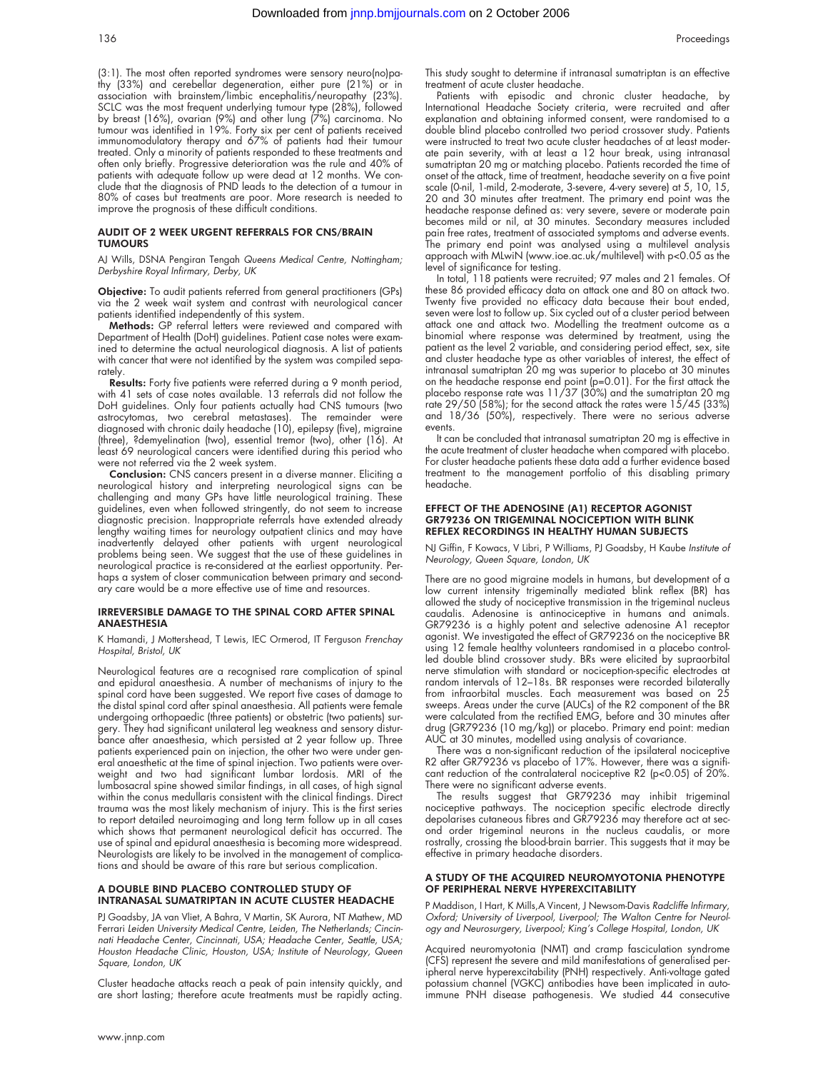(3:1). The most often reported syndromes were sensory neuro(no)pathy (33%) and cerebellar degeneration, either pure (21%) or in association with brainstem/limbic encephalitis/neuropathy (23%). SCLC was the most frequent underlying tumour type (28%), followed by breast (16%), ovarian (9%) and other lung (7%) carcinoma. No tumour was identified in 19%. Forty six per cent of patients received immunomodulatory therapy and 67% of patients had their tumour treated. Only a minority of patients responded to these treatments and often only briefly. Progressive deterioration was the rule and 40% of patients with adequate follow up were dead at 12 months. We conclude that the diagnosis of PND leads to the detection of a tumour in 80% of cases but treatments are poor. More research is needed to improve the prognosis of these difficult conditions.

## AUDIT OF 2 WEEK URGENT REFERRALS FOR CNS/BRAIN TUMOURS

AJ Wills, DSNA Pengiran Tengah *Queens Medical Centre, Nottingham; Derbyshire Royal Infirmary, Derby, UK*

**Objective:** To audit patients referred from general practitioners (GPs) via the 2 week wait system and contrast with neurological cancer patients identified independently of this system.

**Methods:** GP referral letters were reviewed and compared with Department of Health (DoH) guidelines. Patient case notes were examined to determine the actual neurological diagnosis. A list of patients with cancer that were not identified by the system was compiled separately.

**Results:** Forty five patients were referred during a 9 month period, with 41 sets of case notes available. 13 referrals did not follow the DoH guidelines. Only four patients actually had CNS tumours (two astrocytomas, two cerebral metastases). The remainder were diagnosed with chronic daily headache (10), epilepsy (five), migraine (three), ?demyelination (two), essential tremor (two), other (16). At least 69 neurological cancers were identified during this period who were not referred via the 2 week system.

**Conclusion:** CNS cancers present in a diverse manner. Eliciting a neurological history and interpreting neurological signs can be challenging and many GPs have little neurological training. These guidelines, even when followed stringently, do not seem to increase diagnostic precision. Inappropriate referrals have extended already lengthy waiting times for neurology outpatient clinics and may have inadvertently delayed other patients with urgent neurological problems being seen. We suggest that the use of these guidelines in neurological practice is re-considered at the earliest opportunity. Perhaps a system of closer communication between primary and secondary care would be a more effective use of time and resources.

## IRREVERSIBLE DAMAGE TO THE SPINAL CORD AFTER SPINAL ANAESTHESIA

K Hamandi, J Mottershead, T Lewis, IEC Ormerod, IT Ferguson *Frenchay Hospital, Bristol, UK*

Neurological features are a recognised rare complication of spinal and epidural anaesthesia. A number of mechanisms of injury to the spinal cord have been suggested. We report five cases of damage to the distal spinal cord after spinal anaesthesia. All patients were female undergoing orthopaedic (three patients) or obstetric (two patients) surgery. They had significant unilateral leg weakness and sensory disturbance after anaesthesia, which persisted at 2 year follow up. Three patients experienced pain on injection, the other two were under general anaesthetic at the time of spinal injection. Two patients were overweight and two had significant lumbar lordosis. MRI of the lumbosacral spine showed similar findings, in all cases, of high signal within the conus medullaris consistent with the clinical findings. Direct trauma was the most likely mechanism of injury. This is the first series to report detailed neuroimaging and long term follow up in all cases which shows that permanent neurological deficit has occurred. The use of spinal and epidural anaesthesia is becoming more widespread. Neurologists are likely to be involved in the management of complications and should be aware of this rare but serious complication.

## A DOUBLE BIND PLACEBO CONTROLLED STUDY OF INTRANASAL SUMATRIPTAN IN ACUTE CLUSTER HEADACHE

PJ Goadsby, JA van Vliet, A Bahra, V Martin, SK Aurora, NT Mathew, MD Ferrari *Leiden University Medical Centre, Leiden, The Netherlands; Cincinnati Headache Center, Cincinnati, USA; Headache Center, Seattle, USA; Houston Headache Clinic, Houston, USA; Institute of Neurology, Queen Square, London, UK*

Cluster headache attacks reach a peak of pain intensity quickly, and are short lasting; therefore acute treatments must be rapidly acting. This study sought to determine if intranasal sumatriptan is an effective treatment of acute cluster headache.

Patients with episodic and chronic cluster headache, by International Headache Society criteria, were recruited and after explanation and obtaining informed consent, were randomised to a double blind placebo controlled two period crossover study. Patients were instructed to treat two acute cluster headaches of at least moderate pain severity, with at least a 12 hour break, using intranasal sumatriptan 20 mg or matching placebo. Patients recorded the time of onset of the attack, time of treatment, headache severity on a five point scale (0-nil, 1-mild, 2-moderate, 3-severe, 4-very severe) at 5, 10, 15, 20 and 30 minutes after treatment. The primary end point was the headache response defined as: very severe, severe or moderate pain becomes mild or nil, at 30 minutes. Secondary measures included pain free rates, treatment of associated symptoms and adverse events. The primary end point was analysed using a multilevel analysis approach with MLwiN (www.ioe.ac.uk/multilevel) with $p<0.05$ as the level of significance for testing.

In total, 118 patients were recruited; 97 males and 21 females. Of these 86 provided efficacy data on attack one and 80 on attack two. Twenty five provided no efficacy data because their bout ended, seven were lost to follow up. Six cycled out of a cluster period between attack one and attack two. Modelling the treatment outcome as a binomial where response was determined by treatment, using the patient as the level 2 variable, and considering period effect, sex, site and cluster headache type as other variables of interest, the effect of intranasal sumatriptan 20 mg was superior to placebo at 30 minutes on the headache response end point ($p=0.01$). For the first attack the placebo response rate was 11/37 (30%) and the sumatriptan 20 mg rate 29/50 (58%); for the second attack the rates were 15/45 (33%) and 18/36 (50%), respectively. There were no serious adverse events.

It can be concluded that intranasal sumatriptan 20 mg is effective in the acute treatment of cluster headache when compared with placebo. For cluster headache patients these data add a further evidence based treatment to the management portfolio of this disabling primary headache.

## EFFECT OF THE ADENOSINE (A1) RECEPTOR AGONIST GR79236 ON TRIGEMINAL NOCICEPTION WITH BLINK REFLEX RECORDINGS IN HEALTHY HUMAN SUBJECTS

NJ Giffin, F Kowacs, V Libri, P Williams, PJ Goadsby, H Kaube *Institute of Neurology, Queen Square, London, UK*

There are no good migraine models in humans, but development of a low current intensity trigeminally mediated blink reflex (BR) has allowed the study of nociceptive transmission in the trigeminal nucleus caudalis. Adenosine is antinociceptive in humans and animals. GR79236 is a highly potent and selective adenosine A1 receptor agonist. We investigated the effect of GR79236 on the nociceptive BR using 12 female healthy volunteers randomised in a placebo controlled double blind crossover study. BRs were elicited by supraorbital nerve stimulation with standard or nociception-specific electrodes at random intervals of 12–18s. BR responses were recorded bilaterally from infraorbital muscles. Each measurement was based on 25 sweeps. Areas under the curve (AUCs) of the R2 component of the BR were calculated from the rectified EMG, before and 30 minutes after drug (GR79236 (10 mg/kg)) or placebo. Primary end point: median AUC at 30 minutes, modelled using analysis of covariance.

There was a non-significant reduction of the ipsilateral nociceptive R2 after GR79236 vs placebo of 17%. However, there was a significant reduction of the contralateral nociceptive R2 ($p<0.05$) of 20%. There were no significant adverse events.

The results suggest that GR79236 may inhibit trigeminal nociceptive pathways. The nociception specific electrode directly depolarises cutaneous fibres and GR79236 may therefore act at second order trigeminal neurons in the nucleus caudalis, or more rostrally, crossing the blood-brain barrier. This suggests that it may be effective in primary headache disorders.

## A STUDY OF THE ACQUIRED NEUROMYOTONIA PHENOTYPE OF PERIPHERAL NERVE HYPEREXCITABILITY

P Maddison, I Hart, K Mills,A Vincent, J Newsom-Davis *Radcliffe Infirmary, Oxford; University of Liverpool, Liverpool; The Walton Centre for Neurology and Neurosurgery, Liverpool; King's College Hospital, London, UK*

Acquired neuromyotonia (NMT) and cramp fasciculation syndrome (CFS) represent the severe and mild manifestations of generalised peripheral nerve hyperexcitability (PNH) respectively. Anti-voltage gated potassium channel (VGKC) antibodies have been implicated in autoimmune PNH disease pathogenesis. We studied 44 consecutive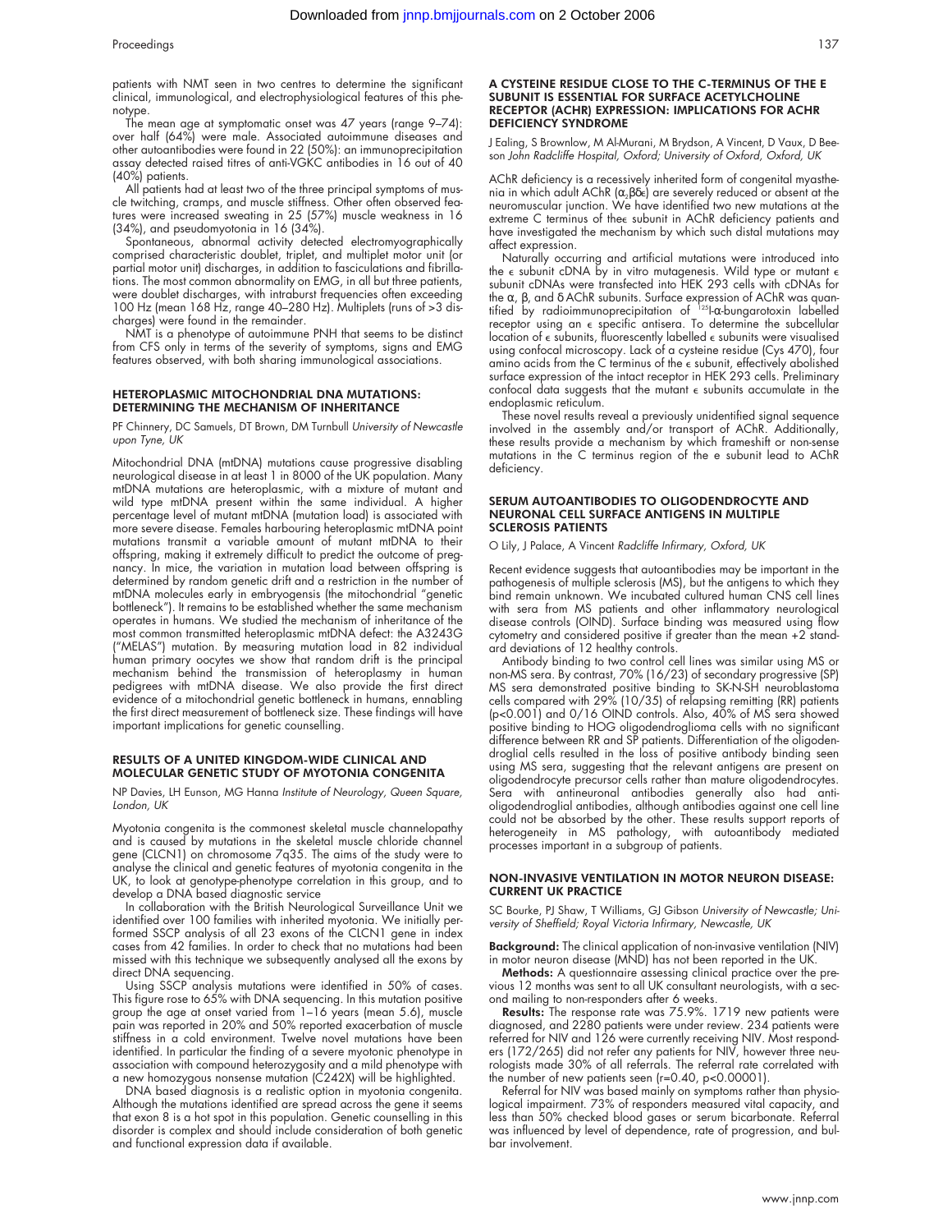patients with NMT seen in two centres to determine the significant clinical, immunological, and electrophysiological features of this phenotype.

The mean age at symptomatic onset was 47 years (range 9–74): over half (64%) were male. Associated autoimmune diseases and other autoantibodies were found in 22 (50%): an immunoprecipitation assay detected raised titres of anti-VGKC antibodies in 16 out of 40 (40%) patients.

All patients had at least two of the three principal symptoms of muscle twitching, cramps, and muscle stiffness. Other often observed features were increased sweating in 25 (57%) muscle weakness in 16 (34%), and pseudomyotonia in 16 (34%).

Spontaneous, abnormal activity detected electromyographically comprised characteristic doublet, triplet, and multiplet motor unit (or partial motor unit) discharges, in addition to fasciculations and fibrillations. The most common abnormality on EMG, in all but three patients, were doublet discharges, with intraburst frequencies often exceeding 100 Hz (mean 168 Hz, range 40–280 Hz). Multiplets (runs of >3 discharges) were found in the remainder.

NMT is a phenotype of autoimmune PNH that seems to be distinct from CFS only in terms of the severity of symptoms, signs and EMG features observed, with both sharing immunological associations.

### HETEROPLASMIC MITOCHONDRIAL DNA MUTATIONS: DETERMINING THE MECHANISM OF INHERITANCE

PF Chinnery, DC Samuels, DT Brown, DM Turnbull *University of Newcastle upon Tyne, UK*

Mitochondrial DNA (mtDNA) mutations cause progressive disabling neurological disease in at least 1 in 8000 of the UK population. Many mtDNA mutations are heteroplasmic, with a mixture of mutant and wild type mtDNA present within the same individual. A higher percentage level of mutant mtDNA (mutation load) is associated with more severe disease. Females harbouring heteroplasmic mtDNA point mutations transmit a variable amount of mutant mtDNA to their offspring, making it extremely difficult to predict the outcome of pregnancy. In mice, the variation in mutation load between offspring is determined by random genetic drift and a restriction in the number of mtDNA molecules early in embryogensis (the mitochondrial "genetic bottleneck"). It remains to be established whether the same mechanism operates in humans. We studied the mechanism of inheritance of the most common transmitted heteroplasmic mtDNA defect: the A3243G ("MELAS") mutation. By measuring mutation load in 82 individual human primary oocytes we show that random drift is the principal mechanism behind the transmission of heteroplasmy in human pedigrees with mtDNA disease. We also provide the first direct evidence of a mitochondrial genetic bottleneck in humans, ennabling the first direct measurement of bottleneck size. These findings will have important implications for genetic counselling.

### RESULTS OF A UNITED KINGDOM-WIDE CLINICAL AND MOLECULAR GENETIC STUDY OF MYOTONIA CONGENITA

NP Davies, LH Eunson, MG Hanna *Institute of Neurology, Queen Square, London, UK*

Myotonia congenita is the commonest skeletal muscle channelopathy and is caused by mutations in the skeletal muscle chloride channel gene (CLCN1) on chromosome 7q35. The aims of the study were to analyse the clinical and genetic features of myotonia congenita in the UK, to look at genotype-phenotype correlation in this group, and to develop a DNA based diagnostic service

In collaboration with the British Neurological Surveillance Unit we identified over 100 families with inherited myotonia. We initially performed SSCP analysis of all 23 exons of the CLCN1 gene in index cases from 42 families. In order to check that no mutations had been missed with this technique we subsequently analysed all the exons by direct DNA sequencing.

Using SSCP analysis mutations were identified in 50% of cases. This figure rose to 65% with DNA sequencing. In this mutation positive group the age at onset varied from 1–16 years (mean 5.6), muscle pain was reported in 20% and 50% reported exacerbation of muscle stiffness in a cold environment. Twelve novel mutations have been identified. In particular the finding of a severe myotonic phenotype in association with compound heterozygosity and a mild phenotype with a new homozygous nonsense mutation (C242X) will be highlighted.

DNA based diagnosis is a realistic option in myotonia congenita. Although the mutations identified are spread across the gene it seems that exon 8 is a hot spot in this population. Genetic counselling in this disorder is complex and should include consideration of both genetic and functional expression data if available.

### A CYSTEINE RESIDUE CLOSE TO THE C-TERMINUS OF THE E SUBUNIT IS ESSENTIAL FOR SURFACE ACETYLCHOLINE RECEPTOR (ACHR) EXPRESSION: IMPLICATIONS FOR ACHR DEFICIENCY SYNDROME

J Ealing, S Brownlow, M Al-Murani, M Brydson, A Vincent, D Vaux, D Beeson *John Radcliffe Hospital, Oxford; University of Oxford, Oxford, UK*

AChR deficiency is a recessively inherited form of congenital myasthenia in which adult AChR ($\alpha_2\beta\delta\epsilon$) are severely reduced or absent at the neuromuscular junction. We have identified two new mutations at the extreme C terminus of the $\epsilon$ subunit in AChR deficiency patients and have investigated the mechanism by which such distal mutations may affect expression.

Naturally occurring and artificial mutations were introduced into the $\epsilon$ subunit cDNA by in vitro mutagenesis. Wild type or mutant $\epsilon$ subunit cDNAs were transfected into HEK 293 cells with cDNAs for the α, β, and δ AChR subunits. Surface expression of AChR was quantified by radioimmunoprecipitation of $^{125}$I-α-bungarotoxin labelled receptor using an $\epsilon$ specific antisera. To determine the subcellular location of $\epsilon$ subunits, fluorescently labelled $\epsilon$ subunits were visualised using confocal microscopy. Lack of a cysteine residue (Cys 470), four amino acids from the C terminus of the $\epsilon$ subunit, effectively abolished surface expression of the intact receptor in HEK 293 cells. Preliminary confocal data suggests that the mutant $\epsilon$ subunits accumulate in the endoplasmic reticulum.

These novel results reveal a previously unidentified signal sequence involved in the assembly and/or transport of AChR. Additionally, these results provide a mechanism by which frameshift or non-sense mutations in the C terminus region of the e subunit lead to AChR deficiency.

### SERUM AUTOANTIBODIES TO OLIGODENDROCYTE AND NEURONAL CELL SURFACE ANTIGENS IN MULTIPLE SCLEROSIS PATIENTS

O Lily, J Palace, A Vincent *Radcliffe Infirmary, Oxford, UK*

Recent evidence suggests that autoantibodies may be important in the pathogenesis of multiple sclerosis (MS), but the antigens to which they bind remain unknown. We incubated cultured human CNS cell lines with sera from MS patients and other inflammatory neurological disease controls (OIND). Surface binding was measured using flow cytometry and considered positive if greater than the mean +2 standard deviations of 12 healthy controls.

Antibody binding to two control cell lines was similar using MS or non-MS sera. By contrast, 70% (16/23) of secondary progressive (SP) MS sera demonstrated positive binding to SK-N-SH neuroblastoma cells compared with 29% (10/35) of relapsing remitting (RR) patients ($p<0.001$) and 0/16 OIND controls. Also, 40% of MS sera showed positive binding to HOG oligodendroglioma cells with no significant difference between RR and SP patients. Differentiation of the oligodendroglial cells resulted in the loss of positive antibody binding seen using MS sera, suggesting that the relevant antigens are present on oligodendrocyte precursor cells rather than mature oligodendrocytes. Sera with antineuronal antibodies generally also had anti-oligodendroglial antibodies, although antibodies against one cell line could not be absorbed by the other. These results support reports of heterogeneity in MS pathology, with autoantibody mediated processes important in a subgroup of patients.

### NON-INVASIVE VENTILATION IN MOTOR NEURON DISEASE: CURRENT UK PRACTICE

SC Bourke, PJ Shaw, T Williams, GJ Gibson *University of Newcastle; University of Sheffield; Royal Victoria Infirmary, Newcastle, UK*

**Background:** The clinical application of non-invasive ventilation (NIV) in motor neuron disease (MND) has not been reported in the UK.

**Methods:** A questionnaire assessing clinical practice over the previous 12 months was sent to all UK consultant neurologists, with a second mailing to non-responders after 6 weeks.

**Results:** The response rate was 75.9%. 1719 new patients were diagnosed, and 2280 patients were under review. 234 patients were referred for NIV and 126 were currently receiving NIV. Most responders (172/265) did not refer any patients for NIV, however three neurologists made 30% of all referrals. The referral rate correlated with the number of new patients seen ($r=0.40$, $p<0.00001$).

Referral for NIV was based mainly on symptoms rather than physiological impairment. 73% of responders measured vital capacity, and less than 50% checked blood gases or serum bicarbonate. Referral was influenced by level of dependence, rate of progression, and bulbar involvement.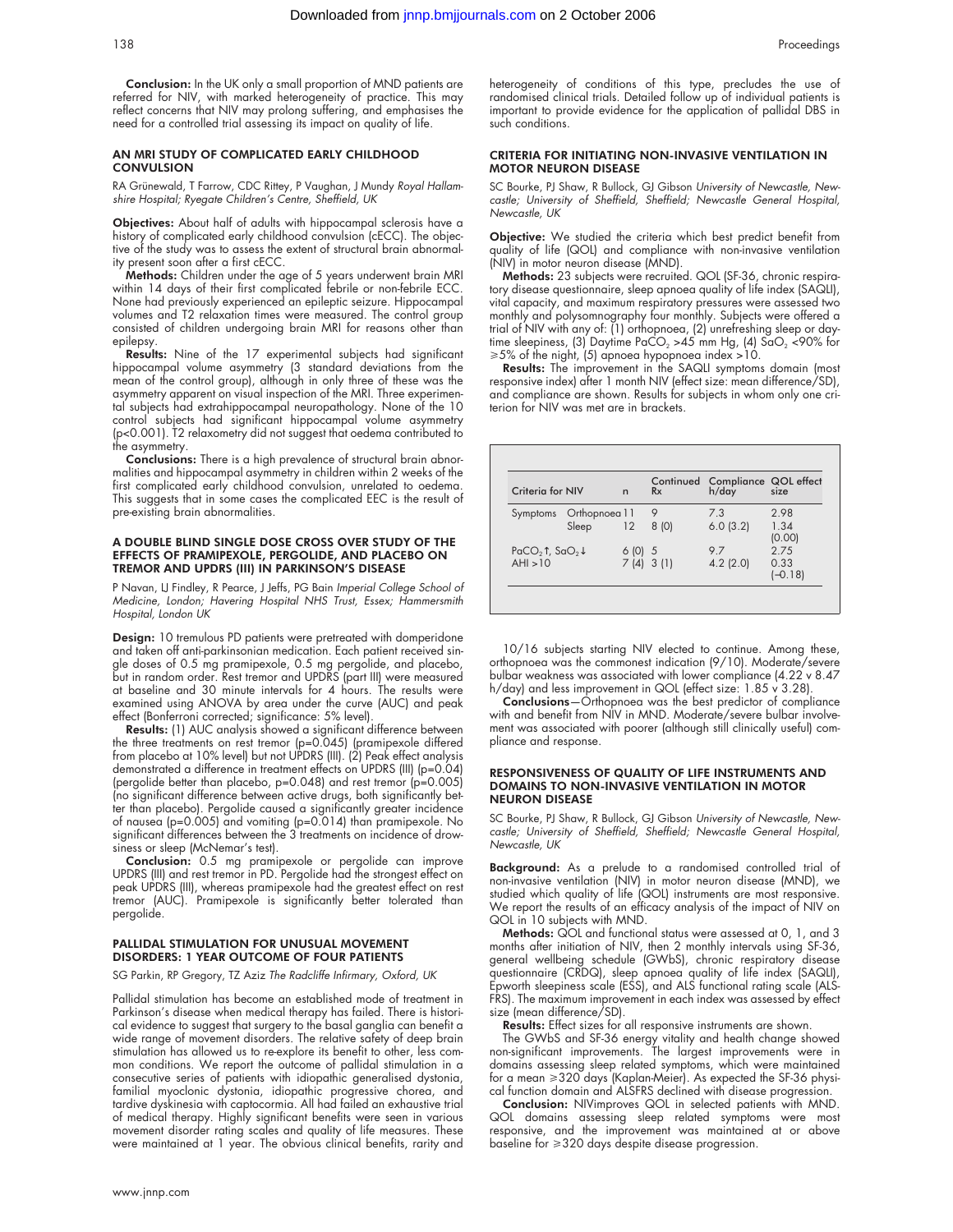**Conclusion:** In the UK only a small proportion of MND patients are referred for NIV, with marked heterogeneity of practice. This may reflect concerns that NIV may prolong suffering, and emphasises the need for a controlled trial assessing its impact on quality of life.

### AN MRI STUDY OF COMPLICATED EARLY CHILDHOOD CONVULSION

RA Grünewald, T Farrow, CDC Rittey, P Vaughan, J Mundy *Royal Hallamshire Hospital; Ryegate Children's Centre, Sheffield, UK*

**Objectives:** About half of adults with hippocampal sclerosis have a history of complicated early childhood convulsion (cECC). The objective of the study was to assess the extent of structural brain abnormality present soon after a first cECC.

**Methods:** Children under the age of 5 years underwent brain MRI within 14 days of their first complicated febrile or non-febrile ECC. None had previously experienced an epileptic seizure. Hippocampal volumes and T2 relaxation times were measured. The control group consisted of children undergoing brain MRI for reasons other than epilepsy.

**Results:** Nine of the 17 experimental subjects had significant hippocampal volume asymmetry (3 standard deviations from the mean of the control group), although in only three of these was the asymmetry apparent on visual inspection of the MRI. Three experimental subjects had extrahippocampal neuropathology. None of the 10 control subjects had significant hippocampal volume asymmetry ($p<0.001$). T2 relaxometry did not suggest that oedema contributed to the asymmetry.

**Conclusions:** There is a high prevalence of structural brain abnormalities and hippocampal asymmetry in children within 2 weeks of the first complicated early childhood convulsion, unrelated to oedema. This suggests that in some cases the complicated EEC is the result of pre-existing brain abnormalities.

### A DOUBLE BLIND SINGLE DOSE CROSS OVER STUDY OF THE EFFECTS OF PRAMIPEXOLE, PERGOLIDE, AND PLACEBO ON TREMOR AND UPDRS (III) IN PARKINSON'S DISEASE

P Navan, LJ Findley, R Pearce, J Jeffs, PG Bain *Imperial College School of Medicine, London; Havering Hospital NHS Trust, Essex; Hammersmith Hospital, London UK*

**Design:** 10 tremulous PD patients were pretreated with domperidone and taken off anti-parkinsonian medication. Each patient received single doses of 0.5 mg pramipexole, 0.5 mg pergolide, and placebo, but in random order. Rest tremor and UPDRS (part III) were measured at baseline and 30 minute intervals for 4 hours. The results were examined using ANOVA by area under the curve (AUC) and peak effect (Bonferroni corrected; significance: 5% level).

**Results:** (1) AUC analysis showed a significant difference between the three treatments on rest tremor ($p=0.045$) (pramipexole differed from placebo at 10% level) but not UPDRS (III). (2) Peak effect analysis demonstrated a difference in treatment effects on UPDRS (III) ($p=0.04$) (pergolide better than placebo, $p=0.048$) and rest tremor ($p=0.005$) (no significant difference between active drugs, both significantly better than placebo). Pergolide caused a significantly greater incidence of nausea ($p=0.005$) and vomiting ($p=0.014$) than pramipexole. No significant differences between the 3 treatments on incidence of drowsiness or sleep (McNemar's test).

**Conclusion:** 0.5 mg pramipexole or pergolide can improve UPDRS (III) and rest tremor in PD. Pergolide had the strongest effect on peak UPDRS (III), whereas pramipexole had the greatest effect on rest tremor (AUC). Pramipexole is significantly better tolerated than pergolide.

### PALLIDAL STIMULATION FOR UNUSUAL MOVEMENT DISORDERS: 1 YEAR OUTCOME OF FOUR PATIENTS

SG Parkin, RP Gregory, TZ Aziz *The Radcliffe Infirmary, Oxford, UK*

Pallidal stimulation has become an established mode of treatment in Parkinson's disease when medical therapy has failed. There is historical evidence to suggest that surgery to the basal ganglia can benefit a wide range of movement disorders. The relative safety of deep brain stimulation has allowed us to re-explore its benefit to other, less common conditions. We report the outcome of pallidal stimulation in a consecutive series of patients with idiopathic generalised dystonia, familial myoclonic dystonia, idiopathic progressive chorea, and tardive dyskinesia with captocormia. All had failed an exhaustive trial of medical therapy. Highly significant benefits were seen in various movement disorder rating scales and quality of life measures. These were maintained at 1 year. The obvious clinical benefits, rarity and heterogeneity of conditions of this type, precludes the use of randomised clinical trials. Detailed follow up of individual patients is important to provide evidence for the application of pallidal DBS in such conditions.

### CRITERIA FOR INITIATING NON-INVASIVE VENTILATION IN MOTOR NEURON DISEASE

SC Bourke, PJ Shaw, R Bullock, GJ Gibson *University of Newcastle, Newcastle; University of Sheffield, Sheffield; Newcastle General Hospital, Newcastle, UK*

**Objective:** We studied the criteria which best predict benefit from quality of life (QOL) and compliance with non-invasive ventilation (NIV) in motor neuron disease (MND).

**Methods:** 23 subjects were recruited. QOL (SF-36, chronic respiratory disease questionnaire, sleep apnoea quality of life index (SAQLI), vital capacity, and maximum respiratory pressures were assessed two monthly and polysomnography four monthly. Subjects were offered a trial of NIV with any of: (1) orthopnoea, (2) unrefreshing sleep or daytime sleepiness, (3) Daytime $PaCO_2$ >45 mm Hg, (4) $SaO_2$ <90% for ≥5% of the night, (5) apnoea hypopnoea index >10.

**Results:** The improvement in the SAQLI symptoms domain (most responsive index) after 1 month NIV (effect size: mean difference/SD), and compliance are shown. Results for subjects in whom only one criterion for NIV was met are in brackets.

| Criteria for NIV | | n | Continued Rx | Compliance h/day | QOL effect size |
|---|---|---|---|---|---|
| Symptoms | Orthopnoea | 11 | 9 | 7.3 | 2.98 |
| | Sleep | 12 | 8 (0) | 6.0 (3.2) | 1.34 (0.00) |
| $PaCO_2\uparrow$, $SaO_2\downarrow$ | | 6 (0) | 5 | 9.7 | 2.75 |
| AHI >10 | | 7 (4) | 3 (1) | 4.2 (2.0) | 0.33 (−0.18) |

10/16 subjects starting NIV elected to continue. Among these, orthopnoea was the commonest indication (9/10). Moderate/severe bulbar weakness was associated with lower compliance (4.22 v 8.47 h/day) and less improvement in QOL (effect size: 1.85 v 3.28).

**Conclusions**—Orthopnoea was the best predictor of compliance with and benefit from NIV in MND. Moderate/severe bulbar involvement was associated with poorer (although still clinically useful) compliance and response.

### RESPONSIVENESS OF QUALITY OF LIFE INSTRUMENTS AND DOMAINS TO NON-INVASIVE VENTILATION IN MOTOR NEURON DISEASE

SC Bourke, PJ Shaw, R Bullock, GJ Gibson *University of Newcastle, Newcastle; University of Sheffield, Sheffield; Newcastle General Hospital, Newcastle, UK*

**Background:** As a prelude to a randomised controlled trial of non-invasive ventilation (NIV) in motor neuron disease (MND), we studied which quality of life (QOL) instruments are most responsive. We report the results of an efficacy analysis of the impact of NIV on QOL in 10 subjects with MND.

**Methods:** QOL and functional status were assessed at 0, 1, and 3 months after initiation of NIV, then 2 monthly intervals using SF-36, general wellbeing schedule (GWbS), chronic respiratory disease questionnaire (CRDQ), sleep apnoea quality of life index (SAQLI), Epworth sleepiness scale (ESS), and ALS functional rating scale (ALS-FRS). The maximum improvement in each index was assessed by effect size (mean difference/SD).

**Results:** Effect sizes for all responsive instruments are shown.

The GWbS and SF-36 energy vitality and health change showed non-significant improvements. The largest improvements were in domains assessing sleep related symptoms, which were maintained for a mean ≥320 days (Kaplan-Meier). As expected the SF-36 physical function domain and ALSFRS declined with disease progression.

**Conclusion:** NIVimproves QOL in selected patients with MND. QOL domains assessing sleep related symptoms were most responsive, and the improvement was maintained at or above baseline for ≥320 days despite disease progression.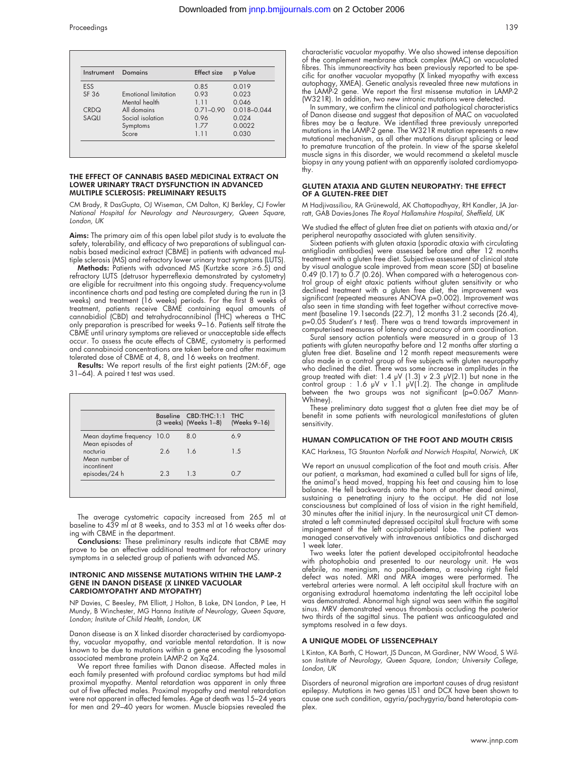| Instrument | Domains | Effect size | p Value |
|---|---|---|---|
| ESS | | 0.85 | 0.019 |
| SF 36 | Emotional limitation | 0.93 | 0.023 |
| | Mental health | 1.11 | 0.046 |
| CRDQ | All domains | 0.71–0.90 | 0.018–0.044 |
| SAQLI | Social isolation | 0.96 | 0.024 |
| | Symptoms | 1.77 | 0.0022 |
| | Score | 1.11 | 0.030 |

## THE EFFECT OF CANNABIS BASED MEDICINAL EXTRACT ON LOWER URINARY TRACT DYSFUNCTION IN ADVANCED MULTIPLE SCLEROSIS: PRELIMINARY RESULTS

CM Brady, R DasGupta, OJ Wiseman, CM Dalton, KJ Berkley, CJ Fowler *National Hospital for Neurology and Neurosurgery, Queen Square, London, UK*

**Aims:** The primary aim of this open label pilot study is to evaluate the safety, tolerability, and efficacy of two preparations of sublingual cannabis based medicinal extract (CBME) in patients with advanced multiple sclerosis (MS) and refractory lower urinary tract symptoms (LUTS).

**Methods:** Patients with advanced MS (Kurtzke score ⩾6.5) and refractory LUTS (detrusor hyperreflexia demonstrated by cystometry) are eligible for recruitment into this ongoing study. Frequency-volume incontinence charts and pad testing are completed during the run in (3 weeks) and treatment (16 weeks) periods. For the first 8 weeks of treatment, patients receive CBME containing equal amounts of cannabidiol (CBD) and tetrahydrocannibinol (THC) whereas a THC only preparation is prescribed for weeks 9–16. Patients self titrate the CBME until urinary symptoms are relieved or unacceptable side effects occur. To assess the acute effects of CBME, cystometry is performed and cannabinoid concentrations are taken before and after maximum tolerated dose of CBME at 4, 8, and 16 weeks on treatment.

**Results:** We report results of the first eight patients (2M:6F, age 31–64). A paired t test was used.

| | Baseline (3 weeks) | CBD:THC:1:1 (Weeks 1–8) | THC (Weeks 9–16) |
|---|---|---|---|
| Mean daytime frequency | 10.0 | 8.0 | 6.9 |
| Mean episodes of nocturia | 2.6 | 1.6 | 1.5 |
| Mean number of incontinent episodes/24 h | 2.3 | 1.3 | 0.7 |

The average cystometric capacity increased from 265 ml at baseline to 439 ml at 8 weeks, and to 353 ml at 16 weeks after dosing with CBME in the department.

**Conclusions:** These preliminary results indicate that CBME may prove to be an effective additional treatment for refractory urinary symptoms in a selected group of patients with advanced MS.

## INTRONIC AND MISSENSE MUTATIONS WITHIN THE LAMP-2 GENE IN DANON DISEASE (X LINKED VACUOLAR CARDIOMYOPATHY AND MYOPATHY)

NP Davies, C Beesley, PM Elliott, J Holton, B Lake, DN Landon, P Lee, H Mundy, B Winchester, MG Hanna *Institute of Neurology, Queen Square, London; Institute of Child Health, London, UK*

Danon disease is an X linked disorder characterised by cardiomyopathy, vacuolar myopathy, and variable mental retardation. It is now known to be due to mutations within a gene encoding the lysosomal associated membrane protein LAMP-2 on Xq24.

We report three families with Danon disease. Affected males in each family presented with profound cardiac symptoms but had mild proximal myopathy. Mental retardation was apparent in only three out of five affected males. Proximal myopathy and mental retardation were not apparent in affected females. Age at death was 15–24 years for men and 29–40 years for women. Muscle biopsies revealed the characteristic vacuolar myopathy. We also showed intense deposition of the complement membrane attack complex (MAC) on vacuolated fibres. This immunoreactivity has been previously reported to be specific for another vacuolar myopathy (X linked myopathy with excess autophagy, XMEA). Genetic analysis revealed three new mutations in the LAMP-2 gene. We report the first missense mutation in LAMP-2 (W321R). In addition, two new intronic mutations were detected.

In summary, we confirm the clinical and pathological characteristics of Danon disease and suggest that deposition of MAC on vacuolated fibres may be a feature. We identified three previously unreported mutations in the LAMP-2 gene. The W321R mutation represents a new mutational mechanism, as all other mutations disrupt splicing or lead to premature truncation of the protein. In view of the sparse skeletal muscle signs in this disorder, we would recommend a skeletal muscle biopsy in any young patient with an apparently isolated cardiomyopathy.

## GLUTEN ATAXIA AND GLUTEN NEUROPATHY: THE EFFECT OF A GLUTEN-FREE DIET

M Hadjivassiliou, RA Grünewald, AK Chattopadhyay, RH Kandler, JA Jarratt, GAB Davies-Jones *The Royal Hallamshire Hospital, Sheffield, UK*

We studied the effect of gluten free diet on patients with ataxia and/or peripheral neuropathy associated with gluten sensitivity.

Sixteen patients with gluten ataxia (sporadic ataxia with circulating antigliadin antibodies) were assessed before and after 12 months treatment with a gluten free diet. Subjective assessment of clinical state by visual analogue scale improved from mean score (SD) at baseline 0.49 (0.17) to 0.7 (0.26). When compared with a heterogenous control group of eight ataxic patients without gluten sensitivity or who declined treatment with a gluten free diet, the improvement was significant (repeated measures ANOVA p=0.002). Improvement was also seen in time standing with feet together without corrective movement (baseline 19.1seconds (22.7), 12 months 31.2 seconds (26.4), p=0.05 Student's *t* test). There was a trend towards improvement in computerised measures of latency and accuracy of arm coordination.

Sural sensory action potentials were measured in a group of 13 patients with gluten neuropathy before and 12 months after starting a gluten free diet. Baseline and 12 month repeat measurements were also made in a control group of five subjects with gluten neuropathy who declined the diet. There was some increase in amplitudes in the group treated with diet: 1.4 μV (1.3) *v* 2.3 μV(2.1) but none in the control group : 1.6 μV *v* 1.1 μV(1.2). The change in amplitude between the two groups was not significant (p=0.067 Mann-Whitney).

These preliminary data suggest that a gluten free diet may be of benefit in some patients with neurological manifestations of gluten sensitivity.

## HUMAN COMPLICATION OF THE FOOT AND MOUTH CRISIS

KAC Harkness, TG Staunton *Norfolk and Norwich Hospital, Norwich, UK*

We report an unusual complication of the foot and mouth crisis. After our patient, a marksman, had examined a culled bull for signs of life, the animal's head moved, trapping his feet and causing him to lose balance. He fell backwards onto the horn of another dead animal, sustaining a penetrating injury to the occiput. He did not lose consciousness but complained of loss of vision in the right hemifield, 30 minutes after the initial injury. In the neurosurgical unit CT demonstrated a left comminuted depressed occipital skull fracture with some impingement of the left occipital-parietal lobe. The patient was managed conservatively with intravenous antibiotics and discharged 1 week later.

Two weeks later the patient developed occipitofrontal headache with photophobia and presented to our neurology unit. He was afebrile, no meningism, no papilloedema, a resolving right field defect was noted. MRI and MRA images were performed. The vertebral arteries were normal. A left occipital skull fracture with an organising extradural haematoma indentating the left occipital lobe was demonstrated. Abnormal high signal was seen within the sagittal sinus. MRV demonstrated venous thrombosis occluding the posterior two thirds of the sagittal sinus. The patient was anticoagulated and symptoms resolved in a few days.

## A UNIQUE MODEL OF LISSENCEPHALY

L Kinton, KA Barth, C Howart, JS Duncan, M Gardiner, NW Wood, S Wilson *Institute of Neurology, Queen Square, London; University College, London, UK*

Disorders of neuronal migration are important causes of drug resistant epilepsy. Mutations in two genes LIS1 and DCX have been shown to cause one such condition, agyria/pachygyria/band heterotopia complex.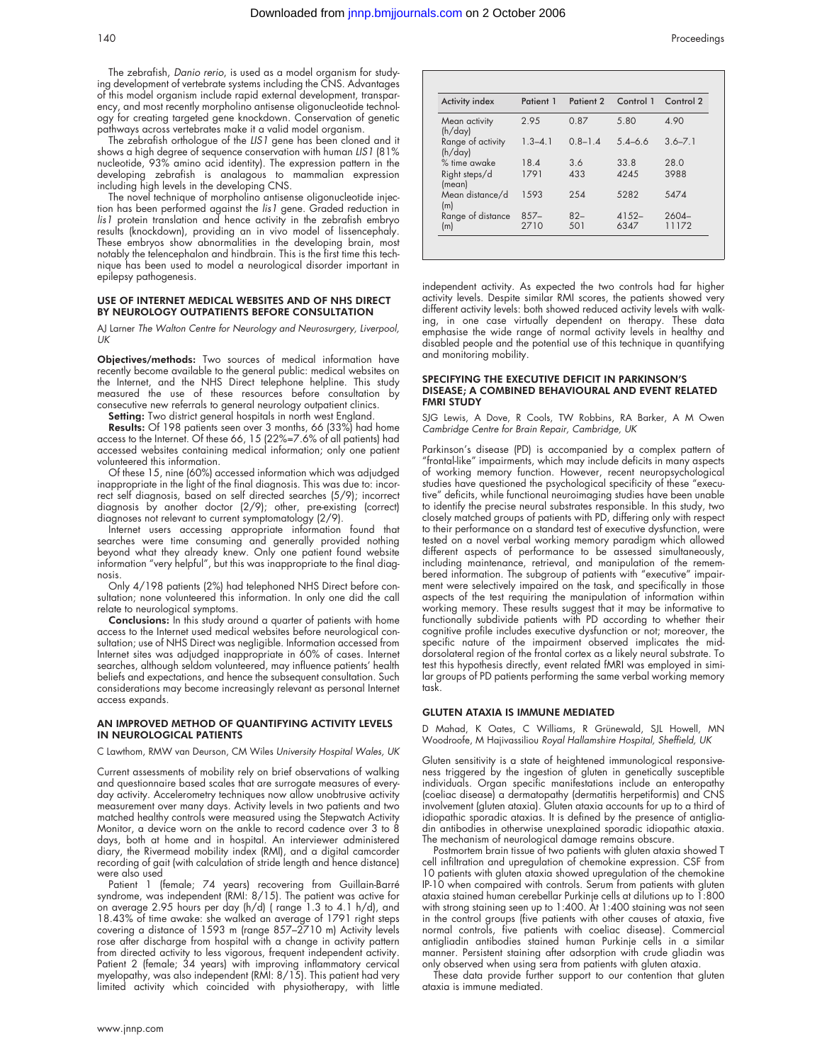The zebrafish, *Danio rerio*, is used as a model organism for studying development of vertebrate systems including the CNS. Advantages of this model organism include rapid external development, transparency, and most recently morpholino antisense oligonucleotide technology for creating targeted gene knockdown. Conservation of genetic pathways across vertebrates make it a valid model organism.

The zebrafish orthologue of the *LIS1* gene has been cloned and it shows a high degree of sequence conservation with human *LIS1* (81% nucleotide, 93% amino acid identity). The expression pattern in the developing zebrafish is analagous to mammalian expression including high levels in the developing CNS.

The novel technique of morpholino antisense oligonucleotide injection has been performed against the *lis1* gene. Graded reduction in *lis1* protein translation and hence activity in the zebrafish embryo results (knockdown), providing an in vivo model of lissencephaly. These embryos show abnormalities in the developing brain, most notably the telencephalon and hindbrain. This is the first time this technique has been used to model a neurological disorder important in epilepsy pathogenesis.

## USE OF INTERNET MEDICAL WEBSITES AND OF NHS DIRECT BY NEUROLOGY OUTPATIENTS BEFORE CONSULTATION

AJ Larner *The Walton Centre for Neurology and Neurosurgery, Liverpool, UK*

**Objectives/methods:** Two sources of medical information have recently become available to the general public: medical websites on the Internet, and the NHS Direct telephone helpline. This study measured the use of these resources before consultation by consecutive new referrals to general neurology outpatient clinics.

**Setting:** Two district general hospitals in north west England.

**Results:** Of 198 patients seen over 3 months, 66 (33%) had home access to the Internet. Of these 66, 15 (22%=7.6% of all patients) had accessed websites containing medical information; only one patient volunteered this information.

Of these 15, nine (60%) accessed information which was adjudged inappropriate in the light of the final diagnosis. This was due to: incorrect self diagnosis, based on self directed searches (5/9); incorrect diagnosis by another doctor (2/9); other, pre-existing (correct) diagnoses not relevant to current symptomatology (2/9).

Internet users accessing appropriate information found that searches were time consuming and generally provided nothing beyond what they already knew. Only one patient found website information "very helpful", but this was inappropriate to the final diagnosis.

Only 4/198 patients (2%) had telephoned NHS Direct before consultation; none volunteered this information. In only one did the call relate to neurological symptoms.

**Conclusions:** In this study around a quarter of patients with home access to the Internet used medical websites before neurological consultation; use of NHS Direct was negligible. Information accessed from Internet sites was adjudged inappropriate in 60% of cases. Internet searches, although seldom volunteered, may influence patients' health beliefs and expectations, and hence the subsequent consultation. Such considerations may become increasingly relevant as personal Internet access expands.

## AN IMPROVED METHOD OF QUANTIFYING ACTIVITY LEVELS IN NEUROLOGICAL PATIENTS

C Lawthom, RMW van Deurson, CM Wiles *University Hospital Wales, UK*

Current assessments of mobility rely on brief observations of walking and questionnaire based scales that are surrogate measures of everyday activity. Accelerometry techniques now allow unobtrusive activity measurement over many days. Activity levels in two patients and two matched healthy controls were measured using the Stepwatch Activity Monitor, a device worn on the ankle to record cadence over 3 to 8 days, both at home and in hospital. An interviewer administered diary, the Rivermead mobility index (RMI), and a digital camcorder recording of gait (with calculation of stride length and hence distance) were also used

Patient 1 (female; 74 years) recovering from Guillain-Barré syndrome, was independent (RMI: 8/15). The patient was active for on average 2.95 hours per day (h/d) ( range 1.3 to 4.1 h/d), and 18.43% of time awake: she walked an average of 1791 right steps covering a distance of 1593 m (range 857–2710 m) Activity levels rose after discharge from hospital with a change in activity pattern from directed activity to less vigorous, frequent independent activity. Patient 2 (female; 34 years) with improving inflammatory cervical myelopathy, was also independent (RMI: 8/15). This patient had very limited activity which coincided with physiotherapy, with little independent activity. As expected the two controls had far higher activity levels. Despite similar RMI scores, the patients showed very different activity levels: both showed reduced activity levels with walking, in one case virtually dependent on therapy. These data emphasise the wide range of normal activity levels in healthy and disabled people and the potential use of this technique in quantifying and monitoring mobility.

| Activity index | Patient 1 | Patient 2 | Control 1 | Control 2 |
|---|---|---|---|---|
| Mean activity (h/day) | 2.95 | 0.87 | 5.80 | 4.90 |
| Range of activity (h/day) | 1.3–4.1 | 0.8–1.4 | 5.4–6.6 | 3.6–7.1 |
| % time awake | 18.4 | 3.6 | 33.8 | 28.0 |
| Right steps/d (mean) | 1791 | 433 | 4245 | 3988 |
| Mean distance/d (m) | 1593 | 254 | 5282 | 5474 |
| Range of distance (m) | 857–2710 | 82–501 | 4152–6347 | 2604–11172 |

## SPECIFYING THE EXECUTIVE DEFICIT IN PARKINSON'S DISEASE; A COMBINED BEHAVIOURAL AND EVENT RELATED FMRI STUDY

SJG Lewis, A Dove, R Cools, TW Robbins, RA Barker, A M Owen *Cambridge Centre for Brain Repair, Cambridge, UK*

Parkinson's disease (PD) is accompanied by a complex pattern of "frontal-like" impairments, which may include deficits in many aspects of working memory function. However, recent neuropsychological studies have questioned the psychological specificity of these "executive" deficits, while functional neuroimaging studies have been unable to identify the precise neural substrates responsible. In this study, two closely matched groups of patients with PD, differing only with respect to their performance on a standard test of executive dysfunction, were tested on a novel verbal working memory paradigm which allowed different aspects of performance to be assessed simultaneously, including maintenance, retrieval, and manipulation of the remembered information. The subgroup of patients with "executive" impairment were selectively impaired on the task, and specifically in those aspects of the test requiring the manipulation of information within working memory. These results suggest that it may be informative to functionally subdivide patients with PD according to whether their cognitive profile includes executive dysfunction or not; moreover, the specific nature of the impairment observed implicates the mid-dorsolateral region of the frontal cortex as a likely neural substrate. To test this hypothesis directly, event related fMRI was employed in similar groups of PD patients performing the same verbal working memory task.

## GLUTEN ATAXIA IS IMMUNE MEDIATED

D Mahad, K Oates, C Williams, R Grünewald, SJL Howell, MN Woodroofe, M Hajivassiliou *Royal Hallamshire Hospital, Sheffield, UK*

Gluten sensitivity is a state of heightened immunological responsiveness triggered by the ingestion of gluten in genetically susceptible individuals. Organ specific manifestations include an enteropathy (coeliac disease) a dermatopathy (dermatitis herpetiformis) and CNS involvement (gluten ataxia). Gluten ataxia accounts for up to a third of idiopathic sporadic ataxias. It is defined by the presence of antigliadin antibodies in otherwise unexplained sporadic idiopathic ataxia. The mechanism of neurological damage remains obscure.

Postmortem brain tissue of two patients with gluten ataxia showed T cell infiltration and upregulation of chemokine expression. CSF from 10 patients with gluten ataxia showed upregulation of the chemokine IP-10 when compaired with controls. Serum from patients with gluten ataxia stained human cerebellar Purkinje cells at dilutions up to 1:800 with strong staining seen up to 1:400. At 1:400 staining was not seen in the control groups (five patients with other causes of ataxia, five normal controls, five patients with coeliac disease). Commercial antigliadin antibodies stained human Purkinje cells in a similar manner. Persistent staining after adsorption with crude gliadin was only observed when using sera from patients with gluten ataxia.

These data provide further support to our contention that gluten ataxia is immune mediated.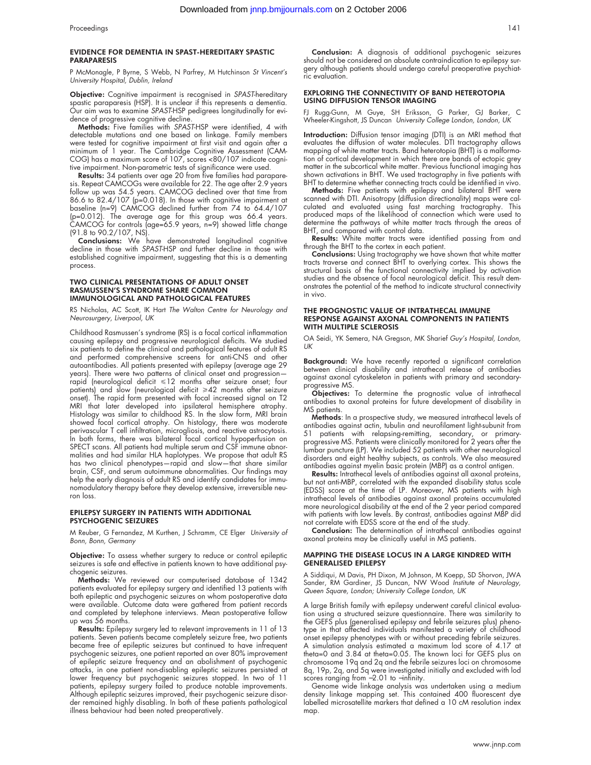## EVIDENCE FOR DEMENTIA IN SPAST-HEREDITARY SPASTIC PARAPARESIS

P McMonagle, P Byrne, S Webb, N Parfrey, M Hutchinson *St Vincent's University Hospital, Dublin, Ireland*

**Objective:** Cognitive impairment is recognised in *SPAST*-hereditary spastic paraparesis (HSP). It is unclear if this represents a dementia. Our aim was to examine *SPAST*-HSP pedigrees longitudinally for evidence of progressive cognitive decline.

**Methods:** Five families with *SPAST*-HSP were identified, 4 with detectable mutations and one based on linkage. Family members were tested for cognitive impairment at first visit and again after a minimum of 1 year. The Cambridge Cognitive Assessment (CAMCOG) has a maximum score of 107, scores <80/107 indicate cognitive impairment. Non-parametric tests of significance were used.

**Results:** 34 patients over age 20 from five families had paraparesis. Repeat CAMCOGs were available for 22. The age after 2.9 years follow up was 54.5 years. CAMCOG declined over that time from 86.6 to 82.4/107 (p=0.018). In those with cognitive impairment at baseline (n=9) CAMCOG declined further from 74 to 64.4/107 (p=0.012). The average age for this group was 66.4 years. CAMCOG for controls (age=65.9 years, n=9) showed little change (91.8 to 90.2/107, NS).

**Conclusions:** We have demonstrated longitudinal cognitive decline in those with *SPAST*-HSP and further decline in those with established cognitive impairment, suggesting that this is a dementing process.

## TWO CLINICAL PRESENTATIONS OF ADULT ONSET RASMUSSEN'S SYNDROME SHARE COMMON IMMUNOLOGICAL AND PATHOLOGICAL FEATURES

RS Nicholas, AC Scott, IK Hart *The Walton Centre for Neurology and Neurosurgery, Liverpool, UK*

Childhood Rasmussen's syndrome (RS) is a focal cortical inflammation causing epilepsy and progressive neurological deficits. We studied six patients to define the clinical and pathological features of adult RS and performed comprehensive screens for anti-CNS and other autoantibodies. All patients presented with epilepsy (average age 29 years). There were two patterns of clinical onset and progression—rapid (neurological deficit ≤12 months after seizure onset; four patients) and slow (neurological deficit ≥42 months after seizure onset). The rapid form presented with focal increased signal on T2 MRI that later developed into ipsilateral hemisphere atrophy. Histology was similar to childhood RS. In the slow form, MRI brain showed focal cortical atrophy. On histology, there was moderate perivascular T cell infiltration, microgliosis, and reactive astrocytosis. In both forms, there was bilateral focal cortical hypoperfusion on SPECT scans. All patients had multiple serum and CSF immune abnormalities and had similar HLA haplotypes. We propose that adult RS has two clinical phenotypes—rapid and slow—that share similar brain, CSF, and serum autoimmune abnormalities. Our findings may help the early diagnosis of adult RS and identify candidates for immunomodulatory therapy before they develop extensive, irreversible neuron loss.

## EPILEPSY SURGERY IN PATIENTS WITH ADDITIONAL PSYCHOGENIC SEIZURES

M Reuber, G Fernandez, M Kurthen, J Schramm, CE Elger *University of Bonn, Bonn, Germany*

**Objective:** To assess whether surgery to reduce or control epileptic seizures is safe and effective in patients known to have additional psychogenic seizures.

**Methods:** We reviewed our computerised database of 1342 patients evaluated for epilepsy surgery and identified 13 patients with both epileptic and psychogenic seizures on whom postoperative data were available. Outcome data were gathered from patient records and completed by telephone interviews. Mean postoperative follow up was 56 months.

**Results:** Epilepsy surgery led to relevant improvements in 11 of 13 patients. Seven patients became completely seizure free, two patients became free of epileptic seizures but continued to have infrequent psychogenic seizures, one patient reported an over 80% improvement of epileptic seizure frequency and an abolishment of psychogenic attacks, in one patient non-disabling epileptic seizures persisted at lower frequency but psychogenic seizures stopped. In two of 11 patients, epilepsy surgery failed to produce notable improvements. Although epileptic seizures improved, their psychogenic seizure disorder remained highly disabling. In both of these patients pathological illness behaviour had been noted preoperatively.

**Conclusion:** A diagnosis of additional psychogenic seizures should not be considered an absolute contraindication to epilepsy surgery although patients should undergo careful preoperative psychiatric evaluation.

## EXPLORING THE CONNECTIVITY OF BAND HETEROTOPIA USING DIFFUSION TENSOR IMAGING

FJ Rugg-Gunn, M Guye, SH Eriksson, G Parker, GJ Barker, C Wheeler-Kingshott, JS Duncan *University College London, London, UK*

**Introduction:** Diffusion tensor imaging (DTI) is an MRI method that evaluates the diffusion of water molecules. DTI tractography allows mapping of white matter tracts. Band heterotopia (BHT) is a malformation of cortical development in which there are bands of ectopic grey matter in the subcortical white matter. Previous functional imaging has shown activations in BHT. We used tractography in five patients with BHT to determine whether connecting tracts could be identified in vivo.

**Methods:** Five patients with epilepsy and bilateral BHT were scanned with DTI. Anisotropy (diffusion directionality) maps were calculated and evaluated using fast marching tractography. This produced maps of the likelihood of connection which were used to determine the pathways of white matter tracts through the areas of BHT, and compared with control data.

**Results:** White matter tracts were identified passing from and through the BHT to the cortex in each patient.

**Conclusions:** Using tractography we have shown that white matter tracts traverse and connect BHT to overlying cortex. This shows the structural basis of the functional connectivity implied by activation studies and the absence of focal neurological deficit. This result demonstrates the potential of the method to indicate structural connectivity in vivo.

## THE PROGNOSTIC VALUE OF INTRATHECAL IMMUNE RESPONSE AGAINST AXONAL COMPONENTS IN PATIENTS WITH MULTIPLE SCLEROSIS

OA Seidi, YK Semera, NA Gregson, MK Sharief *Guy's Hospital, London, UK*

**Background:** We have recently reported a significant correlation between clinical disability and intrathecal release of antibodies against axonal cytoskeleton in patients with primary and secondary-progressive MS.

**Objectives:** To determine the prognostic value of intrathecal antibodies to axonal proteins for future development of disability in MS patients.

**Methods**: In a prospective study, we measured intrathecal levels of antibodies against actin, tubulin and neurofilament light-subunit from 51 patients with relapsing-remitting, secondary- or primary-progressive MS. Patients were clinically monitored for 2 years after the lumbar puncture (LP). We included 52 patients with other neurological disorders and eight healthy subjects, as controls. We also measured antibodies against myelin basic protein (MBP) as a control antigen.

**Results:** Intrathecal levels of antibodies against all axonal proteins, but not anti-MBP, correlated with the expanded disability status scale (EDSS) score at the time of LP. Moreover, MS patients with high intrathecal levels of antibodies against axonal proteins accumulated more neurological disability at the end of the 2 year period compared with patients with low levels. By contrast, antibodies against MBP did not correlate with EDSS score at the end of the study.

**Conclusion:** The determination of intrathecal antibodies against axonal proteins may be clinically useful in MS patients.

## MAPPING THE DISEASE LOCUS IN A LARGE KINDRED WITH GENERALISED EPILEPSY

A Siddiqui, M Davis, PH Dixon, M Johnson, M Koepp, SD Shorvon, JWA Sander, RM Gardiner, JS Duncan, NW Wood *Institute of Neurology, Queen Square, London; University College London, UK*

A large British family with epilepsy underwent careful clinical evaluation using a structured seizure questionnaire. There was similarity to the GEFS plus (generalised epilepsy and febrile seizures plus) phenotype in that affected individuals manifested a variety of childhood onset epilepsy phenotypes with or without preceding febrile seizures. A simulation analysis estimated a maximum lod score of 4.17 at theta=0 and 3.84 at theta=0.05. The known loci for GEFS plus on chromosome 19q and 2q and the febrile seizures loci on chromosome 8q, 19p, 2q, and 5q were investigated initially and excluded with lod scores ranging from −2.01 to −infinity.

Genome wide linkage analysis was undertaken using a medium density linkage mapping set. This contained 400 fluorescent dye labelled microsatellite markers that defined a 10 cM resolution index map.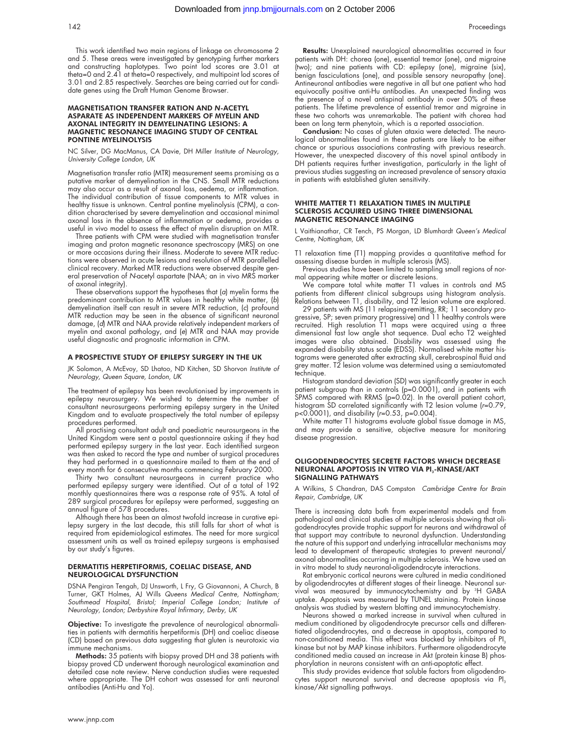This work identified two main regions of linkage on chromosome 2 and 5. These areas were investigated by genotyping further markers and constructing haplotypes. Two point lod scores are 3.01 at theta=0 and 2.41 at theta=0 respectively, and multipoint lod scores of 3.01 and 2.85 respectively. Searches are being carried out for candidate genes using the Draft Human Genome Browser.

### MAGNETISATION TRANSFER RATION AND *N*-ACETYL ASPARATE AS INDEPENDENT MARKERS OF MYELIN AND AXONAL INTEGRITY IN DEMYELINATING LESIONS: A MAGNETIC RESONANCE IMAGING STUDY OF CENTRAL PONTINE MYELINOLYSIS

NC Silver, DG MacManus, CA Davie, DH Miller *Institute of Neurology, University College London, UK*

Magnetisation transfer ratio (MTR) measurement seems promising as a putative marker of demyelination in the CNS. Small MTR reductions may also occur as a result of axonal loss, oedema, or inflammation. The individual contribution of tissue components to MTR values in healthy tissue is unknown. Central pontine myelinolysis (CPM), a condition characterised by severe demyelination and occasional minimal axonal loss in the absence of inflammation or oedema, provides a useful in vivo model to assess the effect of myelin disruption on MTR.

Three patients with CPM were studied with magnetisation transfer imaging and proton magnetic resonance spectroscopy (MRS) on one or more occasions during their illness. Moderate to severe MTR reductions were observed in acute lesions and resolution of MTR parallelled clinical recovery. Marked MTR reductions were observed despite general preservation of *N*-acetyl aspartate (NAA; an in vivo MRS marker of axonal integrity).

These observations support the hypotheses that (*a*) myelin forms the predominant contribution to MTR values in healthy white matter, (*b*) demyelination itself can result in severe MTR reduction, (*c*) profound MTR reduction may be seen in the absence of significant neuronal damage, (*d*) MTR and NAA provide relatively independent markers of myelin and axonal pathology, and (*e*) MTR and NAA may provide useful diagnostic and prognostic information in CPM.

### A PROSPECTIVE STUDY OF EPILEPSY SURGERY IN THE UK

JK Solomon, A McEvoy, SD Lhatoo, ND Kitchen, SD Shorvon *Institute of Neurology, Queen Square, London, UK*

The treatment of epilepsy has been revolutionised by improvements in epilepsy neurosurgery. We wished to determine the number of consultant neurosurgeons performing epilepsy surgery in the United Kingdom and to evaluate prospectively the total number of epilepsy procedures performed.

All practising consultant adult and paediatric neurosurgeons in the United Kingdom were sent a postal questionnaire asking if they had performed epilepsy surgery in the last year. Each identified surgeon was then asked to record the type and number of surgical procedures they had performed in a questionnaire mailed to them at the end of every month for 6 consecutive months commencing February 2000.

Thirty two consultant neurosurgeons in current practice who performed epilepsy surgery were identified. Out of a total of 192 monthly questionnaires there was a response rate of 95%. A total of 289 surgical procedures for epilepsy were performed, suggesting an annual figure of 578 procedures.

Although there has been an almost twofold increase in curative epilepsy surgery in the last decade, this still falls far short of what is required from epidemiological estimates. The need for more surgical assessment units as well as trained epilepsy surgeons is emphasised by our study's figures.

### DERMATITIS HERPETIFORMIS, COELIAC DISEASE, AND NEUROLOGICAL DYSFUNCTION

DSNA Pengiran Tengah, DJ Unsworth, L Fry, G Giovannoni, A Church, B Turner, GKT Holmes, AJ Wills *Queens Medical Centre, Nottingham; Southmead Hospital, Bristol; Imperial College London; Institute of Neurology, London; Derbyshire Royal Infirmary, Derby, UK*

**Objective:** To investigate the prevalence of neurological abnormalities in patients with dermatitis herpetiformis (DH) and coeliac disease (CD) based on previous data suggesting that gluten is neurotoxic via immune mechanisms.

**Methods:** 35 patients with biopsy proved DH and 38 patients with biopsy proved CD underwent thorough neurological examination and detailed case note review. Nerve conduction studies were requested where appropriate. The DH cohort was assessed for anti neuronal antibodies (Anti-Hu and Yo).

**Results:** Unexplained neurological abnormalities occurred in four patients with DH: chorea (one), essential tremor (one), and migraine (two); and nine patients with CD: epilepsy (one), migraine (six), benign fasciculations (one), and possible sensory neuropathy (one). Antineuronal antibodies were negative in all but one patient who had equivocally positive anti-Hu antibodies. An unexpected finding was the presence of a novel antispinal antibody in over 50% of these patients. The lifetime prevalence of essential tremor and migraine in these two cohorts was unremarkable. The patient with chorea had been on long term phenytoin, which is a reported association.

**Conclusion:** No cases of gluten ataxia were detected. The neurological abnormalities found in these patients are likely to be either chance or spurious associations contrasting with previous research. However, the unexpected discovery of this novel spinal antibody in DH patients requires further investigation, particularly in the light of previous studies suggesting an increased prevalence of sensory ataxia in patients with established gluten sensitivity.

### WHITE MATTER T1 RELAXATION TIMES IN MULTIPLE SCLEROSIS ACQUIRED USING THREE DIMENSIONAL MAGNETIC RESONANCE IMAGING

L Vaithianathar, CR Tench, PS Morgan, LD Blumhardt *Queen's Medical Centre, Nottingham, UK*

T1 relaxation time (T1) mapping provides a quantitative method for assessing disease burden in multiple sclerosis (MS).

Previous studies have been limited to sampling small regions of normal appearing white matter or discrete lesions.

We compare total white matter T1 values in controls and MS patients from different clinical subgroups using histogram analysis. Relations between T1, disability, and T2 lesion volume are explored.

29 patients with MS (11 relapsing-remitting, RR; 11 secondary progressive, SP; seven primary progressive) and 11 healthy controls were recruited. High resolution T1 maps were acquired using a three dimensional fast low angle shot sequence. Dual echo T2 weighted images were also obtained. Disability was assessed using the expanded disability status scale (EDSS). Normalised white matter histograms were generated after extracting skull, cerebrospinal fluid and grey matter. T2 lesion volume was determined using a semiautomated technique.

Histogram standard deviation (SD) was significantly greater in each patient subgroup than in controls ($p=0.0001$), and in patients with SPMS compared with RRMS ($p=0.02$). In the overall patient cohort, histogram SD correlated significantly with T2 lesion volume ($r=0.79$, $p<0.0001$), and disability ($r=0.53$, $p=0.004$).

White matter T1 histograms evaluate global tissue damage in MS, and may provide a sensitive, objective measure for monitoring disease progression.

### OLIGODENDROCYTES SECRETE FACTORS WHICH DECREASE NEURONAL APOPTOSIS IN VITRO VIA $PI_3$-KINASE/AKT SIGNALLING PATHWAYS

A Wilkins, S Chandran, DAS Compston *Cambridge Centre for Brain Repair, Cambridge, UK*

There is increasing data both from experimental models and from pathological and clinical studies of multiple sclerosis showing that oligodendrocytes provide trophic support for neurons and withdrawal of that support may contribute to neuronal dysfunction. Understanding the nature of this support and underlying intracellular mechanisms may lead to development of therapeutic strategies to prevent neuronal/axonal abnormalities occurring in multiple sclerosis. We have used an in vitro model to study neuronal-oligodendrocyte interactions.

Rat embryonic cortical neurons were cultured in media conditioned by oligodendrocytes at different stages of their lineage. Neuronal survival was measured by immunocytochemistry and by $^3$H GABA uptake. Apoptosis was measured by TUNEL staining. Protein kinase analysis was studied by western blotting and immunocytochemistry.

Neurons showed a marked increase in survival when cultured in medium conditioned by oligodendrocyte precursor cells and differentiated oligodendrocytes, and a decrease in apoptosis, compared to non-conditioned media. This effect was blocked by inhibitors of $PI_3$ kinase but not by MAP kinase inhibitors. Furthermore oligodendrocyte conditioned media caused an increase in Akt (protein kinase B) phosphorylation in neurons consistent with an anti-apoptotic effect.

This study provides evidence that soluble factors from oligodendrocytes support neuronal survival and decrease apoptosis via $PI_3$ kinase/Akt signalling pathways.